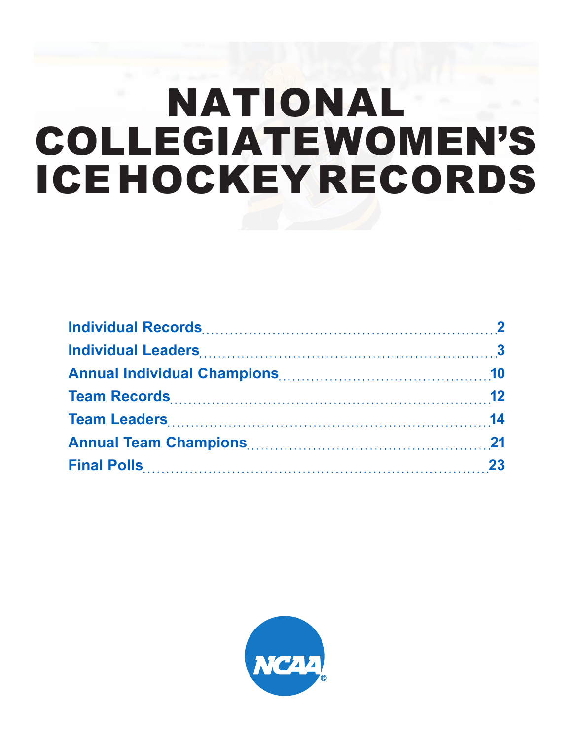# NATIONAL COLLEGIATE WOMEN'S ICE HOCKEY RECORDS

| | |
|---|---|
| Individual Records | 2 |
| Individual Leaders | 3 |
| Annual Individual Champions | 10 |
| Team Records | 12 |
| Team Leaders | 14 |
| Annual Team Champions | 21 |
| Final Polls | 23 |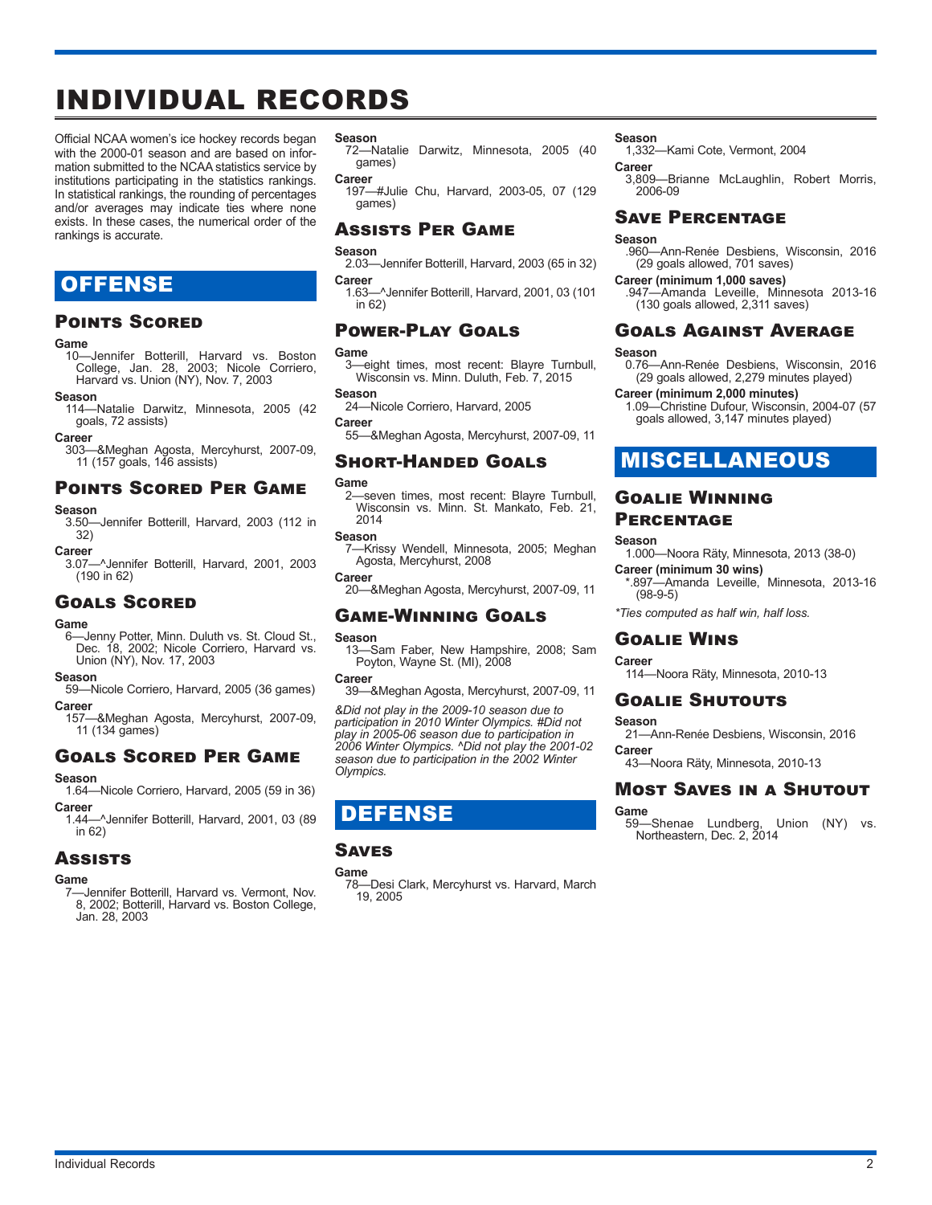# INDIVIDUAL RECORDS

Official NCAA women's ice hockey records began with the 2000-01 season and are based on information submitted to the NCAA statistics service by institutions participating in the statistics rankings. In statistical rankings, the rounding of percentages and/or averages may indicate ties where none exists. In these cases, the numerical order of the rankings is accurate.

## OFFENSE

### Points Scored

**Game**
10—Jennifer Botterill, Harvard vs. Boston College, Jan. 28, 2003; Nicole Corriero, Harvard vs. Union (NY), Nov. 7, 2003

**Season**
114—Natalie Darwitz, Minnesota, 2005 (42 goals, 72 assists)

**Career**
303—&Meghan Agosta, Mercyhurst, 2007-09, 11 (157 goals, 146 assists)

### Points Scored Per Game

**Season**
3.50—Jennifer Botterill, Harvard, 2003 (112 in 32)

**Career**
3.07—^Jennifer Botterill, Harvard, 2001, 2003 (190 in 62)

### Goals Scored

**Game**
6—Jenny Potter, Minn. Duluth vs. St. Cloud St., Dec. 18, 2002; Nicole Corriero, Harvard vs. Union (NY), Nov. 17, 2003

**Season**
59—Nicole Corriero, Harvard, 2005 (36 games)

**Career**
157—&Meghan Agosta, Mercyhurst, 2007-09, 11 (134 games)

### Goals Scored Per Game

**Season**
1.64—Nicole Corriero, Harvard, 2005 (59 in 36)

**Career**
1.44—^Jennifer Botterill, Harvard, 2001, 03 (89 in 62)

### Assists

**Game**
7—Jennifer Botterill, Harvard vs. Vermont, Nov. 8, 2002; Botterill, Harvard vs. Boston College, Jan. 28, 2003

**Season**
72—Natalie Darwitz, Minnesota, 2005 (40 games)

**Career**
197—#Julie Chu, Harvard, 2003-05, 07 (129 games)

### Assists Per Game

**Season**
2.03—Jennifer Botterill, Harvard, 2003 (65 in 32)

**Career**
1.63—^Jennifer Botterill, Harvard, 2001, 03 (101 in 62)

### Power-Play Goals

**Game**
3—eight times, most recent: Blayre Turnbull, Wisconsin vs. Minn. Duluth, Feb. 7, 2015

**Season**
24—Nicole Corriero, Harvard, 2005

**Career**
55—&Meghan Agosta, Mercyhurst, 2007-09, 11

### Short-Handed Goals

**Game**
2—seven times, most recent: Blayre Turnbull, Wisconsin vs. Minn. St. Mankato, Feb. 21, 2014

**Season**
7—Krissy Wendell, Minnesota, 2005; Meghan Agosta, Mercyhurst, 2008

**Career**
20—&Meghan Agosta, Mercyhurst, 2007-09, 11

### Game-Winning Goals

**Season**
13—Sam Faber, New Hampshire, 2008; Sam Poyton, Wayne St. (MI), 2008

**Career**
39—&Meghan Agosta, Mercyhurst, 2007-09, 11

*&Did not play in the 2009-10 season due to participation in 2010 Winter Olympics. #Did not play in 2005-06 season due to participation in 2006 Winter Olympics. ^Did not play the 2001-02 season due to participation in the 2002 Winter Olympics.*

## DEFENSE

### Saves

**Game**
78—Desi Clark, Mercyhurst vs. Harvard, March 19, 2005

**Season**
1,332—Kami Cote, Vermont, 2004

**Career**
3,809—Brianne McLaughlin, Robert Morris, 2006-09

### Save Percentage

**Season**
.960—Ann-Renée Desbiens, Wisconsin, 2016 (29 goals allowed, 701 saves)

**Career (minimum 1,000 saves)**
.947—Amanda Leveille, Minnesota 2013-16 (130 goals allowed, 2,311 saves)

### Goals Against Average

**Season**
0.76—Ann-Renée Desbiens, Wisconsin, 2016 (29 goals allowed, 2,279 minutes played)

**Career (minimum 2,000 minutes)**
1.09—Christine Dufour, Wisconsin, 2004-07 (57 goals allowed, 3,147 minutes played)

## MISCELLANEOUS

### Goalie Winning Percentage

**Season**
1.000—Noora Räty, Minnesota, 2013 (38-0)

**Career (minimum 30 wins)**
*.897—Amanda Leveille, Minnesota, 2013-16 (98-9-5)

*\*Ties computed as half win, half loss.*

### Goalie Wins

**Career**
114—Noora Räty, Minnesota, 2010-13

### Goalie Shutouts

**Season**
21—Ann-Renée Desbiens, Wisconsin, 2016

**Career**
43—Noora Räty, Minnesota, 2010-13

### Most Saves in a Shutout

**Game**
59—Shenae Lundberg, Union (NY) vs. Northeastern, Dec. 2, 2014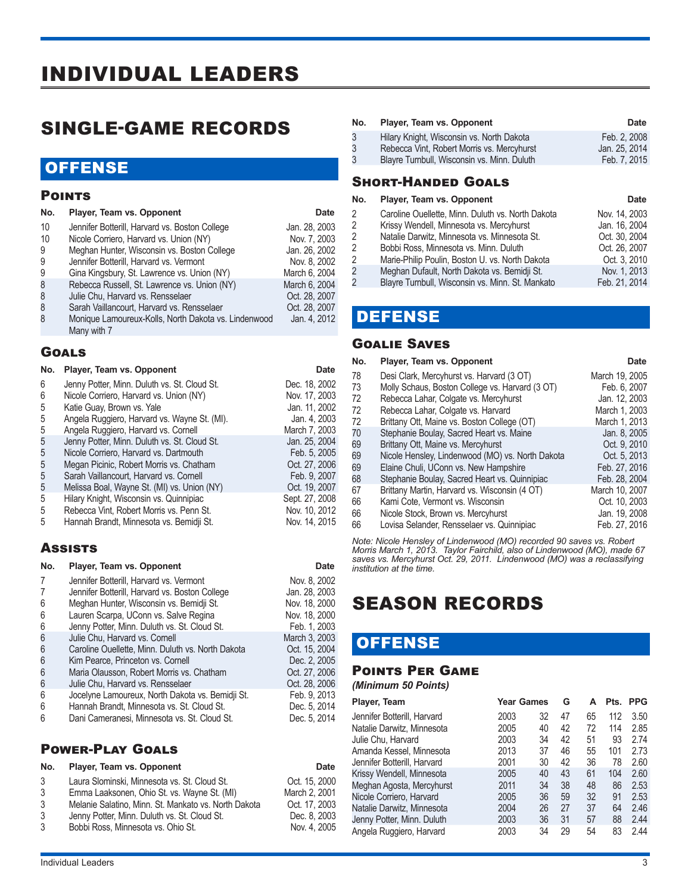# INDIVIDUAL LEADERS

## SINGLE-GAME RECORDS

### OFFENSE

#### Points

| No. | Player, Team vs. Opponent | Date |
|---|---|---|
| 10 | Jennifer Botterill, Harvard vs. Boston College | Jan. 28, 2003 |
| 10 | Nicole Corriero, Harvard vs. Union (NY) | Nov. 7, 2003 |
| 9 | Meghan Hunter, Wisconsin vs. Boston College | Jan. 26, 2002 |
| 9 | Jennifer Botterill, Harvard vs. Vermont | Nov. 8, 2002 |
| 9 | Gina Kingsbury, St. Lawrence vs. Union (NY) | March 6, 2004 |
| 8 | Rebecca Russell, St. Lawrence vs. Union (NY) | March 6, 2004 |
| 8 | Julie Chu, Harvard vs. Rensselaer | Oct. 28, 2007 |
| 8 | Sarah Vaillancourt, Harvard vs. Rensselaer | Oct. 28, 2007 |
| 8 | Monique Lamoureux-Kolls, North Dakota vs. Lindenwood | Jan. 4, 2012 |
| | Many with 7 | |

#### Goals

| No. | Player, Team vs. Opponent | Date |
|---|---|---|
| 6 | Jenny Potter, Minn. Duluth vs. St. Cloud St. | Dec. 18, 2002 |
| 6 | Nicole Corriero, Harvard vs. Union (NY) | Nov. 17, 2003 |
| 5 | Katie Guay, Brown vs. Yale | Jan. 11, 2002 |
| 5 | Angela Ruggiero, Harvard vs. Wayne St. (MI). | Jan. 4, 2003 |
| 5 | Angela Ruggiero, Harvard vs. Cornell | March 7, 2003 |
| 5 | Jenny Potter, Minn. Duluth vs. St. Cloud St. | Jan. 25, 2004 |
| 5 | Nicole Corriero, Harvard vs. Dartmouth | Feb. 5, 2005 |
| 5 | Megan Picinic, Robert Morris vs. Chatham | Oct. 27, 2006 |
| 5 | Sarah Vaillancourt, Harvard vs. Cornell | Feb. 9, 2007 |
| 5 | Melissa Boal, Wayne St. (MI) vs. Union (NY) | Oct. 19, 2007 |
| 5 | Hilary Knight, Wisconsin vs. Quinnipiac | Sept. 27, 2008 |
| 5 | Rebecca Vint, Robert Morris vs. Penn St. | Nov. 10, 2012 |
| 5 | Hannah Brandt, Minnesota vs. Bemidji St. | Nov. 14, 2015 |

#### Assists

| No. | Player, Team vs. Opponent | Date |
|---|---|---|
| 7 | Jennifer Botterill, Harvard vs. Vermont | Nov. 8, 2002 |
| 7 | Jennifer Botterill, Harvard vs. Boston College | Jan. 28, 2003 |
| 6 | Meghan Hunter, Wisconsin vs. Bemidji St. | Nov. 18, 2000 |
| 6 | Lauren Scarpa, UConn vs. Salve Regina | Nov. 18, 2000 |
| 6 | Jenny Potter, Minn. Duluth vs. St. Cloud St. | Feb. 1, 2003 |
| 6 | Julie Chu, Harvard vs. Cornell | March 3, 2003 |
| 6 | Caroline Ouellette, Minn. Duluth vs. North Dakota | Oct. 15, 2004 |
| 6 | Kim Pearce, Princeton vs. Cornell | Dec. 2, 2005 |
| 6 | Maria Olausson, Robert Morris vs. Chatham | Oct. 27, 2006 |
| 6 | Julie Chu, Harvard vs. Rensselaer | Oct. 28, 2006 |
| 6 | Jocelyne Lamoureux, North Dakota vs. Bemidji St. | Feb. 9, 2013 |
| 6 | Hannah Brandt, Minnesota vs. St. Cloud St. | Dec. 5, 2014 |
| 6 | Dani Cameranesi, Minnesota vs. St. Cloud St. | Dec. 5, 2014 |

#### Power-Play Goals

| No. | Player, Team vs. Opponent | Date |
|---|---|---|
| 3 | Laura Slominski, Minnesota vs. St. Cloud St. | Oct. 15, 2000 |
| 3 | Emma Laaksonen, Ohio St. vs. Wayne St. (MI) | March 2, 2001 |
| 3 | Melanie Salatino, Minn. St. Mankato vs. North Dakota | Oct. 17, 2003 |
| 3 | Jenny Potter, Minn. Duluth vs. St. Cloud St. | Dec. 8, 2003 |
| 3 | Bobbi Ross, Minnesota vs. Ohio St. | Nov. 4, 2005 |
| 3 | Hilary Knight, Wisconsin vs. North Dakota | Feb. 2, 2008 |
| 3 | Rebecca Vint, Robert Morris vs. Mercyhurst | Jan. 25, 2014 |
| 3 | Blayre Turnbull, Wisconsin vs. Minn. Duluth | Feb. 7, 2015 |

#### Short-Handed Goals

| No. | Player, Team vs. Opponent | Date |
|---|---|---|
| 2 | Caroline Ouellette, Minn. Duluth vs. North Dakota | Nov. 14, 2003 |
| 2 | Krissy Wendell, Minnesota vs. Mercyhurst | Jan. 16, 2004 |
| 2 | Natalie Darwitz, Minnesota vs. Minnesota St. | Oct. 30, 2004 |
| 2 | Bobbi Ross, Minnesota vs. Minn. Duluth | Oct. 26, 2007 |
| 2 | Marie-Philip Poulin, Boston U. vs. North Dakota | Oct. 3, 2010 |
| 2 | Meghan Dufault, North Dakota vs. Bemidji St. | Nov. 1, 2013 |
| 2 | Blayre Turnbull, Wisconsin vs. Minn. St. Mankato | Feb. 21, 2014 |

### DEFENSE

#### Goalie Saves

| No. | Player, Team vs. Opponent | Date |
|---|---|---|
| 78 | Desi Clark, Mercyhurst vs. Harvard (3 OT) | March 19, 2005 |
| 73 | Molly Schaus, Boston College vs. Harvard (3 OT) | Feb. 6, 2007 |
| 72 | Rebecca Lahar, Colgate vs. Mercyhurst | Jan. 12, 2003 |
| 72 | Rebecca Lahar, Colgate vs. Harvard | March 1, 2003 |
| 72 | Brittany Ott, Maine vs. Boston College (OT) | March 1, 2013 |
| 70 | Stephanie Boulay, Sacred Heart vs. Maine | Jan. 8, 2005 |
| 69 | Brittany Ott, Maine vs. Mercyhurst | Oct. 9, 2010 |
| 69 | Nicole Hensley, Lindenwood (MO) vs. North Dakota | Oct. 5, 2013 |
| 69 | Elaine Chuli, UConn vs. New Hampshire | Feb. 27, 2016 |
| 68 | Stephanie Boulay, Sacred Heart vs. Quinnipiac | Feb. 28, 2004 |
| 67 | Brittany Martin, Harvard vs. Wisconsin (4 OT) | March 10, 2007 |
| 66 | Kami Cote, Vermont vs. Wisconsin | Oct. 10, 2003 |
| 66 | Nicole Stock, Brown vs. Mercyhurst | Jan. 19, 2008 |
| 66 | Lovisa Selander, Rensselaer vs. Quinnipiac | Feb. 27, 2016 |

*Note: Nicole Hensley of Lindenwood (MO) recorded 90 saves vs. Robert Morris March 1, 2013. Taylor Fairchild, also of Lindenwood (MO), made 67 saves vs. Mercyhurst Oct. 29, 2011. Lindenwood (MO) was a reclassifying institution at the time.*

## SEASON RECORDS

### OFFENSE

#### Points Per Game

***(Minimum 50 Points)***

| Player, Team | Year | Games | G | A | Pts. | PPG |
|---|---|---|---|---|---|---|
| Jennifer Botterill, Harvard | 2003 | 32 | 47 | 65 | 112 | 3.50 |
| Natalie Darwitz, Minnesota | 2005 | 40 | 42 | 72 | 114 | 2.85 |
| Julie Chu, Harvard | 2003 | 34 | 42 | 51 | 93 | 2.74 |
| Amanda Kessel, Minnesota | 2013 | 37 | 46 | 55 | 101 | 2.73 |
| Jennifer Botterill, Harvard | 2001 | 30 | 42 | 36 | 78 | 2.60 |
| Krissy Wendell, Minnesota | 2005 | 40 | 43 | 61 | 104 | 2.60 |
| Meghan Agosta, Mercyhurst | 2011 | 34 | 38 | 48 | 86 | 2.53 |
| Nicole Corriero, Harvard | 2005 | 36 | 59 | 32 | 91 | 2.53 |
| Natalie Darwitz, Minnesota | 2004 | 26 | 27 | 37 | 64 | 2.46 |
| Jenny Potter, Minn. Duluth | 2003 | 36 | 31 | 57 | 88 | 2.44 |
| Angela Ruggiero, Harvard | 2003 | 34 | 29 | 54 | 83 | 2.44 |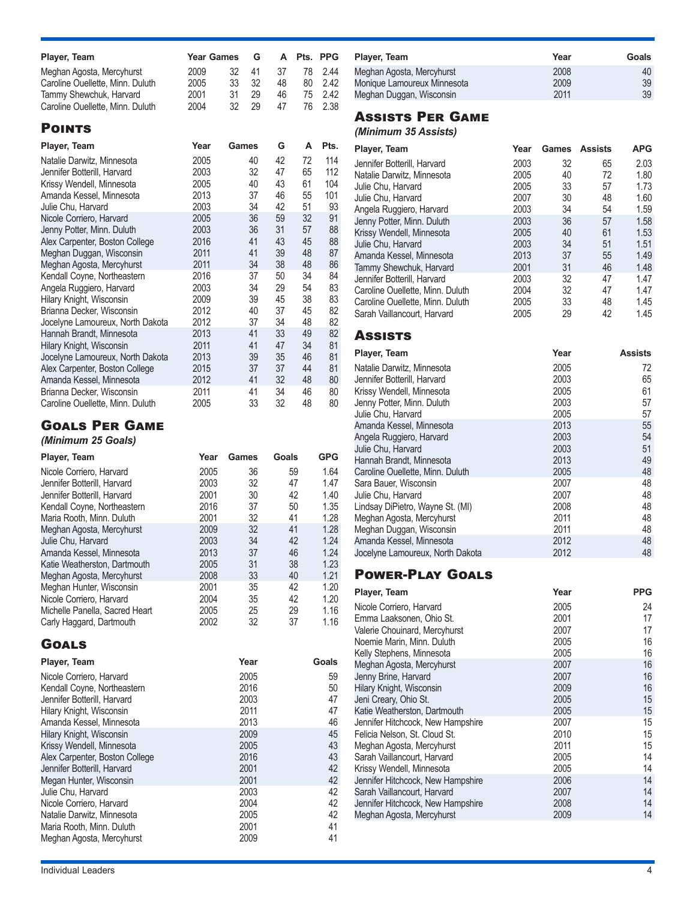| Player, Team | Year | Games | G | A | Pts. | PPG |
|---|---|---|---|---|---|---|
| Meghan Agosta, Mercyhurst | 2009 | 32 | 41 | 37 | 78 | 2.44 |
| Caroline Ouellette, Minn. Duluth | 2005 | 33 | 32 | 48 | 80 | 2.42 |
| Tammy Shewchuk, Harvard | 2001 | 31 | 29 | 46 | 75 | 2.42 |
| Caroline Ouellette, Minn. Duluth | 2004 | 32 | 29 | 47 | 76 | 2.38 |

## Points

| Player, Team | Year | Games | G | A | Pts. |
|---|---|---|---|---|---|
| Natalie Darwitz, Minnesota | 2005 | 40 | 42 | 72 | 114 |
| Jennifer Botterill, Harvard | 2003 | 32 | 47 | 65 | 112 |
| Krissy Wendell, Minnesota | 2005 | 40 | 43 | 61 | 104 |
| Amanda Kessel, Minnesota | 2013 | 37 | 46 | 55 | 101 |
| Julie Chu, Harvard | 2003 | 34 | 42 | 51 | 93 |
| Nicole Corriero, Harvard | 2005 | 36 | 59 | 32 | 91 |
| Jenny Potter, Minn. Duluth | 2003 | 36 | 31 | 57 | 88 |
| Alex Carpenter, Boston College | 2016 | 41 | 43 | 45 | 88 |
| Meghan Duggan, Wisconsin | 2011 | 41 | 39 | 48 | 87 |
| Meghan Agosta, Mercyhurst | 2011 | 34 | 38 | 48 | 86 |
| Kendall Coyne, Northeastern | 2016 | 37 | 50 | 34 | 84 |
| Angela Ruggiero, Harvard | 2003 | 34 | 29 | 54 | 83 |
| Hilary Knight, Wisconsin | 2009 | 39 | 45 | 38 | 83 |
| Brianna Decker, Wisconsin | 2012 | 40 | 37 | 45 | 82 |
| Jocelyne Lamoureux, North Dakota | 2012 | 37 | 34 | 48 | 82 |
| Hannah Brandt, Minnesota | 2013 | 41 | 33 | 49 | 82 |
| Hilary Knight, Wisconsin | 2011 | 41 | 47 | 34 | 81 |
| Jocelyne Lamoureux, North Dakota | 2013 | 39 | 35 | 46 | 81 |
| Alex Carpenter, Boston College | 2015 | 37 | 37 | 44 | 81 |
| Amanda Kessel, Minnesota | 2012 | 41 | 32 | 48 | 80 |
| Brianna Decker, Wisconsin | 2011 | 41 | 34 | 46 | 80 |
| Caroline Ouellette, Minn. Duluth | 2005 | 33 | 32 | 48 | 80 |

## Goals Per Game

*(Minimum 25 Goals)*

| Player, Team | Year | Games | Goals | GPG |
|---|---|---|---|---|
| Nicole Corriero, Harvard | 2005 | 36 | 59 | 1.64 |
| Jennifer Botterill, Harvard | 2003 | 32 | 47 | 1.47 |
| Jennifer Botterill, Harvard | 2001 | 30 | 42 | 1.40 |
| Kendall Coyne, Northeastern | 2016 | 37 | 50 | 1.35 |
| Maria Rooth, Minn. Duluth | 2001 | 32 | 41 | 1.28 |
| Meghan Agosta, Mercyhurst | 2009 | 32 | 41 | 1.28 |
| Julie Chu, Harvard | 2003 | 34 | 42 | 1.24 |
| Amanda Kessel, Minnesota | 2013 | 37 | 46 | 1.24 |
| Katie Weatherston, Dartmouth | 2005 | 31 | 38 | 1.23 |
| Meghan Agosta, Mercyhurst | 2008 | 33 | 40 | 1.21 |
| Meghan Hunter, Wisconsin | 2001 | 35 | 42 | 1.20 |
| Nicole Corriero, Harvard | 2004 | 35 | 42 | 1.20 |
| Michelle Panella, Sacred Heart | 2005 | 25 | 29 | 1.16 |
| Carly Haggard, Dartmouth | 2002 | 32 | 37 | 1.16 |

## Goals

| Player, Team | Year | Goals |
|---|---|---|
| Nicole Corriero, Harvard | 2005 | 59 |
| Kendall Coyne, Northeastern | 2016 | 50 |
| Jennifer Botterill, Harvard | 2003 | 47 |
| Hilary Knight, Wisconsin | 2011 | 47 |
| Amanda Kessel, Minnesota | 2013 | 46 |
| Hilary Knight, Wisconsin | 2009 | 45 |
| Krissy Wendell, Minnesota | 2005 | 43 |
| Alex Carpenter, Boston College | 2016 | 43 |
| Jennifer Botterill, Harvard | 2001 | 42 |
| Megan Hunter, Wisconsin | 2001 | 42 |
| Julie Chu, Harvard | 2003 | 42 |
| Nicole Corriero, Harvard | 2004 | 42 |
| Natalie Darwitz, Minnesota | 2005 | 42 |
| Maria Rooth, Minn. Duluth | 2001 | 41 |
| Meghan Agosta, Mercyhurst | 2009 | 41 |
| Meghan Agosta, Mercyhurst | 2008 | 40 |
| Monique Lamoureux Minnesota | 2009 | 39 |
| Meghan Duggan, Wisconsin | 2011 | 39 |

## Assists Per Game

*(Minimum 35 Assists)*

| Player, Team | Year | Games | Assists | APG |
|---|---|---|---|---|
| Jennifer Botterill, Harvard | 2003 | 32 | 65 | 2.03 |
| Natalie Darwitz, Minnesota | 2005 | 40 | 72 | 1.80 |
| Julie Chu, Harvard | 2005 | 33 | 57 | 1.73 |
| Julie Chu, Harvard | 2007 | 30 | 48 | 1.60 |
| Angela Ruggiero, Harvard | 2003 | 34 | 54 | 1.59 |
| Jenny Potter, Minn. Duluth | 2003 | 36 | 57 | 1.58 |
| Krissy Wendell, Minnesota | 2005 | 40 | 61 | 1.53 |
| Julie Chu, Harvard | 2003 | 34 | 51 | 1.51 |
| Amanda Kessel, Minnesota | 2013 | 37 | 55 | 1.49 |
| Tammy Shewchuk, Harvard | 2001 | 31 | 46 | 1.48 |
| Jennifer Botterill, Harvard | 2003 | 32 | 47 | 1.47 |
| Caroline Ouellette, Minn. Duluth | 2004 | 32 | 47 | 1.47 |
| Caroline Ouellette, Minn. Duluth | 2005 | 33 | 48 | 1.45 |
| Sarah Vaillancourt, Harvard | 2005 | 29 | 42 | 1.45 |

## Assists

| Player, Team | Year | Assists |
|---|---|---|
| Natalie Darwitz, Minnesota | 2005 | 72 |
| Jennifer Botterill, Harvard | 2003 | 65 |
| Krissy Wendell, Minnesota | 2005 | 61 |
| Jenny Potter, Minn. Duluth | 2003 | 57 |
| Julie Chu, Harvard | 2005 | 57 |
| Amanda Kessel, Minnesota | 2013 | 55 |
| Angela Ruggiero, Harvard | 2003 | 54 |
| Julie Chu, Harvard | 2003 | 51 |
| Hannah Brandt, Minnesota | 2013 | 49 |
| Caroline Ouellette, Minn. Duluth | 2005 | 48 |
| Sara Bauer, Wisconsin | 2007 | 48 |
| Julie Chu, Harvard | 2007 | 48 |
| Lindsay DiPietro, Wayne St. (MI) | 2008 | 48 |
| Meghan Agosta, Mercyhurst | 2011 | 48 |
| Meghan Duggan, Wisconsin | 2011 | 48 |
| Amanda Kessel, Minnesota | 2012 | 48 |
| Jocelyne Lamoureux, North Dakota | 2012 | 48 |

## Power-Play Goals

| Player, Team | Year | PPG |
|---|---|---|
| Nicole Corriero, Harvard | 2005 | 24 |
| Emma Laaksonen, Ohio St. | 2001 | 17 |
| Valerie Chouinard, Mercyhurst | 2007 | 17 |
| Noemie Marin, Minn. Duluth | 2005 | 16 |
| Kelly Stephens, Minnesota | 2005 | 16 |
| Meghan Agosta, Mercyhurst | 2007 | 16 |
| Jenny Brine, Harvard | 2007 | 16 |
| Hilary Knight, Wisconsin | 2009 | 16 |
| Jeni Creary, Ohio St. | 2005 | 15 |
| Katie Weatherston, Dartmouth | 2005 | 15 |
| Jennifer Hitchcock, New Hampshire | 2007 | 15 |
| Felicia Nelson, St. Cloud St. | 2010 | 15 |
| Meghan Agosta, Mercyhurst | 2011 | 15 |
| Sarah Vaillancourt, Harvard | 2005 | 14 |
| Krissy Wendell, Minnesota | 2005 | 14 |
| Jennifer Hitchcock, New Hampshire | 2006 | 14 |
| Sarah Vaillancourt, Harvard | 2007 | 14 |
| Jennifer Hitchcock, New Hampshire | 2008 | 14 |
| Meghan Agosta, Mercyhurst | 2009 | 14 |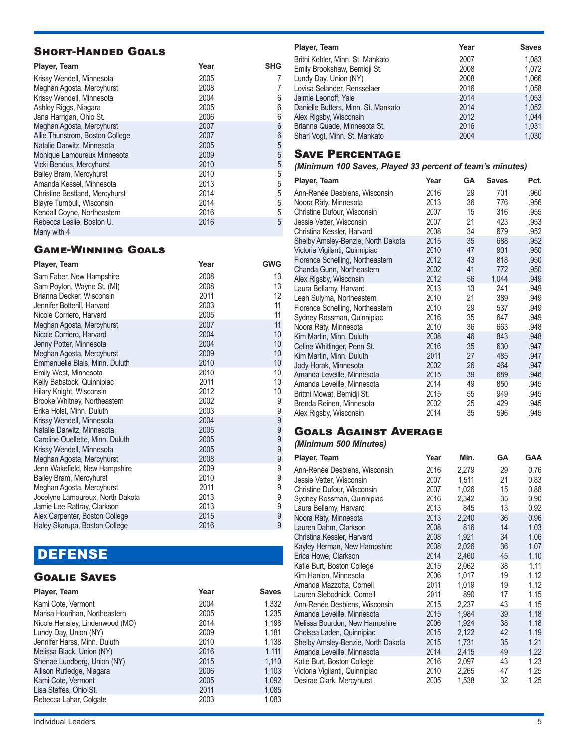### Short-Handed Goals

| Player, Team | Year | SHG |
|---|---|---|
| Krissy Wendell, Minnesota | 2005 | 7 |
| Meghan Agosta, Mercyhurst | 2008 | 7 |
| Krissy Wendell, Minnesota | 2004 | 6 |
| Ashley Riggs, Niagara | 2005 | 6 |
| Jana Harrigan, Ohio St. | 2006 | 6 |
| Meghan Agosta, Mercyhurst | 2007 | 6 |
| Allie Thunstrom, Boston College | 2007 | 6 |
| Natalie Darwitz, Minnesota | 2005 | 5 |
| Monique Lamoureux Minnesota | 2009 | 5 |
| Vicki Bendus, Mercyhurst | 2010 | 5 |
| Bailey Bram, Mercyhurst | 2010 | 5 |
| Amanda Kessel, Minnesota | 2013 | 5 |
| Christine Bestland, Mercyhurst | 2014 | 5 |
| Blayre Turnbull, Wisconsin | 2014 | 5 |
| Kendall Coyne, Northeastern | 2016 | 5 |
| Rebecca Leslie, Boston U. | 2016 | 5 |
| Many with 4 | | |

### Game-Winning Goals

| Player, Team | Year | GWG |
|---|---|---|
| Sam Faber, New Hampshire | 2008 | 13 |
| Sam Poyton, Wayne St. (MI) | 2008 | 13 |
| Brianna Decker, Wisconsin | 2011 | 12 |
| Jennifer Botterill, Harvard | 2003 | 11 |
| Nicole Corriero, Harvard | 2005 | 11 |
| Meghan Agosta, Mercyhurst | 2007 | 11 |
| Nicole Corriero, Harvard | 2004 | 10 |
| Jenny Potter, Minnesota | 2004 | 10 |
| Meghan Agosta, Mercyhurst | 2009 | 10 |
| Emmanuelle Blais, Minn. Duluth | 2010 | 10 |
| Emily West, Minnesota | 2010 | 10 |
| Kelly Babstock, Quinnipiac | 2011 | 10 |
| Hilary Knight, Wisconsin | 2012 | 10 |
| Brooke Whitney, Northeastern | 2002 | 9 |
| Erika Holst, Minn. Duluth | 2003 | 9 |
| Krissy Wendell, Minnesota | 2004 | 9 |
| Natalie Darwitz, Minnesota | 2005 | 9 |
| Caroline Ouellette, Minn. Duluth | 2005 | 9 |
| Krissy Wendell, Minnesota | 2005 | 9 |
| Meghan Agosta, Mercyhurst | 2008 | 9 |
| Jenn Wakefield, New Hampshire | 2009 | 9 |
| Bailey Bram, Mercyhurst | 2010 | 9 |
| Meghan Agosta, Mercyhurst | 2011 | 9 |
| Jocelyne Lamoureux, North Dakota | 2013 | 9 |
| Jamie Lee Rattray, Clarkson | 2013 | 9 |
| Alex Carpenter, Boston College | 2015 | 9 |
| Haley Skarupa, Boston College | 2016 | 9 |

## DEFENSE

### Goalie Saves

| Player, Team | Year | Saves |
|---|---|---|
| Kami Cote, Vermont | 2004 | 1,332 |
| Marisa Hourihan, Northeastern | 2005 | 1,235 |
| Nicole Hensley, Lindenwood (MO) | 2014 | 1,198 |
| Lundy Day, Union (NY) | 2009 | 1,181 |
| Jennifer Harss, Minn. Duluth | 2010 | 1,138 |
| Melissa Black, Union (NY) | 2016 | 1,111 |
| Shenae Lundberg, Union (NY) | 2015 | 1,110 |
| Allison Rutledge, Niagara | 2006 | 1,103 |
| Kami Cote, Vermont | 2005 | 1,092 |
| Lisa Steffes, Ohio St. | 2011 | 1,085 |
| Rebecca Lahar, Colgate | 2003 | 1,083 |
| Britni Kehler, Minn. St. Mankato | 2007 | 1,083 |
| Emily Brookshaw, Bemidji St. | 2008 | 1,072 |
| Lundy Day, Union (NY) | 2008 | 1,066 |
| Lovisa Selander, Rensselaer | 2016 | 1,058 |
| Jaimie Leonoff, Yale | 2014 | 1,053 |
| Danielle Butters, Minn. St. Mankato | 2014 | 1,052 |
| Alex Rigsby, Wisconsin | 2012 | 1,044 |
| Brianna Quade, Minnesota St. | 2016 | 1,031 |
| Shari Vogt, Minn. St. Mankato | 2004 | 1,030 |

### Save Percentage

***(Minimum 100 Saves, Played 33 percent of team's minutes)***

| Player, Team | Year | GA | Saves | Pct. |
|---|---|---|---|---|
| Ann-Renée Desbiens, Wisconsin | 2016 | 29 | 701 | .960 |
| Noora Räty, Minnesota | 2013 | 36 | 776 | .956 |
| Christine Dufour, Wisconsin | 2007 | 15 | 316 | .955 |
| Jessie Vetter, Wisconsin | 2007 | 21 | 423 | .953 |
| Christina Kessler, Harvard | 2008 | 34 | 679 | .952 |
| Shelby Amsley-Benzie, North Dakota | 2015 | 35 | 688 | .952 |
| Victoria Vigilanti, Quinnipiac | 2010 | 47 | 901 | .950 |
| Florence Schelling, Northeastern | 2012 | 43 | 818 | .950 |
| Chanda Gunn, Northeastern | 2002 | 41 | 772 | .950 |
| Alex Rigsby, Wisconsin | 2012 | 56 | 1,044 | .949 |
| Laura Bellamy, Harvard | 2013 | 13 | 241 | .949 |
| Leah Sulyma, Northeastern | 2010 | 21 | 389 | .949 |
| Florence Schelling, Northeastern | 2010 | 29 | 537 | .949 |
| Sydney Rossman, Quinnipiac | 2016 | 35 | 647 | .949 |
| Noora Räty, Minnesota | 2010 | 36 | 663 | .948 |
| Kim Martin, Minn. Duluth | 2008 | 46 | 843 | .948 |
| Celine Whitlinger, Penn St. | 2016 | 35 | 630 | .947 |
| Kim Martin, Minn. Duluth | 2011 | 27 | 485 | .947 |
| Jody Horak, Minnesota | 2002 | 26 | 464 | .947 |
| Amanda Leveille, Minnesota | 2015 | 39 | 689 | .946 |
| Amanda Leveille, Minnesota | 2014 | 49 | 850 | .945 |
| Brittni Mowat, Bemidji St. | 2015 | 55 | 949 | .945 |
| Brenda Reinen, Minnesota | 2002 | 25 | 429 | .945 |
| Alex Rigsby, Wisconsin | 2014 | 35 | 596 | .945 |

### Goals Against Average

***(Minimum 500 Minutes)***

| Player, Team | Year | Min. | GA | GAA |
|---|---|---|---|---|
| Ann-Renée Desbiens, Wisconsin | 2016 | 2,279 | 29 | 0.76 |
| Jessie Vetter, Wisconsin | 2007 | 1,511 | 21 | 0.83 |
| Christine Dufour, Wisconsin | 2007 | 1,026 | 15 | 0.88 |
| Sydney Rossman, Quinnipiac | 2016 | 2,342 | 35 | 0.90 |
| Laura Bellamy, Harvard | 2013 | 845 | 13 | 0.92 |
| Noora Räty, Minnesota | 2013 | 2,240 | 36 | 0.96 |
| Lauren Dahm, Clarkson | 2008 | 816 | 14 | 1.03 |
| Christina Kessler, Harvard | 2008 | 1,921 | 34 | 1.06 |
| Kayley Herman, New Hampshire | 2008 | 2,026 | 36 | 1.07 |
| Erica Howe, Clarkson | 2014 | 2,460 | 45 | 1.10 |
| Katie Burt, Boston College | 2015 | 2,062 | 38 | 1.11 |
| Kim Hanlon, Minnesota | 2006 | 1,017 | 19 | 1.12 |
| Amanda Mazzotta, Cornell | 2011 | 1,019 | 19 | 1.12 |
| Lauren Slebodnick, Cornell | 2011 | 890 | 17 | 1.15 |
| Ann-Renée Desbiens, Wisconsin | 2015 | 2,237 | 43 | 1.15 |
| Amanda Leveille, Minnesota | 2015 | 1,984 | 39 | 1.18 |
| Melissa Bourdon, New Hampshire | 2006 | 1,924 | 38 | 1.18 |
| Chelsea Laden, Quinnipiac | 2015 | 2,122 | 42 | 1.19 |
| Shelby Amsley-Benzie, North Dakota | 2015 | 1,731 | 35 | 1.21 |
| Amanda Leveille, Minnesota | 2014 | 2,415 | 49 | 1.22 |
| Katie Burt, Boston College | 2016 | 2,097 | 43 | 1.23 |
| Victoria Vigilanti, Quinnipiac | 2010 | 2,265 | 47 | 1.25 |
| Desirae Clark, Mercyhurst | 2005 | 1,538 | 32 | 1.25 |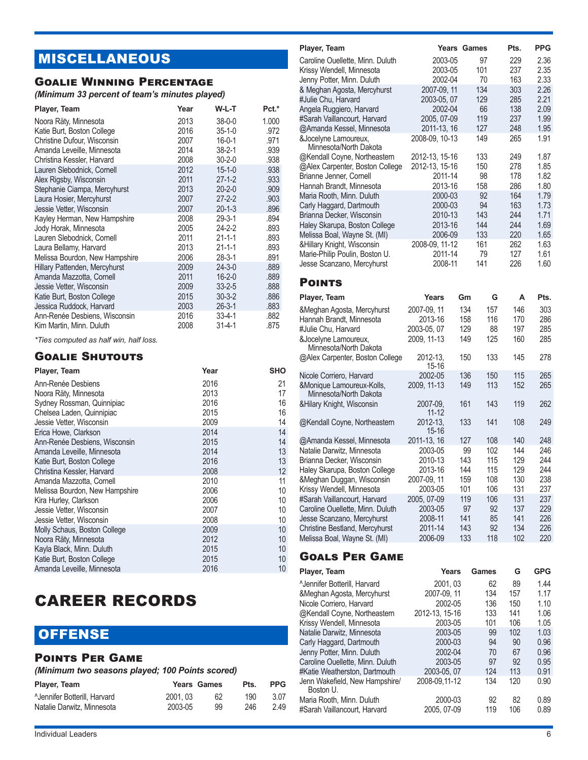# MISCELLANEOUS

## Goalie Winning Percentage

*(Minimum 33 percent of team's minutes played)*

| Player, Team | Year | W-L-T | Pct.* |
|---|---|---|---|
| Noora Räty, Minnesota | 2013 | 38-0-0 | 1.000 |
| Katie Burt, Boston College | 2016 | 35-1-0 | .972 |
| Christine Dufour, Wisconsin | 2007 | 16-0-1 | .971 |
| Amanda Leveille, Minnesota | 2014 | 38-2-1 | .939 |
| Christina Kessler, Harvard | 2008 | 30-2-0 | .938 |
| Lauren Slebodnick, Cornell | 2012 | 15-1-0 | .938 |
| Alex Rigsby, Wisconsin | 2011 | 27-1-2 | .933 |
| Stephanie Ciampa, Mercyhurst | 2013 | 20-2-0 | .909 |
| Laura Hosier, Mercyhurst | 2007 | 27-2-2 | .903 |
| Jessie Vetter, Wisconsin | 2007 | 20-1-3 | .896 |
| Kayley Herman, New Hampshire | 2008 | 29-3-1 | .894 |
| Jody Horak, Minnesota | 2005 | 24-2-2 | .893 |
| Lauren Slebodnick, Cornell | 2011 | 21-1-1 | .893 |
| Laura Bellamy, Harvard | 2013 | 21-1-1 | .893 |
| Melissa Bourdon, New Hampshire | 2006 | 28-3-1 | .891 |
| Hillary Pattenden, Mercyhurst | 2009 | 24-3-0 | .889 |
| Amanda Mazzotta, Cornell | 2011 | 16-2-0 | .889 |
| Jessie Vetter, Wisconsin | 2009 | 33-2-5 | .888 |
| Katie Burt, Boston College | 2015 | 30-3-2 | .886 |
| Jessica Ruddock, Harvard | 2003 | 26-3-1 | .883 |
| Ann-Renée Desbiens, Wisconsin | 2016 | 33-4-1 | .882 |
| Kim Martin, Minn. Duluth | 2008 | 31-4-1 | .875 |

*Ties computed as half win, half loss.*

## Goalie Shutouts

| Player, Team | Year | SHO |
|---|---|---|
| Ann-Renée Desbiens | 2016 | 21 |
| Noora Räty, Minnesota | 2013 | 17 |
| Sydney Rossman, Quinnipiac | 2016 | 16 |
| Chelsea Laden, Quinnipiac | 2015 | 16 |
| Jessie Vetter, Wisconsin | 2009 | 14 |
| Erica Howe, Clarkson | 2014 | 14 |
| Ann-Renée Desbiens, Wisconsin | 2015 | 14 |
| Amanda Leveille, Minnesota | 2014 | 13 |
| Katie Burt, Boston College | 2016 | 13 |
| Christina Kessler, Harvard | 2008 | 12 |
| Amanda Mazzotta, Cornell | 2010 | 11 |
| Melissa Bourdon, New Hampshire | 2006 | 10 |
| Kira Hurley, Clarkson | 2006 | 10 |
| Jessie Vetter, Wisconsin | 2007 | 10 |
| Jessie Vetter, Wisconsin | 2008 | 10 |
| Molly Schaus, Boston College | 2009 | 10 |
| Noora Räty, Minnesota | 2012 | 10 |
| Kayla Black, Minn. Duluth | 2015 | 10 |
| Katie Burt, Boston College | 2015 | 10 |
| Amanda Leveille, Minnesota | 2016 | 10 |

# CAREER RECORDS

# OFFENSE

## Points Per Game

*(Minimum two seasons played; 100 Points scored)*

| Player, Team | Years | Games | Pts. | PPG |
|---|---|---|---|---|
| ^Jennifer Botterill, Harvard | 2001, 03 | 62 | 190 | 3.07 |
| Natalie Darwitz, Minnesota | 2003-05 | 99 | 246 | 2.49 |
| Caroline Ouellette, Minn. Duluth | 2003-05 | 97 | 229 | 2.36 |
| Krissy Wendell, Minnesota | 2003-05 | 101 | 237 | 2.35 |
| Jenny Potter, Minn. Duluth | 2002-04 | 70 | 163 | 2.33 |
| & Meghan Agosta, Mercyhurst | 2007-09, 11 | 134 | 303 | 2.26 |
| #Julie Chu, Harvard | 2003-05, 07 | 129 | 285 | 2.21 |
| Angela Ruggiero, Harvard | 2002-04 | 66 | 138 | 2.09 |
| #Sarah Vaillancourt, Harvard | 2005, 07-09 | 119 | 237 | 1.99 |
| @Amanda Kessel, Minnesota | 2011-13, 16 | 127 | 248 | 1.95 |
| &Jocelyne Lamoureux, Minnesota/North Dakota | 2008-09, 10-13 | 149 | 265 | 1.91 |
| @Kendall Coyne, Northeastern | 2012-13, 15-16 | 133 | 249 | 1.87 |
| @Alex Carpenter, Boston College | 2012-13, 15-16 | 150 | 278 | 1.85 |
| Brianne Jenner, Cornell | 2011-14 | 98 | 178 | 1.82 |
| Hannah Brandt, Minnesota | 2013-16 | 158 | 286 | 1.80 |
| Maria Rooth, Minn. Duluth | 2000-03 | 92 | 164 | 1.79 |
| Carly Haggard, Dartmouth | 2000-03 | 94 | 163 | 1.73 |
| Brianna Decker, Wisconsin | 2010-13 | 143 | 244 | 1.71 |
| Haley Skarupa, Boston College | 2013-16 | 144 | 244 | 1.69 |
| Melissa Boal, Wayne St. (MI) | 2006-09 | 133 | 220 | 1.65 |
| &Hillary Knight, Wisconsin | 2008-09, 11-12 | 161 | 262 | 1.63 |
| Marie-Philip Poulin, Boston U. | 2011-14 | 79 | 127 | 1.61 |
| Jesse Scanzano, Mercyhurst | 2008-11 | 141 | 226 | 1.60 |

## Points

| Player, Team | Years | Gm | G | A | Pts. |
|---|---|---|---|---|---|
| &Meghan Agosta, Mercyhurst | 2007-09, 11 | 134 | 157 | 146 | 303 |
| Hannah Brandt, Minnesota | 2013-16 | 158 | 116 | 170 | 286 |
| #Julie Chu, Harvard | 2003-05, 07 | 129 | 88 | 197 | 285 |
| &Jocelyne Lamoureux, Minnesota/North Dakota | 2009, 11-13 | 149 | 125 | 160 | 285 |
| @Alex Carpenter, Boston College | 2012-13, 15-16 | 150 | 133 | 145 | 278 |
| Nicole Corriero, Harvard | 2002-05 | 136 | 150 | 115 | 265 |
| &Monique Lamoureux-Kolls, Minnesota/North Dakota | 2009, 11-13 | 149 | 113 | 152 | 265 |
| &Hilary Knight, Wisconsin | 2007-09, 11-12 | 161 | 143 | 119 | 262 |
| @Kendall Coyne, Northeastern | 2012-13, 15-16 | 133 | 141 | 108 | 249 |
| @Amanda Kessel, Minnesota | 2011-13, 16 | 127 | 108 | 140 | 248 |
| Natalie Darwitz, Minnesota | 2003-05 | 99 | 102 | 144 | 246 |
| Brianna Decker, Wisconsin | 2010-13 | 143 | 115 | 129 | 244 |
| Haley Skarupa, Boston College | 2013-16 | 144 | 115 | 129 | 244 |
| &Meghan Duggan, Wisconsin | 2007-09, 11 | 159 | 108 | 130 | 238 |
| Krissy Wendell, Minnesota | 2003-05 | 101 | 106 | 131 | 237 |
| #Sarah Vaillancourt, Harvard | 2005, 07-09 | 119 | 106 | 131 | 237 |
| Caroline Ouellette, Minn. Duluth | 2003-05 | 97 | 92 | 137 | 229 |
| Jesse Scanzano, Mercyhurst | 2008-11 | 141 | 85 | 141 | 226 |
| Christine Bestland, Mercyhurst | 2011-14 | 143 | 92 | 134 | 226 |
| Melissa Boal, Wayne St. (MI) | 2006-09 | 133 | 118 | 102 | 220 |

## Goals Per Game

| Player, Team | Years | Games | G | GPG |
|---|---|---|---|---|
| ^Jennifer Botterill, Harvard | 2001, 03 | 62 | 89 | 1.44 |
| &Meghan Agosta, Mercyhurst | 2007-09, 11 | 134 | 157 | 1.17 |
| Nicole Corriero, Harvard | 2002-05 | 136 | 150 | 1.10 |
| @Kendall Coyne, Northeastern | 2012-13, 15-16 | 133 | 141 | 1.06 |
| Krissy Wendell, Minnesota | 2003-05 | 101 | 106 | 1.05 |
| Natalie Darwitz, Minnesota | 2003-05 | 99 | 102 | 1.03 |
| Carly Haggard, Dartmouth | 2000-03 | 94 | 90 | 0.96 |
| Jenny Potter, Minn. Duluth | 2002-04 | 70 | 67 | 0.96 |
| Caroline Ouellette, Minn. Duluth | 2003-05 | 97 | 92 | 0.95 |
| #Katie Weatherston, Dartmouth | 2003-05, 07 | 124 | 113 | 0.91 |
| Jenn Wakefield, New Hampshire/ Boston U. | 2008-09,11-12 | 134 | 120 | 0.90 |
| Maria Rooth, Minn. Duluth | 2000-03 | 92 | 82 | 0.89 |
| #Sarah Vaillancourt, Harvard | 2005, 07-09 | 119 | 106 | 0.89 |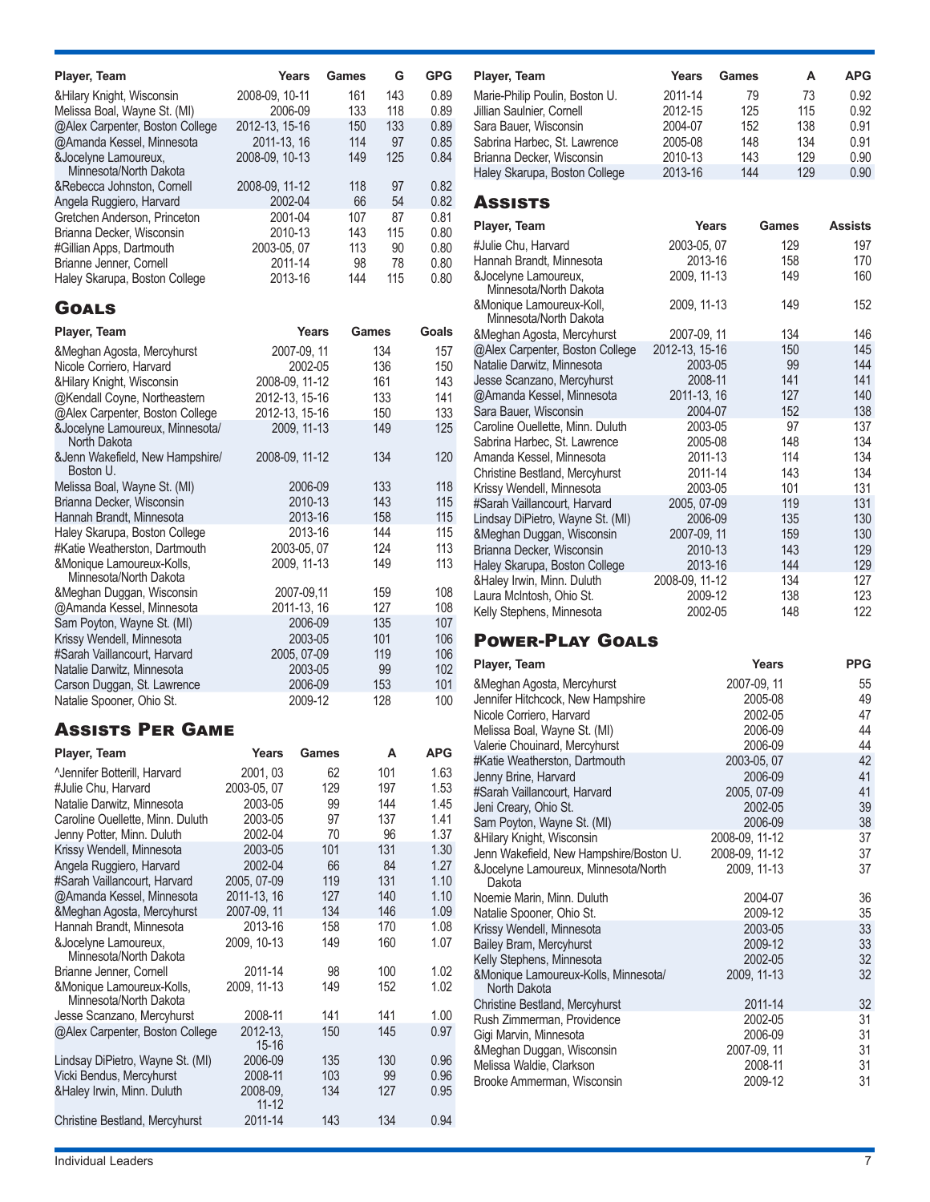| Player, Team | Years | Games | G | GPG |
|---|---|---|---|---|
| &Hilary Knight, Wisconsin | 2008-09, 10-11 | 161 | 143 | 0.89 |
| Melissa Boal, Wayne St. (MI) | 2006-09 | 133 | 118 | 0.89 |
| @Alex Carpenter, Boston College | 2012-13, 15-16 | 150 | 133 | 0.89 |
| @Amanda Kessel, Minnesota | 2011-13, 16 | 114 | 97 | 0.85 |
| &Jocelyne Lamoureux, Minnesota/North Dakota | 2008-09, 10-13 | 149 | 125 | 0.84 |
| &Rebecca Johnston, Cornell | 2008-09, 11-12 | 118 | 97 | 0.82 |
| Angela Ruggiero, Harvard | 2002-04 | 66 | 54 | 0.82 |
| Gretchen Anderson, Princeton | 2001-04 | 107 | 87 | 0.81 |
| Brianna Decker, Wisconsin | 2010-13 | 143 | 115 | 0.80 |
| #Gillian Apps, Dartmouth | 2003-05, 07 | 113 | 90 | 0.80 |
| Brianne Jenner, Cornell | 2011-14 | 98 | 78 | 0.80 |
| Haley Skarupa, Boston College | 2013-16 | 144 | 115 | 0.80 |

## Goals

| Player, Team | Years | Games | Goals |
|---|---|---|---|
| &Meghan Agosta, Mercyhurst | 2007-09, 11 | 134 | 157 |
| Nicole Corriero, Harvard | 2002-05 | 136 | 150 |
| &Hilary Knight, Wisconsin | 2008-09, 11-12 | 161 | 143 |
| @Kendall Coyne, Northeastern | 2012-13, 15-16 | 133 | 141 |
| @Alex Carpenter, Boston College | 2012-13, 15-16 | 150 | 133 |
| &Jocelyne Lamoureux, Minnesota/ North Dakota | 2009, 11-13 | 149 | 125 |
| &Jenn Wakefield, New Hampshire/ Boston U. | 2008-09, 11-12 | 134 | 120 |
| Melissa Boal, Wayne St. (MI) | 2006-09 | 133 | 118 |
| Brianna Decker, Wisconsin | 2010-13 | 143 | 115 |
| Hannah Brandt, Minnesota | 2013-16 | 158 | 115 |
| Haley Skarupa, Boston College | 2013-16 | 144 | 115 |
| #Katie Weatherston, Dartmouth | 2003-05, 07 | 124 | 113 |
| &Monique Lamoureux-Kolls, Minnesota/North Dakota | 2009, 11-13 | 149 | 113 |
| &Meghan Duggan, Wisconsin | 2007-09,11 | 159 | 108 |
| @Amanda Kessel, Minnesota | 2011-13, 16 | 127 | 108 |
| Sam Poyton, Wayne St. (MI) | 2006-09 | 135 | 107 |
| Krissy Wendell, Minnesota | 2003-05 | 101 | 106 |
| #Sarah Vaillancourt, Harvard | 2005, 07-09 | 119 | 106 |
| Natalie Darwitz, Minnesota | 2003-05 | 99 | 102 |
| Carson Duggan, St. Lawrence | 2006-09 | 153 | 101 |
| Natalie Spooner, Ohio St. | 2009-12 | 128 | 100 |

## Assists Per Game

| Player, Team | Years | Games | A | APG |
|---|---|---|---|---|
| ^Jennifer Botterill, Harvard | 2001, 03 | 62 | 101 | 1.63 |
| #Julie Chu, Harvard | 2003-05, 07 | 129 | 197 | 1.53 |
| Natalie Darwitz, Minnesota | 2003-05 | 99 | 144 | 1.45 |
| Caroline Ouellette, Minn. Duluth | 2003-05 | 97 | 137 | 1.41 |
| Jenny Potter, Minn. Duluth | 2002-04 | 70 | 96 | 1.37 |
| Krissy Wendell, Minnesota | 2003-05 | 101 | 131 | 1.30 |
| Angela Ruggiero, Harvard | 2002-04 | 66 | 84 | 1.27 |
| #Sarah Vaillancourt, Harvard | 2005, 07-09 | 119 | 131 | 1.10 |
| @Amanda Kessel, Minnesota | 2011-13, 16 | 127 | 140 | 1.10 |
| &Meghan Agosta, Mercyhurst | 2007-09, 11 | 134 | 146 | 1.09 |
| Hannah Brandt, Minnesota | 2013-16 | 158 | 170 | 1.08 |
| &Jocelyne Lamoureux, Minnesota/North Dakota | 2009, 10-13 | 149 | 160 | 1.07 |
| Brianne Jenner, Cornell | 2011-14 | 98 | 100 | 1.02 |
| &Monique Lamoureux-Kolls, Minnesota/North Dakota | 2009, 11-13 | 149 | 152 | 1.02 |
| Jesse Scanzano, Mercyhurst | 2008-11 | 141 | 141 | 1.00 |
| @Alex Carpenter, Boston College | 2012-13, 15-16 | 150 | 145 | 0.97 |
| Lindsay DiPietro, Wayne St. (MI) | 2006-09 | 135 | 130 | 0.96 |
| Vicki Bendus, Mercyhurst | 2008-11 | 103 | 99 | 0.96 |
| &Haley Irwin, Minn. Duluth | 2008-09, 11-12 | 134 | 127 | 0.95 |
| Christine Bestland, Mercyhurst | 2011-14 | 143 | 134 | 0.94 |

| Player, Team | Years | Games | A | APG |
|---|---|---|---|---|
| Marie-Philip Poulin, Boston U. | 2011-14 | 79 | 73 | 0.92 |
| Jillian Saulnier, Cornell | 2012-15 | 125 | 115 | 0.92 |
| Sara Bauer, Wisconsin | 2004-07 | 152 | 138 | 0.91 |
| Sabrina Harbec, St. Lawrence | 2005-08 | 148 | 134 | 0.91 |
| Brianna Decker, Wisconsin | 2010-13 | 143 | 129 | 0.90 |
| Haley Skarupa, Boston College | 2013-16 | 144 | 129 | 0.90 |

## Assists

| Player, Team | Years | Games | Assists |
|---|---|---|---|
| #Julie Chu, Harvard | 2003-05, 07 | 129 | 197 |
| Hannah Brandt, Minnesota | 2013-16 | 158 | 170 |
| &Jocelyne Lamoureux, Minnesota/North Dakota | 2009, 11-13 | 149 | 160 |
| &Monique Lamoureux-Koll, Minnesota/North Dakota | 2009, 11-13 | 149 | 152 |
| &Meghan Agosta, Mercyhurst | 2007-09, 11 | 134 | 146 |
| @Alex Carpenter, Boston College | 2012-13, 15-16 | 150 | 145 |
| Natalie Darwitz, Minnesota | 2003-05 | 99 | 144 |
| Jesse Scanzano, Mercyhurst | 2008-11 | 141 | 141 |
| @Amanda Kessel, Minnesota | 2011-13, 16 | 127 | 140 |
| Sara Bauer, Wisconsin | 2004-07 | 152 | 138 |
| Caroline Ouellette, Minn. Duluth | 2003-05 | 97 | 137 |
| Sabrina Harbec, St. Lawrence | 2005-08 | 148 | 134 |
| Amanda Kessel, Minnesota | 2011-13 | 114 | 134 |
| Christine Bestland, Mercyhurst | 2011-14 | 143 | 134 |
| Krissy Wendell, Minnesota | 2003-05 | 101 | 131 |
| #Sarah Vaillancourt, Harvard | 2005, 07-09 | 119 | 131 |
| Lindsay DiPietro, Wayne St. (MI) | 2006-09 | 135 | 130 |
| &Meghan Duggan, Wisconsin | 2007-09, 11 | 159 | 130 |
| Brianna Decker, Wisconsin | 2010-13 | 143 | 129 |
| Haley Skarupa, Boston College | 2013-16 | 144 | 129 |
| &Haley Irwin, Minn. Duluth | 2008-09, 11-12 | 134 | 127 |
| Laura McIntosh, Ohio St. | 2009-12 | 138 | 123 |
| Kelly Stephens, Minnesota | 2002-05 | 148 | 122 |

## Power-Play Goals

| Player, Team | Years | PPG |
|---|---|---|
| &Meghan Agosta, Mercyhurst | 2007-09, 11 | 55 |
| Jennifer Hitchcock, New Hampshire | 2005-08 | 49 |
| Nicole Corriero, Harvard | 2002-05 | 47 |
| Melissa Boal, Wayne St. (MI) | 2006-09 | 44 |
| Valerie Chouinard, Mercyhurst | 2006-09 | 44 |
| #Katie Weatherston, Dartmouth | 2003-05, 07 | 42 |
| Jenny Brine, Harvard | 2006-09 | 41 |
| #Sarah Vaillancourt, Harvard | 2005, 07-09 | 41 |
| Jeni Creary, Ohio St. | 2002-05 | 39 |
| Sam Poyton, Wayne St. (MI) | 2006-09 | 38 |
| &Hilary Knight, Wisconsin | 2008-09, 11-12 | 37 |
| Jenn Wakefield, New Hampshire/Boston U. | 2008-09, 11-12 | 37 |
| &Jocelyne Lamoureux, Minnesota/North Dakota | 2009, 11-13 | 37 |
| Noemie Marin, Minn. Duluth | 2004-07 | 36 |
| Natalie Spooner, Ohio St. | 2009-12 | 35 |
| Krissy Wendell, Minnesota | 2003-05 | 33 |
| Bailey Bram, Mercyhurst | 2009-12 | 33 |
| Kelly Stephens, Minnesota | 2002-05 | 32 |
| &Monique Lamoureux-Kolls, Minnesota/ North Dakota | 2009, 11-13 | 32 |
| Christine Bestland, Mercyhurst | 2011-14 | 32 |
| Rush Zimmerman, Providence | 2002-05 | 31 |
| Gigi Marvin, Minnesota | 2006-09 | 31 |
| &Meghan Duggan, Wisconsin | 2007-09, 11 | 31 |
| Melissa Waldie, Clarkson | 2008-11 | 31 |
| Brooke Ammerman, Wisconsin | 2009-12 | 31 |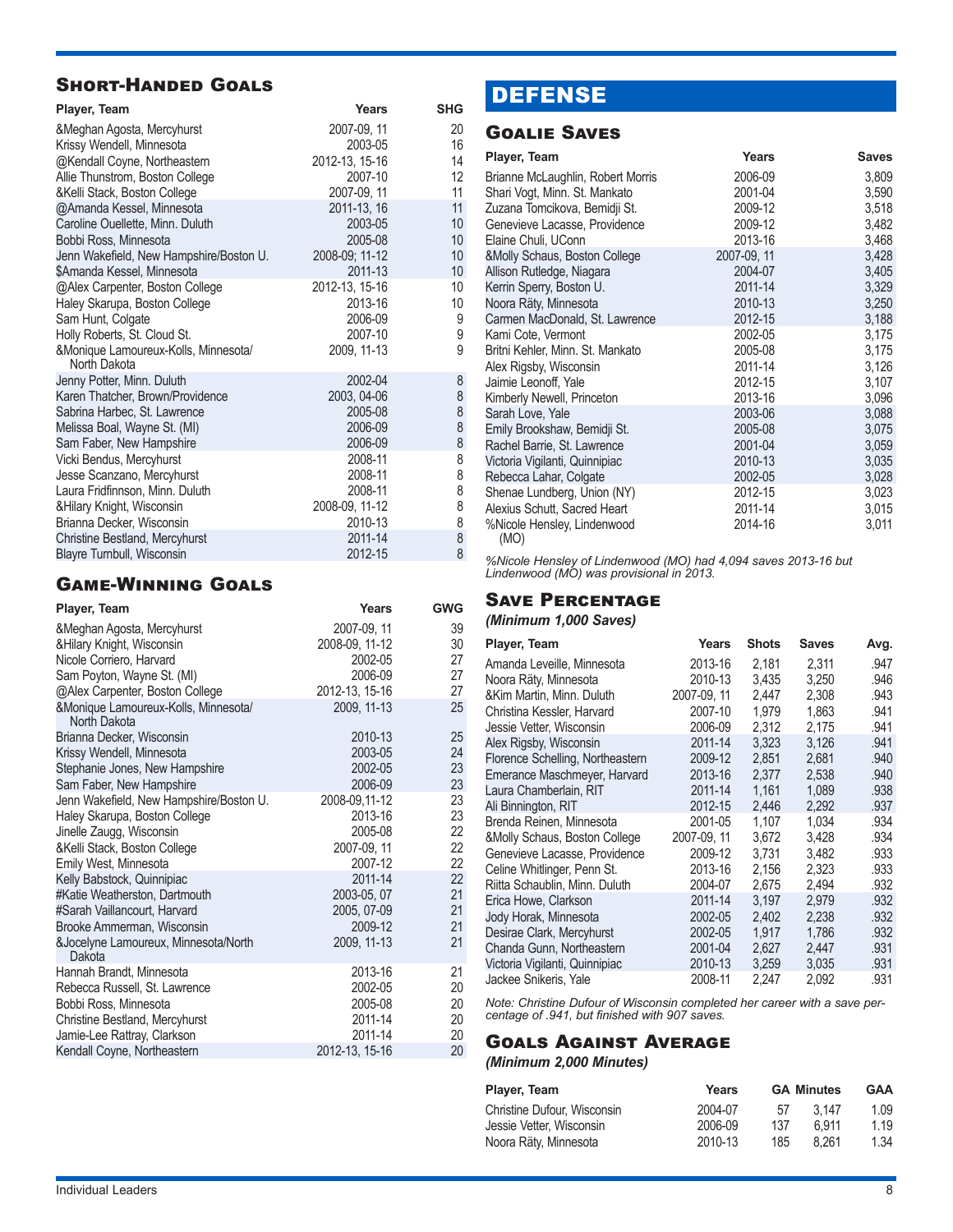## Short-Handed Goals

| Player, Team | Years | SHG |
|---|---|---|
| &Meghan Agosta, Mercyhurst | 2007-09, 11 | 20 |
| Krissy Wendell, Minnesota | 2003-05 | 16 |
| @Kendall Coyne, Northeastern | 2012-13, 15-16 | 14 |
| Allie Thunstrom, Boston College | 2007-10 | 12 |
| &Kelli Stack, Boston College | 2007-09, 11 | 11 |
| @Amanda Kessel, Minnesota | 2011-13, 16 | 11 |
| Caroline Ouellette, Minn. Duluth | 2003-05 | 10 |
| Bobbi Ross, Minnesota | 2005-08 | 10 |
| Jenn Wakefield, New Hampshire/Boston U. | 2008-09; 11-12 | 10 |
| $Amanda Kessel, Minnesota | 2011-13 | 10 |
| @Alex Carpenter, Boston College | 2012-13, 15-16 | 10 |
| Haley Skarupa, Boston College | 2013-16 | 10 |
| Sam Hunt, Colgate | 2006-09 | 9 |
| Holly Roberts, St. Cloud St. | 2007-10 | 9 |
| &Monique Lamoureux-Kolls, Minnesota/ North Dakota | 2009, 11-13 | 9 |
| Jenny Potter, Minn. Duluth | 2002-04 | 8 |
| Karen Thatcher, Brown/Providence | 2003, 04-06 | 8 |
| Sabrina Harbec, St. Lawrence | 2005-08 | 8 |
| Melissa Boal, Wayne St. (MI) | 2006-09 | 8 |
| Sam Faber, New Hampshire | 2006-09 | 8 |
| Vicki Bendus, Mercyhurst | 2008-11 | 8 |
| Jesse Scanzano, Mercyhurst | 2008-11 | 8 |
| Laura Fridfinnson, Minn. Duluth | 2008-11 | 8 |
| &Hilary Knight, Wisconsin | 2008-09, 11-12 | 8 |
| Brianna Decker, Wisconsin | 2010-13 | 8 |
| Christine Bestland, Mercyhurst | 2011-14 | 8 |
| Blayre Turnbull, Wisconsin | 2012-15 | 8 |

## Game-Winning Goals

| Player, Team | Years | GWG |
|---|---|---|
| &Meghan Agosta, Mercyhurst | 2007-09, 11 | 39 |
| &Hilary Knight, Wisconsin | 2008-09, 11-12 | 30 |
| Nicole Corriero, Harvard | 2002-05 | 27 |
| Sam Poyton, Wayne St. (MI) | 2006-09 | 27 |
| @Alex Carpenter, Boston College | 2012-13, 15-16 | 27 |
| &Monique Lamoureux-Kolls, Minnesota/ North Dakota | 2009, 11-13 | 25 |
| Brianna Decker, Wisconsin | 2010-13 | 25 |
| Krissy Wendell, Minnesota | 2003-05 | 24 |
| Stephanie Jones, New Hampshire | 2002-05 | 23 |
| Sam Faber, New Hampshire | 2006-09 | 23 |
| Jenn Wakefield, New Hampshire/Boston U. | 2008-09,11-12 | 23 |
| Haley Skarupa, Boston College | 2013-16 | 23 |
| Jinelle Zaugg, Wisconsin | 2005-08 | 22 |
| &Kelli Stack, Boston College | 2007-09, 11 | 22 |
| Emily West, Minnesota | 2007-12 | 22 |
| Kelly Babstock, Quinnipiac | 2011-14 | 22 |
| #Katie Weatherston, Dartmouth | 2003-05, 07 | 21 |
| #Sarah Vaillancourt, Harvard | 2005, 07-09 | 21 |
| Brooke Ammerman, Wisconsin | 2009-12 | 21 |
| &Jocelyne Lamoureux, Minnesota/North Dakota | 2009, 11-13 | 21 |
| Hannah Brandt, Minnesota | 2013-16 | 21 |
| Rebecca Russell, St. Lawrence | 2002-05 | 20 |
| Bobbi Ross, Minnesota | 2005-08 | 20 |
| Christine Bestland, Mercyhurst | 2011-14 | 20 |
| Jamie-Lee Rattray, Clarkson | 2011-14 | 20 |
| Kendall Coyne, Northeastern | 2012-13, 15-16 | 20 |

# DEFENSE

## Goalie Saves

| Player, Team | Years | Saves |
|---|---|---|
| Brianne McLaughlin, Robert Morris | 2006-09 | 3,809 |
| Shari Vogt, Minn. St. Mankato | 2001-04 | 3,590 |
| Zuzana Tomcikova, Bemidji St. | 2009-12 | 3,518 |
| Genevieve Lacasse, Providence | 2009-12 | 3,482 |
| Elaine Chuli, UConn | 2013-16 | 3,468 |
| &Molly Schaus, Boston College | 2007-09, 11 | 3,428 |
| Allison Rutledge, Niagara | 2004-07 | 3,405 |
| Kerrin Sperry, Boston U. | 2011-14 | 3,329 |
| Noora Räty, Minnesota | 2010-13 | 3,250 |
| Carmen MacDonald, St. Lawrence | 2012-15 | 3,188 |
| Kami Cote, Vermont | 2002-05 | 3,175 |
| Britni Kehler, Minn. St. Mankato | 2005-08 | 3,175 |
| Alex Rigsby, Wisconsin | 2011-14 | 3,126 |
| Jaimie Leonoff, Yale | 2012-15 | 3,107 |
| Kimberly Newell, Princeton | 2013-16 | 3,096 |
| Sarah Love, Yale | 2003-06 | 3,088 |
| Emily Brookshaw, Bemidji St. | 2005-08 | 3,075 |
| Rachel Barrie, St. Lawrence | 2001-04 | 3,059 |
| Victoria Vigilanti, Quinnipiac | 2010-13 | 3,035 |
| Rebecca Lahar, Colgate | 2002-05 | 3,028 |
| Shenae Lundberg, Union (NY) | 2012-15 | 3,023 |
| Alexius Schutt, Sacred Heart | 2011-14 | 3,015 |
| %Nicole Hensley, Lindenwood (MO) | 2014-16 | 3,011 |

*%Nicole Hensley of Lindenwood (MO) had 4,094 saves 2013-16 but Lindenwood (MO) was provisional in 2013.*

## Save Percentage

***(Minimum 1,000 Saves)***

| Player, Team | Years | Shots | Saves | Avg. |
|---|---|---|---|---|
| Amanda Leveille, Minnesota | 2013-16 | 2,181 | 2,311 | .947 |
| Noora Räty, Minnesota | 2010-13 | 3,435 | 3,250 | .946 |
| &Kim Martin, Minn. Duluth | 2007-09, 11 | 2,447 | 2,308 | .943 |
| Christina Kessler, Harvard | 2007-10 | 1,979 | 1,863 | .941 |
| Jessie Vetter, Wisconsin | 2006-09 | 2,312 | 2,175 | .941 |
| Alex Rigsby, Wisconsin | 2011-14 | 3,323 | 3,126 | .941 |
| Florence Schelling, Northeastern | 2009-12 | 2,851 | 2,681 | .940 |
| Emerance Maschmeyer, Harvard | 2013-16 | 2,377 | 2,538 | .940 |
| Laura Chamberlain, RIT | 2011-14 | 1,161 | 1,089 | .938 |
| Ali Binnington, RIT | 2012-15 | 2,446 | 2,292 | .937 |
| Brenda Reinen, Minnesota | 2001-05 | 1,107 | 1,034 | .934 |
| &Molly Schaus, Boston College | 2007-09, 11 | 3,672 | 3,428 | .934 |
| Genevieve Lacasse, Providence | 2009-12 | 3,731 | 3,482 | .933 |
| Celine Whitlinger, Penn St. | 2013-16 | 2,156 | 2,323 | .933 |
| Riitta Schaublin, Minn. Duluth | 2004-07 | 2,675 | 2,494 | .932 |
| Erica Howe, Clarkson | 2011-14 | 3,197 | 2,979 | .932 |
| Jody Horak, Minnesota | 2002-05 | 2,402 | 2,238 | .932 |
| Desirae Clark, Mercyhurst | 2002-05 | 1,917 | 1,786 | .932 |
| Chanda Gunn, Northeastern | 2001-04 | 2,627 | 2,447 | .931 |
| Victoria Vigilanti, Quinnipiac | 2010-13 | 3,259 | 3,035 | .931 |
| Jackee Snikeris, Yale | 2008-11 | 2,247 | 2,092 | .931 |

*Note: Christine Dufour of Wisconsin completed her career with a save percentage of .941, but finished with 907 saves.*

## Goals Against Average

***(Minimum 2,000 Minutes)***

| Player, Team | Years | GA | Minutes | GAA |
|---|---|---|---|---|
| Christine Dufour, Wisconsin | 2004-07 | 57 | 3,147 | 1.09 |
| Jessie Vetter, Wisconsin | 2006-09 | 137 | 6,911 | 1.19 |
| Noora Räty, Minnesota | 2010-13 | 185 | 8,261 | 1.34 |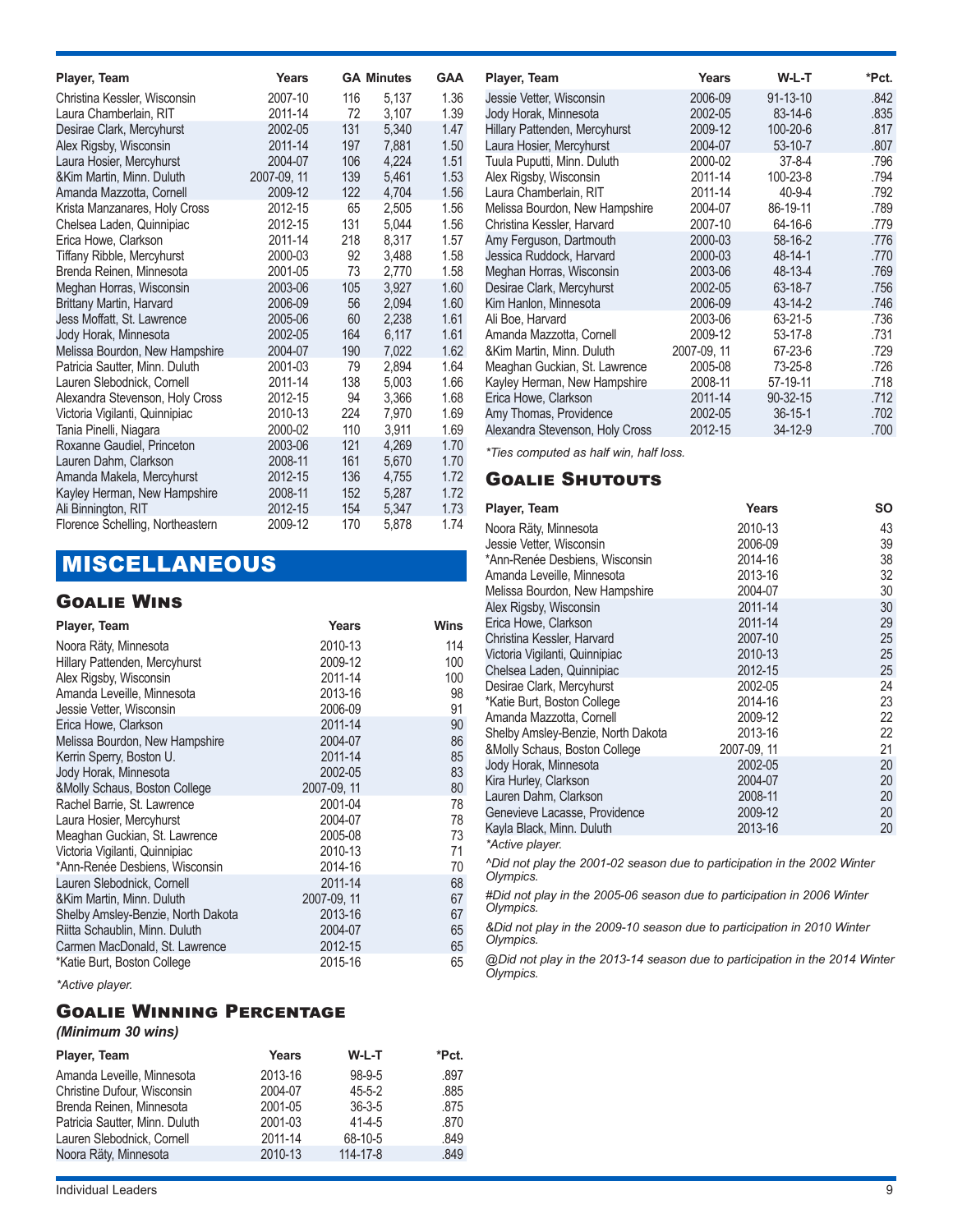| Player, Team | Years | GA | Minutes | GAA |
|---|---|---|---|---|
| Christina Kessler, Wisconsin | 2007-10 | 116 | 5,137 | 1.36 |
| Laura Chamberlain, RIT | 2011-14 | 72 | 3,107 | 1.39 |
| Desirae Clark, Mercyhurst | 2002-05 | 131 | 5,340 | 1.47 |
| Alex Rigsby, Wisconsin | 2011-14 | 197 | 7,881 | 1.50 |
| Laura Hosier, Mercyhurst | 2004-07 | 106 | 4,224 | 1.51 |
| &Kim Martin, Minn. Duluth | 2007-09, 11 | 139 | 5,461 | 1.53 |
| Amanda Mazzotta, Cornell | 2009-12 | 122 | 4,704 | 1.56 |
| Krista Manzanares, Holy Cross | 2012-15 | 65 | 2,505 | 1.56 |
| Chelsea Laden, Quinnipiac | 2012-15 | 131 | 5,044 | 1.56 |
| Erica Howe, Clarkson | 2011-14 | 218 | 8,317 | 1.57 |
| Tiffany Ribble, Mercyhurst | 2000-03 | 92 | 3,488 | 1.58 |
| Brenda Reinen, Minnesota | 2001-05 | 73 | 2,770 | 1.58 |
| Meghan Horras, Wisconsin | 2003-06 | 105 | 3,927 | 1.60 |
| Brittany Martin, Harvard | 2006-09 | 56 | 2,094 | 1.60 |
| Jess Moffatt, St. Lawrence | 2005-06 | 60 | 2,238 | 1.61 |
| Jody Horak, Minnesota | 2002-05 | 164 | 6,117 | 1.61 |
| Melissa Bourdon, New Hampshire | 2004-07 | 190 | 7,022 | 1.62 |
| Patricia Sautter, Minn. Duluth | 2001-03 | 79 | 2,894 | 1.64 |
| Lauren Slebodnick, Cornell | 2011-14 | 138 | 5,003 | 1.66 |
| Alexandra Stevenson, Holy Cross | 2012-15 | 94 | 3,366 | 1.68 |
| Victoria Vigilanti, Quinnipiac | 2010-13 | 224 | 7,970 | 1.69 |
| Tania Pinelli, Niagara | 2000-02 | 110 | 3,911 | 1.69 |
| Roxanne Gaudiel, Princeton | 2003-06 | 121 | 4,269 | 1.70 |
| Lauren Dahm, Clarkson | 2008-11 | 161 | 5,670 | 1.70 |
| Amanda Makela, Mercyhurst | 2012-15 | 136 | 4,755 | 1.72 |
| Kayley Herman, New Hampshire | 2008-11 | 152 | 5,287 | 1.72 |
| Ali Binnington, RIT | 2012-15 | 154 | 5,347 | 1.73 |
| Florence Schelling, Northeastern | 2009-12 | 170 | 5,878 | 1.74 |

# MISCELLANEOUS

## Goalie Wins

| Player, Team | Years | Wins |
|---|---|---|
| Noora Räty, Minnesota | 2010-13 | 114 |
| Hillary Pattenden, Mercyhurst | 2009-12 | 100 |
| Alex Rigsby, Wisconsin | 2011-14 | 100 |
| Amanda Leveille, Minnesota | 2013-16 | 98 |
| Jessie Vetter, Wisconsin | 2006-09 | 91 |
| Erica Howe, Clarkson | 2011-14 | 90 |
| Melissa Bourdon, New Hampshire | 2004-07 | 86 |
| Kerrin Sperry, Boston U. | 2011-14 | 85 |
| Jody Horak, Minnesota | 2002-05 | 83 |
| &Molly Schaus, Boston College | 2007-09, 11 | 80 |
| Rachel Barrie, St. Lawrence | 2001-04 | 78 |
| Laura Hosier, Mercyhurst | 2004-07 | 78 |
| Meaghan Guckian, St. Lawrence | 2005-08 | 73 |
| Victoria Vigilanti, Quinnipiac | 2010-13 | 71 |
| *Ann-Renée Desbiens, Wisconsin | 2014-16 | 70 |
| Lauren Slebodnick, Cornell | 2011-14 | 68 |
| &Kim Martin, Minn. Duluth | 2007-09, 11 | 67 |
| Shelby Amsley-Benzie, North Dakota | 2013-16 | 67 |
| Riitta Schaublin, Minn. Duluth | 2004-07 | 65 |
| Carmen MacDonald, St. Lawrence | 2012-15 | 65 |
| *Katie Burt, Boston College | 2015-16 | 65 |

*Active player.

## Goalie Winning Percentage

***(Minimum 30 wins)***

| Player, Team | Years | W-L-T | *Pct. |
|---|---|---|---|
| Amanda Leveille, Minnesota | 2013-16 | 98-9-5 | .897 |
| Christine Dufour, Wisconsin | 2004-07 | 45-5-2 | .885 |
| Brenda Reinen, Minnesota | 2001-05 | 36-3-5 | .875 |
| Patricia Sautter, Minn. Duluth | 2001-03 | 41-4-5 | .870 |
| Lauren Slebodnick, Cornell | 2011-14 | 68-10-5 | .849 |
| Noora Räty, Minnesota | 2010-13 | 114-17-8 | .849 |
| Jessie Vetter, Wisconsin | 2006-09 | 91-13-10 | .842 |
| Jody Horak, Minnesota | 2002-05 | 83-14-6 | .835 |
| Hillary Pattenden, Mercyhurst | 2009-12 | 100-20-6 | .817 |
| Laura Hosier, Mercyhurst | 2004-07 | 53-10-7 | .807 |
| Tuula Puputti, Minn. Duluth | 2000-02 | 37-8-4 | .796 |
| Alex Rigsby, Wisconsin | 2011-14 | 100-23-8 | .794 |
| Laura Chamberlain, RIT | 2011-14 | 40-9-4 | .792 |
| Melissa Bourdon, New Hampshire | 2004-07 | 86-19-11 | .789 |
| Christina Kessler, Harvard | 2007-10 | 64-16-6 | .779 |
| Amy Ferguson, Dartmouth | 2000-03 | 58-16-2 | .776 |
| Jessica Ruddock, Harvard | 2000-03 | 48-14-1 | .770 |
| Meghan Horras, Wisconsin | 2003-06 | 48-13-4 | .769 |
| Desirae Clark, Mercyhurst | 2002-05 | 63-18-7 | .756 |
| Kim Hanlon, Minnesota | 2006-09 | 43-14-2 | .746 |
| Ali Boe, Harvard | 2003-06 | 63-21-5 | .736 |
| Amanda Mazzotta, Cornell | 2009-12 | 53-17-8 | .731 |
| &Kim Martin, Minn. Duluth | 2007-09, 11 | 67-23-6 | .729 |
| Meaghan Guckian, St. Lawrence | 2005-08 | 73-25-8 | .726 |
| Kayley Herman, New Hampshire | 2008-11 | 57-19-11 | .718 |
| Erica Howe, Clarkson | 2011-14 | 90-32-15 | .712 |
| Amy Thomas, Providence | 2002-05 | 36-15-1 | .702 |
| Alexandra Stevenson, Holy Cross | 2012-15 | 34-12-9 | .700 |

*Ties computed as half win, half loss.

## Goalie Shutouts

| Player, Team | Years | SO |
|---|---|---|
| Noora Räty, Minnesota | 2010-13 | 43 |
| Jessie Vetter, Wisconsin | 2006-09 | 39 |
| *Ann-Renée Desbiens, Wisconsin | 2014-16 | 38 |
| Amanda Leveille, Minnesota | 2013-16 | 32 |
| Melissa Bourdon, New Hampshire | 2004-07 | 30 |
| Alex Rigsby, Wisconsin | 2011-14 | 30 |
| Erica Howe, Clarkson | 2011-14 | 29 |
| Christina Kessler, Harvard | 2007-10 | 25 |
| Victoria Vigilanti, Quinnipiac | 2010-13 | 25 |
| Chelsea Laden, Quinnipiac | 2012-15 | 25 |
| Desirae Clark, Mercyhurst | 2002-05 | 24 |
| *Katie Burt, Boston College | 2014-16 | 23 |
| Amanda Mazzotta, Cornell | 2009-12 | 22 |
| Shelby Amsley-Benzie, North Dakota | 2013-16 | 22 |
| &Molly Schaus, Boston College | 2007-09, 11 | 21 |
| Jody Horak, Minnesota | 2002-05 | 20 |
| Kira Hurley, Clarkson | 2004-07 | 20 |
| Lauren Dahm, Clarkson | 2008-11 | 20 |
| Genevieve Lacasse, Providence | 2009-12 | 20 |
| Kayla Black, Minn. Duluth | 2013-16 | 20 |

*Active player.

^Did not play the 2001-02 season due to participation in the 2002 Winter Olympics.

#Did not play in the 2005-06 season due to participation in 2006 Winter Olympics.

&Did not play in the 2009-10 season due to participation in 2010 Winter Olympics.

@Did not play in the 2013-14 season due to participation in the 2014 Winter Olympics.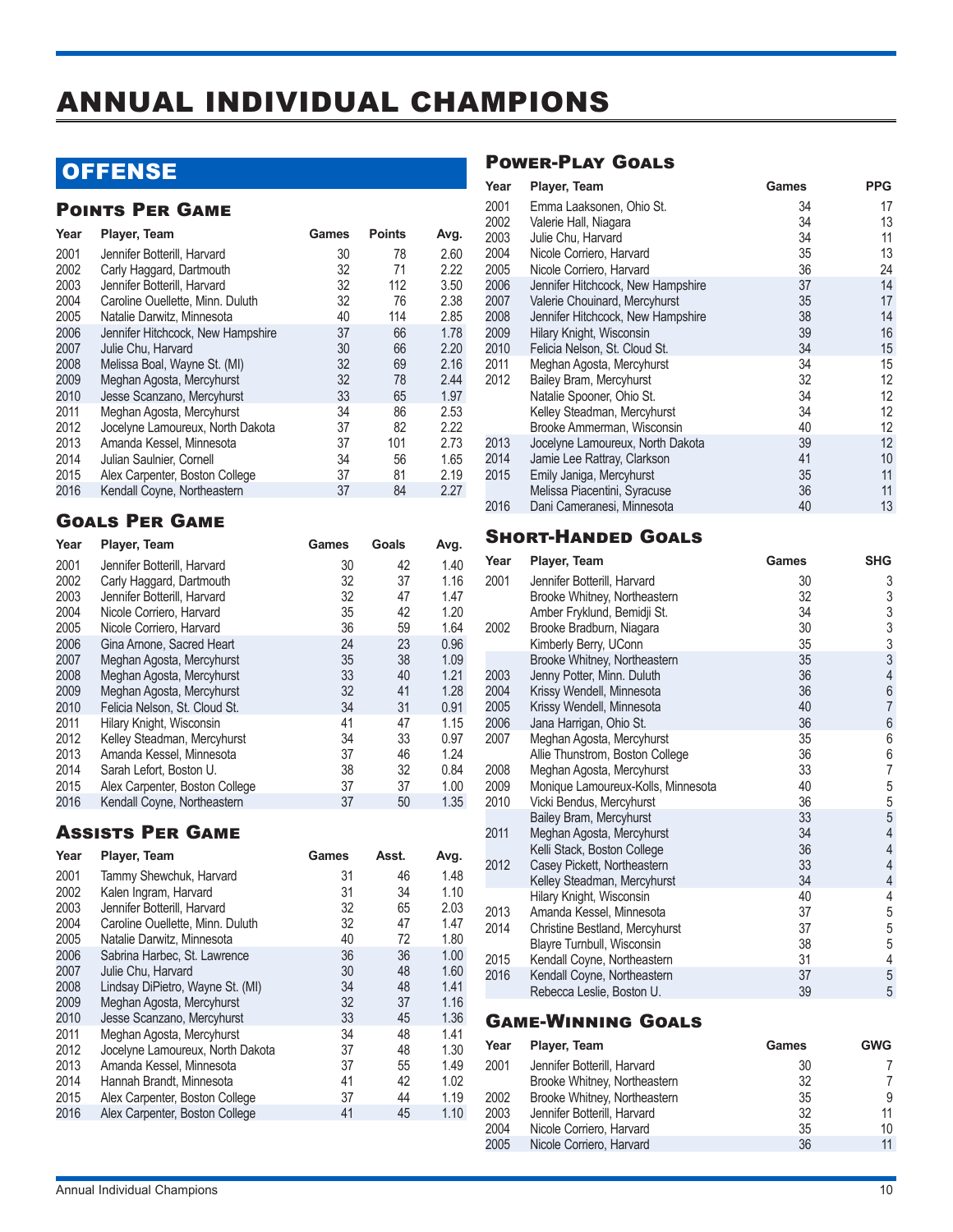# ANNUAL INDIVIDUAL CHAMPIONS

## OFFENSE

### Points Per Game

| Year | Player, Team | Games | Points | Avg. |
|---|---|---|---|---|
| 2001 | Jennifer Botterill, Harvard | 30 | 78 | 2.60 |
| 2002 | Carly Haggard, Dartmouth | 32 | 71 | 2.22 |
| 2003 | Jennifer Botterill, Harvard | 32 | 112 | 3.50 |
| 2004 | Caroline Ouellette, Minn. Duluth | 32 | 76 | 2.38 |
| 2005 | Natalie Darwitz, Minnesota | 40 | 114 | 2.85 |
| 2006 | Jennifer Hitchcock, New Hampshire | 37 | 66 | 1.78 |
| 2007 | Julie Chu, Harvard | 30 | 66 | 2.20 |
| 2008 | Melissa Boal, Wayne St. (MI) | 32 | 69 | 2.16 |
| 2009 | Meghan Agosta, Mercyhurst | 32 | 78 | 2.44 |
| 2010 | Jesse Scanzano, Mercyhurst | 33 | 65 | 1.97 |
| 2011 | Meghan Agosta, Mercyhurst | 34 | 86 | 2.53 |
| 2012 | Jocelyne Lamoureux, North Dakota | 37 | 82 | 2.22 |
| 2013 | Amanda Kessel, Minnesota | 37 | 101 | 2.73 |
| 2014 | Julian Saulnier, Cornell | 34 | 56 | 1.65 |
| 2015 | Alex Carpenter, Boston College | 37 | 81 | 2.19 |
| 2016 | Kendall Coyne, Northeastern | 37 | 84 | 2.27 |

### Goals Per Game

| Year | Player, Team | Games | Goals | Avg. |
|---|---|---|---|---|
| 2001 | Jennifer Botterill, Harvard | 30 | 42 | 1.40 |
| 2002 | Carly Haggard, Dartmouth | 32 | 37 | 1.16 |
| 2003 | Jennifer Botterill, Harvard | 32 | 47 | 1.47 |
| 2004 | Nicole Corriero, Harvard | 35 | 42 | 1.20 |
| 2005 | Nicole Corriero, Harvard | 36 | 59 | 1.64 |
| 2006 | Gina Arnone, Sacred Heart | 24 | 23 | 0.96 |
| 2007 | Meghan Agosta, Mercyhurst | 35 | 38 | 1.09 |
| 2008 | Meghan Agosta, Mercyhurst | 33 | 40 | 1.21 |
| 2009 | Meghan Agosta, Mercyhurst | 32 | 41 | 1.28 |
| 2010 | Felicia Nelson, St. Cloud St. | 34 | 31 | 0.91 |
| 2011 | Hilary Knight, Wisconsin | 41 | 47 | 1.15 |
| 2012 | Kelley Steadman, Mercyhurst | 34 | 33 | 0.97 |
| 2013 | Amanda Kessel, Minnesota | 37 | 46 | 1.24 |
| 2014 | Sarah Lefort, Boston U. | 38 | 32 | 0.84 |
| 2015 | Alex Carpenter, Boston College | 37 | 37 | 1.00 |
| 2016 | Kendall Coyne, Northeastern | 37 | 50 | 1.35 |

### Assists Per Game

| Year | Player, Team | Games | Asst. | Avg. |
|---|---|---|---|---|
| 2001 | Tammy Shewchuk, Harvard | 31 | 46 | 1.48 |
| 2002 | Kalen Ingram, Harvard | 31 | 34 | 1.10 |
| 2003 | Jennifer Botterill, Harvard | 32 | 65 | 2.03 |
| 2004 | Caroline Ouellette, Minn. Duluth | 32 | 47 | 1.47 |
| 2005 | Natalie Darwitz, Minnesota | 40 | 72 | 1.80 |
| 2006 | Sabrina Harbec, St. Lawrence | 36 | 36 | 1.00 |
| 2007 | Julie Chu, Harvard | 30 | 48 | 1.60 |
| 2008 | Lindsay DiPietro, Wayne St. (MI) | 34 | 48 | 1.41 |
| 2009 | Meghan Agosta, Mercyhurst | 32 | 37 | 1.16 |
| 2010 | Jesse Scanzano, Mercyhurst | 33 | 45 | 1.36 |
| 2011 | Meghan Agosta, Mercyhurst | 34 | 48 | 1.41 |
| 2012 | Jocelyne Lamoureux, North Dakota | 37 | 48 | 1.30 |
| 2013 | Amanda Kessel, Minnesota | 37 | 55 | 1.49 |
| 2014 | Hannah Brandt, Minnesota | 41 | 42 | 1.02 |
| 2015 | Alex Carpenter, Boston College | 37 | 44 | 1.19 |
| 2016 | Alex Carpenter, Boston College | 41 | 45 | 1.10 |

### Power-Play Goals

| Year | Player, Team | Games | PPG |
|---|---|---|---|
| 2001 | Emma Laaksonen, Ohio St. | 34 | 17 |
| 2002 | Valerie Hall, Niagara | 34 | 13 |
| 2003 | Julie Chu, Harvard | 34 | 11 |
| 2004 | Nicole Corriero, Harvard | 35 | 13 |
| 2005 | Nicole Corriero, Harvard | 36 | 24 |
| 2006 | Jennifer Hitchcock, New Hampshire | 37 | 14 |
| 2007 | Valerie Chouinard, Mercyhurst | 35 | 17 |
| 2008 | Jennifer Hitchcock, New Hampshire | 38 | 14 |
| 2009 | Hilary Knight, Wisconsin | 39 | 16 |
| 2010 | Felicia Nelson, St. Cloud St. | 34 | 15 |
| 2011 | Meghan Agosta, Mercyhurst | 34 | 15 |
| 2012 | Bailey Bram, Mercyhurst | 32 | 12 |
| | Natalie Spooner, Ohio St. | 34 | 12 |
| | Kelley Steadman, Mercyhurst | 34 | 12 |
| | Brooke Ammerman, Wisconsin | 40 | 12 |
| 2013 | Jocelyne Lamoureux, North Dakota | 39 | 12 |
| 2014 | Jamie Lee Rattray, Clarkson | 41 | 10 |
| 2015 | Emily Janiga, Mercyhurst | 35 | 11 |
| | Melissa Piacentini, Syracuse | 36 | 11 |
| 2016 | Dani Cameranesi, Minnesota | 40 | 13 |

### Short-Handed Goals

| Year | Player, Team | Games | SHG |
|---|---|---|---|
| 2001 | Jennifer Botterill, Harvard | 30 | 3 |
| | Brooke Whitney, Northeastern | 32 | 3 |
| | Amber Fryklund, Bemidji St. | 34 | 3 |
| 2002 | Brooke Bradburn, Niagara | 30 | 3 |
| | Kimberly Berry, UConn | 35 | 3 |
| | Brooke Whitney, Northeastern | 35 | 3 |
| 2003 | Jenny Potter, Minn. Duluth | 36 | 4 |
| 2004 | Krissy Wendell, Minnesota | 36 | 6 |
| 2005 | Krissy Wendell, Minnesota | 40 | 7 |
| 2006 | Jana Harrigan, Ohio St. | 36 | 6 |
| 2007 | Meghan Agosta, Mercyhurst | 35 | 6 |
| | Allie Thunstrom, Boston College | 36 | 6 |
| 2008 | Meghan Agosta, Mercyhurst | 33 | 7 |
| 2009 | Monique Lamoureux-Kolls, Minnesota | 40 | 5 |
| 2010 | Vicki Bendus, Mercyhurst | 36 | 5 |
| | Bailey Bram, Mercyhurst | 33 | 5 |
| 2011 | Meghan Agosta, Mercyhurst | 34 | 4 |
| | Kelli Stack, Boston College | 36 | 4 |
| 2012 | Casey Pickett, Northeastern | 33 | 4 |
| | Kelley Steadman, Mercyhurst | 34 | 4 |
| | Hilary Knight, Wisconsin | 40 | 4 |
| 2013 | Amanda Kessel, Minnesota | 37 | 5 |
| 2014 | Christine Bestland, Mercyhurst | 37 | 5 |
| | Blayre Turnbull, Wisconsin | 38 | 5 |
| 2015 | Kendall Coyne, Northeastern | 31 | 4 |
| 2016 | Kendall Coyne, Northeastern | 37 | 5 |
| | Rebecca Leslie, Boston U. | 39 | 5 |

### Game-Winning Goals

| Year | Player, Team | Games | GWG |
|---|---|---|---|
| 2001 | Jennifer Botterill, Harvard | 30 | 7 |
| | Brooke Whitney, Northeastern | 32 | 7 |
| 2002 | Brooke Whitney, Northeastern | 35 | 9 |
| 2003 | Jennifer Botterill, Harvard | 32 | 11 |
| 2004 | Nicole Corriero, Harvard | 35 | 10 |
| 2005 | Nicole Corriero, Harvard | 36 | 11 |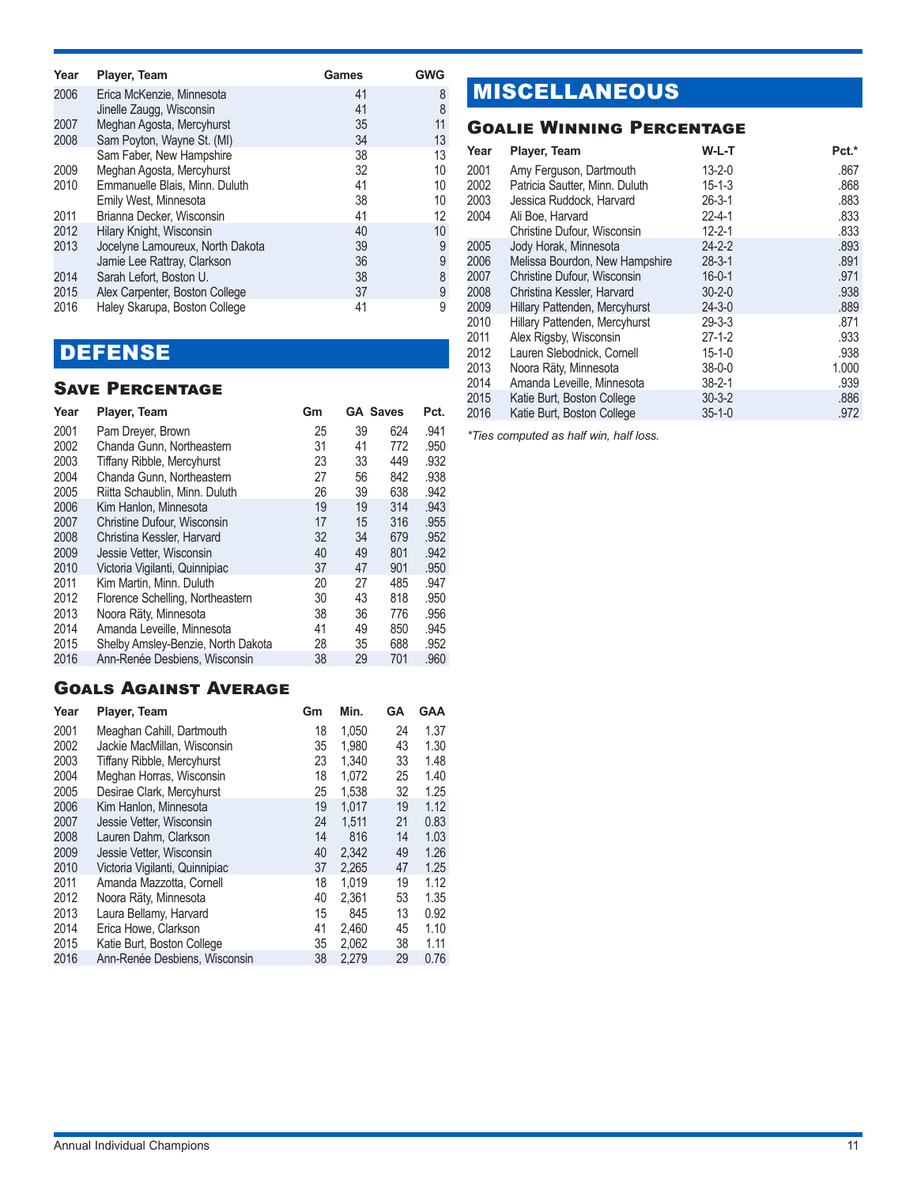| Year | Player, Team | Games | GWG |
|---|---|---|---|
| 2006 | Erica McKenzie, Minnesota | 41 | 8 |
| | Jinelle Zaugg, Wisconsin | 41 | 8 |
| 2007 | Meghan Agosta, Mercyhurst | 35 | 11 |
| 2008 | Sam Poyton, Wayne St. (MI) | 34 | 13 |
| | Sam Faber, New Hampshire | 38 | 13 |
| 2009 | Meghan Agosta, Mercyhurst | 32 | 10 |
| 2010 | Emmanuelle Blais, Minn. Duluth | 41 | 10 |
| | Emily West, Minnesota | 38 | 10 |
| 2011 | Brianna Decker, Wisconsin | 41 | 12 |
| 2012 | Hilary Knight, Wisconsin | 40 | 10 |
| 2013 | Jocelyne Lamoureux, North Dakota | 39 | 9 |
| | Jamie Lee Rattray, Clarkson | 36 | 9 |
| 2014 | Sarah Lefort, Boston U. | 38 | 8 |
| 2015 | Alex Carpenter, Boston College | 37 | 9 |
| 2016 | Haley Skarupa, Boston College | 41 | 9 |

# DEFENSE

## Save Percentage

| Year | Player, Team | Gm | GA | Saves | Pct. |
|---|---|---|---|---|---|
| 2001 | Pam Dreyer, Brown | 25 | 39 | 624 | .941 |
| 2002 | Chanda Gunn, Northeastern | 31 | 41 | 772 | .950 |
| 2003 | Tiffany Ribble, Mercyhurst | 23 | 33 | 449 | .932 |
| 2004 | Chanda Gunn, Northeastern | 27 | 56 | 842 | .938 |
| 2005 | Riitta Schaublin, Minn. Duluth | 26 | 39 | 638 | .942 |
| 2006 | Kim Hanlon, Minnesota | 19 | 19 | 314 | .943 |
| 2007 | Christine Dufour, Wisconsin | 17 | 15 | 316 | .955 |
| 2008 | Christina Kessler, Harvard | 32 | 34 | 679 | .952 |
| 2009 | Jessie Vetter, Wisconsin | 40 | 49 | 801 | .942 |
| 2010 | Victoria Vigilanti, Quinnipiac | 37 | 47 | 901 | .950 |
| 2011 | Kim Martin, Minn. Duluth | 20 | 27 | 485 | .947 |
| 2012 | Florence Schelling, Northeastern | 30 | 43 | 818 | .950 |
| 2013 | Noora Räty, Minnesota | 38 | 36 | 776 | .956 |
| 2014 | Amanda Leveille, Minnesota | 41 | 49 | 850 | .945 |
| 2015 | Shelby Amsley-Benzie, North Dakota | 28 | 35 | 688 | .952 |
| 2016 | Ann-Renée Desbiens, Wisconsin | 38 | 29 | 701 | .960 |

## Goals Against Average

| Year | Player, Team | Gm | Min. | GA | GAA |
|---|---|---|---|---|---|
| 2001 | Meaghan Cahill, Dartmouth | 18 | 1,050 | 24 | 1.37 |
| 2002 | Jackie MacMillan, Wisconsin | 35 | 1,980 | 43 | 1.30 |
| 2003 | Tiffany Ribble, Mercyhurst | 23 | 1,340 | 33 | 1.48 |
| 2004 | Meghan Horras, Wisconsin | 18 | 1,072 | 25 | 1.40 |
| 2005 | Desirae Clark, Mercyhurst | 25 | 1,538 | 32 | 1.25 |
| 2006 | Kim Hanlon, Minnesota | 19 | 1,017 | 19 | 1.12 |
| 2007 | Jessie Vetter, Wisconsin | 24 | 1,511 | 21 | 0.83 |
| 2008 | Lauren Dahm, Clarkson | 14 | 816 | 14 | 1.03 |
| 2009 | Jessie Vetter, Wisconsin | 40 | 2,342 | 49 | 1.26 |
| 2010 | Victoria Vigilanti, Quinnipiac | 37 | 2,265 | 47 | 1.25 |
| 2011 | Amanda Mazzotta, Cornell | 18 | 1,019 | 19 | 1.12 |
| 2012 | Noora Räty, Minnesota | 40 | 2,361 | 53 | 1.35 |
| 2013 | Laura Bellamy, Harvard | 15 | 845 | 13 | 0.92 |
| 2014 | Erica Howe, Clarkson | 41 | 2,460 | 45 | 1.10 |
| 2015 | Katie Burt, Boston College | 35 | 2,062 | 38 | 1.11 |
| 2016 | Ann-Renée Desbiens, Wisconsin | 38 | 2,279 | 29 | 0.76 |

# MISCELLANEOUS

## Goalie Winning Percentage

| Year | Player, Team | W-L-T | Pct.* |
|---|---|---|---|
| 2001 | Amy Ferguson, Dartmouth | 13-2-0 | .867 |
| 2002 | Patricia Sautter, Minn. Duluth | 15-1-3 | .868 |
| 2003 | Jessica Ruddock, Harvard | 26-3-1 | .883 |
| 2004 | Ali Boe, Harvard | 22-4-1 | .833 |
| | Christine Dufour, Wisconsin | 12-2-1 | .833 |
| 2005 | Jody Horak, Minnesota | 24-2-2 | .893 |
| 2006 | Melissa Bourdon, New Hampshire | 28-3-1 | .891 |
| 2007 | Christine Dufour, Wisconsin | 16-0-1 | .971 |
| 2008 | Christina Kessler, Harvard | 30-2-0 | .938 |
| 2009 | Hillary Pattenden, Mercyhurst | 24-3-0 | .889 |
| 2010 | Hillary Pattenden, Mercyhurst | 29-3-3 | .871 |
| 2011 | Alex Rigsby, Wisconsin | 27-1-2 | .933 |
| 2012 | Lauren Slebodnick, Cornell | 15-1-0 | .938 |
| 2013 | Noora Räty, Minnesota | 38-0-0 | 1.000 |
| 2014 | Amanda Leveille, Minnesota | 38-2-1 | .939 |
| 2015 | Katie Burt, Boston College | 30-3-2 | .886 |
| 2016 | Katie Burt, Boston College | 35-1-0 | .972 |

*Ties computed as half win, half loss.*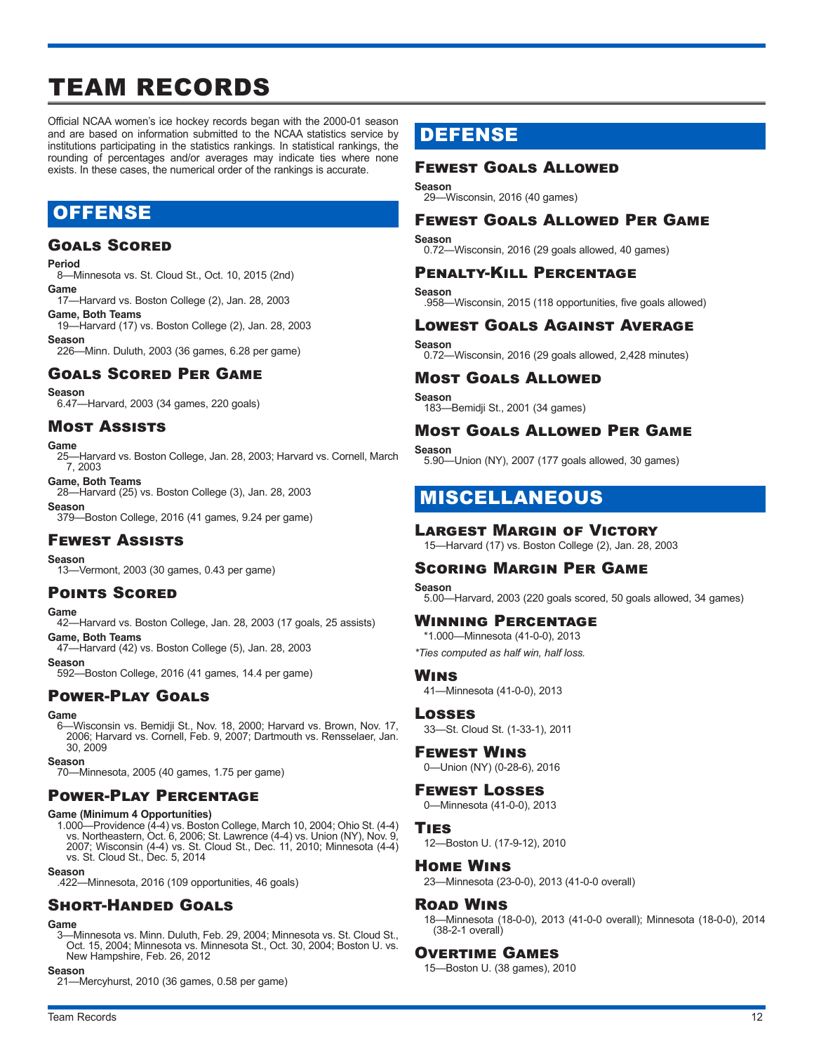# TEAM RECORDS

Official NCAA women's ice hockey records began with the 2000-01 season and are based on information submitted to the NCAA statistics service by institutions participating in the statistics rankings. In statistical rankings, the rounding of percentages and/or averages may indicate ties where none exists. In these cases, the numerical order of the rankings is accurate.

## OFFENSE

### Goals Scored

**Period**
8—Minnesota vs. St. Cloud St., Oct. 10, 2015 (2nd)

**Game**
17—Harvard vs. Boston College (2), Jan. 28, 2003

**Game, Both Teams**
19—Harvard (17) vs. Boston College (2), Jan. 28, 2003

**Season**
226—Minn. Duluth, 2003 (36 games, 6.28 per game)

### Goals Scored Per Game

**Season**
6.47—Harvard, 2003 (34 games, 220 goals)

### Most Assists

**Game**
25—Harvard vs. Boston College, Jan. 28, 2003; Harvard vs. Cornell, March 7, 2003

**Game, Both Teams**
28—Harvard (25) vs. Boston College (3), Jan. 28, 2003

**Season**
379—Boston College, 2016 (41 games, 9.24 per game)

### Fewest Assists

**Season**
13—Vermont, 2003 (30 games, 0.43 per game)

### Points Scored

**Game**
42—Harvard vs. Boston College, Jan. 28, 2003 (17 goals, 25 assists)

**Game, Both Teams**
47—Harvard (42) vs. Boston College (5), Jan. 28, 2003

**Season**
592—Boston College, 2016 (41 games, 14.4 per game)

### Power-Play Goals

**Game**
6—Wisconsin vs. Bemidji St., Nov. 18, 2000; Harvard vs. Brown, Nov. 17, 2006; Harvard vs. Cornell, Feb. 9, 2007; Dartmouth vs. Rensselaer, Jan. 30, 2009

**Season**
70—Minnesota, 2005 (40 games, 1.75 per game)

### Power-Play Percentage

**Game (Minimum 4 Opportunities)**
1.000—Providence (4-4) vs. Boston College, March 10, 2004; Ohio St. (4-4) vs. Northeastern, Oct. 6, 2006; St. Lawrence (4-4) vs. Union (NY), Nov. 9, 2007; Wisconsin (4-4) vs. St. Cloud St., Dec. 11, 2010; Minnesota (4-4) vs. St. Cloud St., Dec. 5, 2014

**Season**
.422—Minnesota, 2016 (109 opportunities, 46 goals)

### Short-Handed Goals

**Game**
3—Minnesota vs. Minn. Duluth, Feb. 29, 2004; Minnesota vs. St. Cloud St., Oct. 15, 2004; Minnesota vs. Minnesota St., Oct. 30, 2004; Boston U. vs. New Hampshire, Feb. 26, 2012

**Season**
21—Mercyhurst, 2010 (36 games, 0.58 per game)

## DEFENSE

### Fewest Goals Allowed

**Season**
29—Wisconsin, 2016 (40 games)

### Fewest Goals Allowed Per Game

**Season**
0.72—Wisconsin, 2016 (29 goals allowed, 40 games)

### Penalty-Kill Percentage

**Season**
.958—Wisconsin, 2015 (118 opportunities, five goals allowed)

### Lowest Goals Against Average

**Season**
0.72—Wisconsin, 2016 (29 goals allowed, 2,428 minutes)

### Most Goals Allowed

**Season**
183—Bemidji St., 2001 (34 games)

### Most Goals Allowed Per Game

**Season**
5.90—Union (NY), 2007 (177 goals allowed, 30 games)

## MISCELLANEOUS

### Largest Margin of Victory

15—Harvard (17) vs. Boston College (2), Jan. 28, 2003

### Scoring Margin Per Game

**Season**
5.00—Harvard, 2003 (220 goals scored, 50 goals allowed, 34 games)

### Winning Percentage

*1.000—Minnesota (41-0-0), 2013

*Ties computed as half win, half loss.*

### Wins

41—Minnesota (41-0-0), 2013

### Losses

33—St. Cloud St. (1-33-1), 2011

### Fewest Wins

0—Union (NY) (0-28-6), 2016

### Fewest Losses

0—Minnesota (41-0-0), 2013

### Ties

12—Boston U. (17-9-12), 2010

### Home Wins

23—Minnesota (23-0-0), 2013 (41-0-0 overall)

### Road Wins

18—Minnesota (18-0-0), 2013 (41-0-0 overall); Minnesota (18-0-0), 2014 (38-2-1 overall)

### Overtime Games

15—Boston U. (38 games), 2010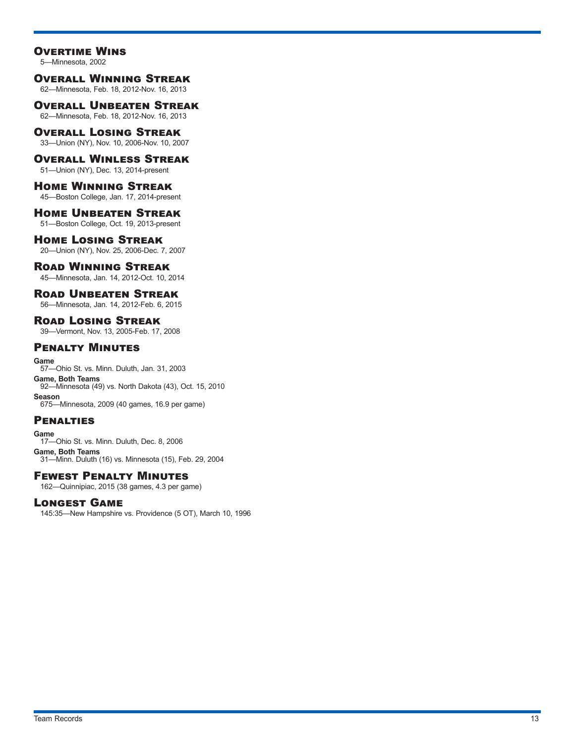## Overtime Wins

5—Minnesota, 2002

## Overall Winning Streak

62—Minnesota, Feb. 18, 2012-Nov. 16, 2013

## Overall Unbeaten Streak

62—Minnesota, Feb. 18, 2012-Nov. 16, 2013

## Overall Losing Streak

33—Union (NY), Nov. 10, 2006-Nov. 10, 2007

## Overall Winless Streak

51—Union (NY), Dec. 13, 2014-present

## Home Winning Streak

45—Boston College, Jan. 17, 2014-present

## Home Unbeaten Streak

51—Boston College, Oct. 19, 2013-present

## Home Losing Streak

20—Union (NY), Nov. 25, 2006-Dec. 7, 2007

## Road Winning Streak

45—Minnesota, Jan. 14, 2012-Oct. 10, 2014

## Road Unbeaten Streak

56—Minnesota, Jan. 14, 2012-Feb. 6, 2015

## Road Losing Streak

39—Vermont, Nov. 13, 2005-Feb. 17, 2008

## Penalty Minutes

**Game**
57—Ohio St. vs. Minn. Duluth, Jan. 31, 2003

**Game, Both Teams**
92—Minnesota (49) vs. North Dakota (43), Oct. 15, 2010

**Season**
675—Minnesota, 2009 (40 games, 16.9 per game)

## Penalties

**Game**
17—Ohio St. vs. Minn. Duluth, Dec. 8, 2006

**Game, Both Teams**
31—Minn. Duluth (16) vs. Minnesota (15), Feb. 29, 2004

## Fewest Penalty Minutes

162—Quinnipiac, 2015 (38 games, 4.3 per game)

## Longest Game

145:35—New Hampshire vs. Providence (5 OT), March 10, 1996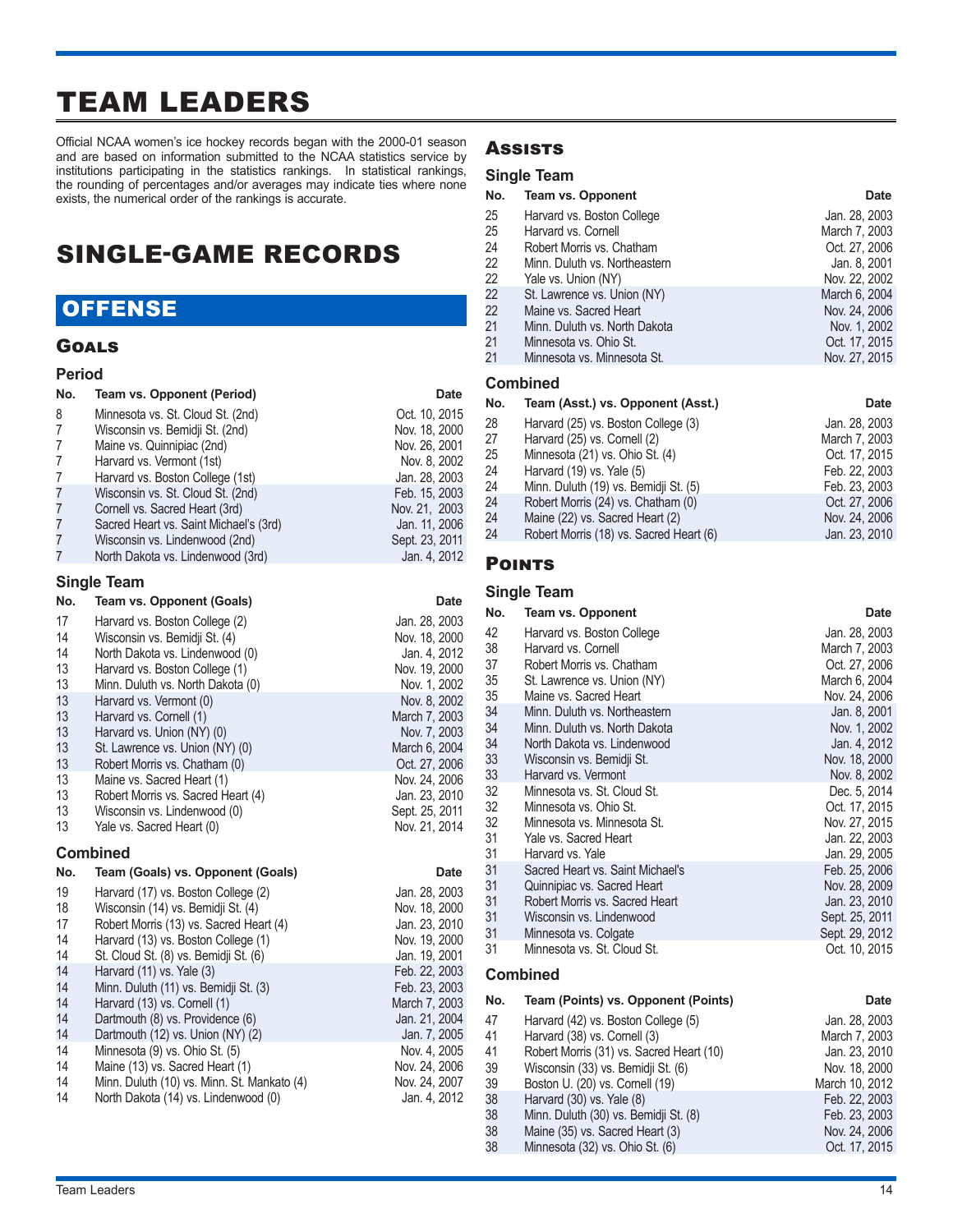# TEAM LEADERS

Official NCAA women's ice hockey records began with the 2000-01 season and are based on information submitted to the NCAA statistics service by institutions participating in the statistics rankings. In statistical rankings, the rounding of percentages and/or averages may indicate ties where none exists, the numerical order of the rankings is accurate.

# SINGLE-GAME RECORDS

## OFFENSE

### Goals

#### Period

| No. | Team vs. Opponent (Period) | Date |
|---|---|---|
| 8 | Minnesota vs. St. Cloud St. (2nd) | Oct. 10, 2015 |
| 7 | Wisconsin vs. Bemidji St. (2nd) | Nov. 18, 2000 |
| 7 | Maine vs. Quinnipiac (2nd) | Nov. 26, 2001 |
| 7 | Harvard vs. Vermont (1st) | Nov. 8, 2002 |
| 7 | Harvard vs. Boston College (1st) | Jan. 28, 2003 |
| 7 | Wisconsin vs. St. Cloud St. (2nd) | Feb. 15, 2003 |
| 7 | Cornell vs. Sacred Heart (3rd) | Nov. 21, 2003 |
| 7 | Sacred Heart vs. Saint Michael's (3rd) | Jan. 11, 2006 |
| 7 | Wisconsin vs. Lindenwood (2nd) | Sept. 23, 2011 |
| 7 | North Dakota vs. Lindenwood (3rd) | Jan. 4, 2012 |

#### Single Team

| No. | Team vs. Opponent (Goals) | Date |
|---|---|---|
| 17 | Harvard vs. Boston College (2) | Jan. 28, 2003 |
| 14 | Wisconsin vs. Bemidji St. (4) | Nov. 18, 2000 |
| 14 | North Dakota vs. Lindenwood (0) | Jan. 4, 2012 |
| 13 | Harvard vs. Boston College (1) | Nov. 19, 2000 |
| 13 | Minn. Duluth vs. North Dakota (0) | Nov. 1, 2002 |
| 13 | Harvard vs. Vermont (0) | Nov. 8, 2002 |
| 13 | Harvard vs. Cornell (1) | March 7, 2003 |
| 13 | Harvard vs. Union (NY) (0) | Nov. 7, 2003 |
| 13 | St. Lawrence vs. Union (NY) (0) | March 6, 2004 |
| 13 | Robert Morris vs. Chatham (0) | Oct. 27, 2006 |
| 13 | Maine vs. Sacred Heart (1) | Nov. 24, 2006 |
| 13 | Robert Morris vs. Sacred Heart (4) | Jan. 23, 2010 |
| 13 | Wisconsin vs. Lindenwood (0) | Sept. 25, 2011 |
| 13 | Yale vs. Sacred Heart (0) | Nov. 21, 2014 |

#### Combined

| No. | Team (Goals) vs. Opponent (Goals) | Date |
|---|---|---|
| 19 | Harvard (17) vs. Boston College (2) | Jan. 28, 2003 |
| 18 | Wisconsin (14) vs. Bemidji St. (4) | Nov. 18, 2000 |
| 17 | Robert Morris (13) vs. Sacred Heart (4) | Jan. 23, 2010 |
| 14 | Harvard (13) vs. Boston College (1) | Nov. 19, 2000 |
| 14 | St. Cloud St. (8) vs. Bemidji St. (6) | Jan. 19, 2001 |
| 14 | Harvard (11) vs. Yale (3) | Feb. 22, 2003 |
| 14 | Minn. Duluth (11) vs. Bemidji St. (3) | Feb. 23, 2003 |
| 14 | Harvard (13) vs. Cornell (1) | March 7, 2003 |
| 14 | Dartmouth (8) vs. Providence (6) | Jan. 21, 2004 |
| 14 | Dartmouth (12) vs. Union (NY) (2) | Jan. 7, 2005 |
| 14 | Minnesota (9) vs. Ohio St. (5) | Nov. 4, 2005 |
| 14 | Maine (13) vs. Sacred Heart (1) | Nov. 24, 2006 |
| 14 | Minn. Duluth (10) vs. Minn. St. Mankato (4) | Nov. 24, 2007 |
| 14 | North Dakota (14) vs. Lindenwood (0) | Jan. 4, 2012 |

### Assists

#### Single Team

| No. | Team vs. Opponent | Date |
|---|---|---|
| 25 | Harvard vs. Boston College | Jan. 28, 2003 |
| 25 | Harvard vs. Cornell | March 7, 2003 |
| 24 | Robert Morris vs. Chatham | Oct. 27, 2006 |
| 22 | Minn. Duluth vs. Northeastern | Jan. 8, 2001 |
| 22 | Yale vs. Union (NY) | Nov. 22, 2002 |
| 22 | St. Lawrence vs. Union (NY) | March 6, 2004 |
| 22 | Maine vs. Sacred Heart | Nov. 24, 2006 |
| 21 | Minn. Duluth vs. North Dakota | Nov. 1, 2002 |
| 21 | Minnesota vs. Ohio St. | Oct. 17, 2015 |
| 21 | Minnesota vs. Minnesota St. | Nov. 27, 2015 |

#### Combined

| No. | Team (Asst.) vs. Opponent (Asst.) | Date |
|---|---|---|
| 28 | Harvard (25) vs. Boston College (3) | Jan. 28, 2003 |
| 27 | Harvard (25) vs. Cornell (2) | March 7, 2003 |
| 25 | Minnesota (21) vs. Ohio St. (4) | Oct. 17, 2015 |
| 24 | Harvard (19) vs. Yale (5) | Feb. 22, 2003 |
| 24 | Minn. Duluth (19) vs. Bemidji St. (5) | Feb. 23, 2003 |
| 24 | Robert Morris (24) vs. Chatham (0) | Oct. 27, 2006 |
| 24 | Maine (22) vs. Sacred Heart (2) | Nov. 24, 2006 |
| 24 | Robert Morris (18) vs. Sacred Heart (6) | Jan. 23, 2010 |

### Points

#### Single Team

| No. | Team vs. Opponent | Date |
|---|---|---|
| 42 | Harvard vs. Boston College | Jan. 28, 2003 |
| 38 | Harvard vs. Cornell | March 7, 2003 |
| 37 | Robert Morris vs. Chatham | Oct. 27, 2006 |
| 35 | St. Lawrence vs. Union (NY) | March 6, 2004 |
| 35 | Maine vs. Sacred Heart | Nov. 24, 2006 |
| 34 | Minn. Duluth vs. Northeastern | Jan. 8, 2001 |
| 34 | Minn. Duluth vs. North Dakota | Nov. 1, 2002 |
| 34 | North Dakota vs. Lindenwood | Jan. 4, 2012 |
| 33 | Wisconsin vs. Bemidji St. | Nov. 18, 2000 |
| 33 | Harvard vs. Vermont | Nov. 8, 2002 |
| 32 | Minnesota vs. St. Cloud St. | Dec. 5, 2014 |
| 32 | Minnesota vs. Ohio St. | Oct. 17, 2015 |
| 32 | Minnesota vs. Minnesota St. | Nov. 27, 2015 |
| 31 | Yale vs. Sacred Heart | Jan. 22, 2003 |
| 31 | Harvard vs. Yale | Jan. 29, 2005 |
| 31 | Sacred Heart vs. Saint Michael's | Feb. 25, 2006 |
| 31 | Quinnipiac vs. Sacred Heart | Nov. 28, 2009 |
| 31 | Robert Morris vs. Sacred Heart | Jan. 23, 2010 |
| 31 | Wisconsin vs. Lindenwood | Sept. 25, 2011 |
| 31 | Minnesota vs. Colgate | Sept. 29, 2012 |
| 31 | Minnesota vs. St. Cloud St. | Oct. 10, 2015 |

#### Combined

| No. | Team (Points) vs. Opponent (Points) | Date |
|---|---|---|
| 47 | Harvard (42) vs. Boston College (5) | Jan. 28, 2003 |
| 41 | Harvard (38) vs. Cornell (3) | March 7, 2003 |
| 41 | Robert Morris (31) vs. Sacred Heart (10) | Jan. 23, 2010 |
| 39 | Wisconsin (33) vs. Bemidji St. (6) | Nov. 18, 2000 |
| 39 | Boston U. (20) vs. Cornell (19) | March 10, 2012 |
| 38 | Harvard (30) vs. Yale (8) | Feb. 22, 2003 |
| 38 | Minn. Duluth (30) vs. Bemidji St. (8) | Feb. 23, 2003 |
| 38 | Maine (35) vs. Sacred Heart (3) | Nov. 24, 2006 |
| 38 | Minnesota (32) vs. Ohio St. (6) | Oct. 17, 2015 |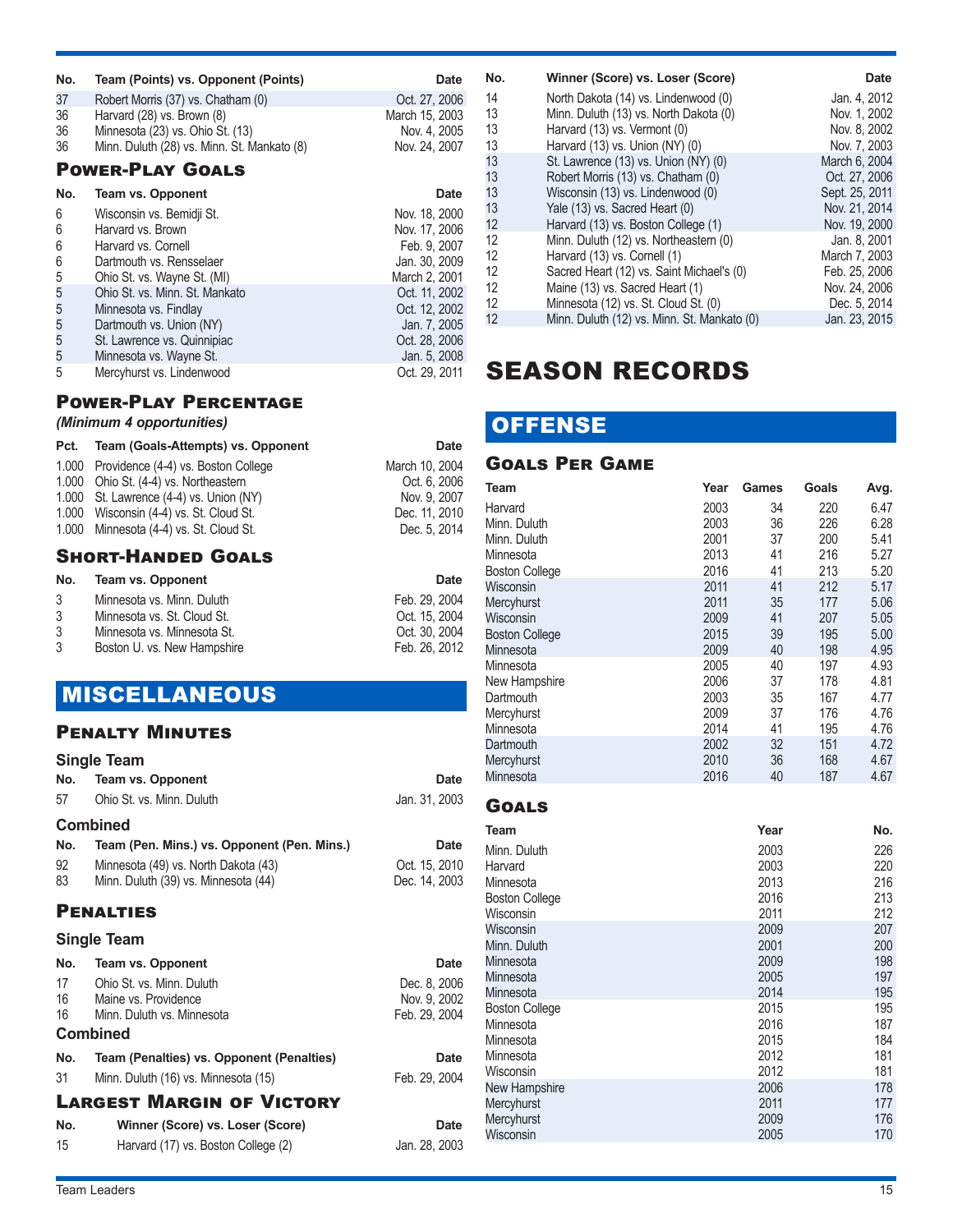| No. | Team (Points) vs. Opponent (Points) | Date |
|---|---|---|
| 37 | Robert Morris (37) vs. Chatham (0) | Oct. 27, 2006 |
| 36 | Harvard (28) vs. Brown (8) | March 15, 2003 |
| 36 | Minnesota (23) vs. Ohio St. (13) | Nov. 4, 2005 |
| 36 | Minn. Duluth (28) vs. Minn. St. Mankato (8) | Nov. 24, 2007 |

### Power-Play Goals

| No. | Team vs. Opponent | Date |
|---|---|---|
| 6 | Wisconsin vs. Bemidji St. | Nov. 18, 2000 |
| 6 | Harvard vs. Brown | Nov. 17, 2006 |
| 6 | Harvard vs. Cornell | Feb. 9, 2007 |
| 6 | Dartmouth vs. Rensselaer | Jan. 30, 2009 |
| 5 | Ohio St. vs. Wayne St. (MI) | March 2, 2001 |
| 5 | Ohio St. vs. Minn. St. Mankato | Oct. 11, 2002 |
| 5 | Minnesota vs. Findlay | Oct. 12, 2002 |
| 5 | Dartmouth vs. Union (NY) | Jan. 7, 2005 |
| 5 | St. Lawrence vs. Quinnipiac | Oct. 28, 2006 |
| 5 | Minnesota vs. Wayne St. | Jan. 5, 2008 |
| 5 | Mercyhurst vs. Lindenwood | Oct. 29, 2011 |

### Power-Play Percentage

*(Minimum 4 opportunities)*

| Pct. | Team (Goals-Attempts) vs. Opponent | Date |
|---|---|---|
| 1.000 | Providence (4-4) vs. Boston College | March 10, 2004 |
| 1.000 | Ohio St. (4-4) vs. Northeastern | Oct. 6, 2006 |
| 1.000 | St. Lawrence (4-4) vs. Union (NY) | Nov. 9, 2007 |
| 1.000 | Wisconsin (4-4) vs. St. Cloud St. | Dec. 11, 2010 |
| 1.000 | Minnesota (4-4) vs. St. Cloud St. | Dec. 5, 2014 |

### Short-Handed Goals

| No. | Team vs. Opponent | Date |
|---|---|---|
| 3 | Minnesota vs. Minn. Duluth | Feb. 29, 2004 |
| 3 | Minnesota vs. St. Cloud St. | Oct. 15, 2004 |
| 3 | Minnesota vs. Minnesota St. | Oct. 30, 2004 |
| 3 | Boston U. vs. New Hampshire | Feb. 26, 2012 |

## MISCELLANEOUS

### Penalty Minutes

**Single Team**

| No. | Team vs. Opponent | Date |
|---|---|---|
| 57 | Ohio St. vs. Minn. Duluth | Jan. 31, 2003 |

**Combined**

| No. | Team (Pen. Mins.) vs. Opponent (Pen. Mins.) | Date |
|---|---|---|
| 92 | Minnesota (49) vs. North Dakota (43) | Oct. 15, 2010 |
| 83 | Minn. Duluth (39) vs. Minnesota (44) | Dec. 14, 2003 |

### Penalties

**Single Team**

| No. | Team vs. Opponent | Date |
|---|---|---|
| 17 | Ohio St. vs. Minn. Duluth | Dec. 8, 2006 |
| 16 | Maine vs. Providence | Nov. 9, 2002 |
| 16 | Minn. Duluth vs. Minnesota | Feb. 29, 2004 |

**Combined**

| No. | Team (Penalties) vs. Opponent (Penalties) | Date |
|---|---|---|
| 31 | Minn. Duluth (16) vs. Minnesota (15) | Feb. 29, 2004 |

### Largest Margin of Victory

| No. | Winner (Score) vs. Loser (Score) | Date |
|---|---|---|
| 15 | Harvard (17) vs. Boston College (2) | Jan. 28, 2003 |
| 14 | North Dakota (14) vs. Lindenwood (0) | Jan. 4, 2012 |
| 13 | Minn. Duluth (13) vs. North Dakota (0) | Nov. 1, 2002 |
| 13 | Harvard (13) vs. Vermont (0) | Nov. 8, 2002 |
| 13 | Harvard (13) vs. Union (NY) (0) | Nov. 7, 2003 |
| 13 | St. Lawrence (13) vs. Union (NY) (0) | March 6, 2004 |
| 13 | Robert Morris (13) vs. Chatham (0) | Oct. 27, 2006 |
| 13 | Wisconsin (13) vs. Lindenwood (0) | Sept. 25, 2011 |
| 13 | Yale (13) vs. Sacred Heart (0) | Nov. 21, 2014 |
| 12 | Harvard (13) vs. Boston College (1) | Nov. 19, 2000 |
| 12 | Minn. Duluth (12) vs. Northeastern (0) | Jan. 8, 2001 |
| 12 | Harvard (13) vs. Cornell (1) | March 7, 2003 |
| 12 | Sacred Heart (12) vs. Saint Michael's (0) | Feb. 25, 2006 |
| 12 | Maine (13) vs. Sacred Heart (1) | Nov. 24, 2006 |
| 12 | Minnesota (12) vs. St. Cloud St. (0) | Dec. 5, 2014 |
| 12 | Minn. Duluth (12) vs. Minn. St. Mankato (0) | Jan. 23, 2015 |

# SEASON RECORDS

## OFFENSE

### Goals Per Game

| Team | Year | Games | Goals | Avg. |
|---|---|---|---|---|
| Harvard | 2003 | 34 | 220 | 6.47 |
| Minn. Duluth | 2003 | 36 | 226 | 6.28 |
| Minn. Duluth | 2001 | 37 | 200 | 5.41 |
| Minnesota | 2013 | 41 | 216 | 5.27 |
| Boston College | 2016 | 41 | 213 | 5.20 |
| Wisconsin | 2011 | 41 | 212 | 5.17 |
| Mercyhurst | 2011 | 35 | 177 | 5.06 |
| Wisconsin | 2009 | 41 | 207 | 5.05 |
| Boston College | 2015 | 39 | 195 | 5.00 |
| Minnesota | 2009 | 40 | 198 | 4.95 |
| Minnesota | 2005 | 40 | 197 | 4.93 |
| New Hampshire | 2006 | 37 | 178 | 4.81 |
| Dartmouth | 2003 | 35 | 167 | 4.77 |
| Mercyhurst | 2009 | 37 | 176 | 4.76 |
| Minnesota | 2014 | 41 | 195 | 4.76 |
| Dartmouth | 2002 | 32 | 151 | 4.72 |
| Mercyhurst | 2010 | 36 | 168 | 4.67 |
| Minnesota | 2016 | 40 | 187 | 4.67 |

### Goals

| Team | Year | No. |
|---|---|---|
| Minn. Duluth | 2003 | 226 |
| Harvard | 2003 | 220 |
| Minnesota | 2013 | 216 |
| Boston College | 2016 | 213 |
| Wisconsin | 2011 | 212 |
| Wisconsin | 2009 | 207 |
| Minn. Duluth | 2001 | 200 |
| Minnesota | 2009 | 198 |
| Minnesota | 2005 | 197 |
| Minnesota | 2014 | 195 |
| Boston College | 2015 | 195 |
| Minnesota | 2016 | 187 |
| Minnesota | 2015 | 184 |
| Minnesota | 2012 | 181 |
| Wisconsin | 2012 | 181 |
| New Hampshire | 2006 | 178 |
| Mercyhurst | 2011 | 177 |
| Mercyhurst | 2009 | 176 |
| Wisconsin | 2005 | 170 |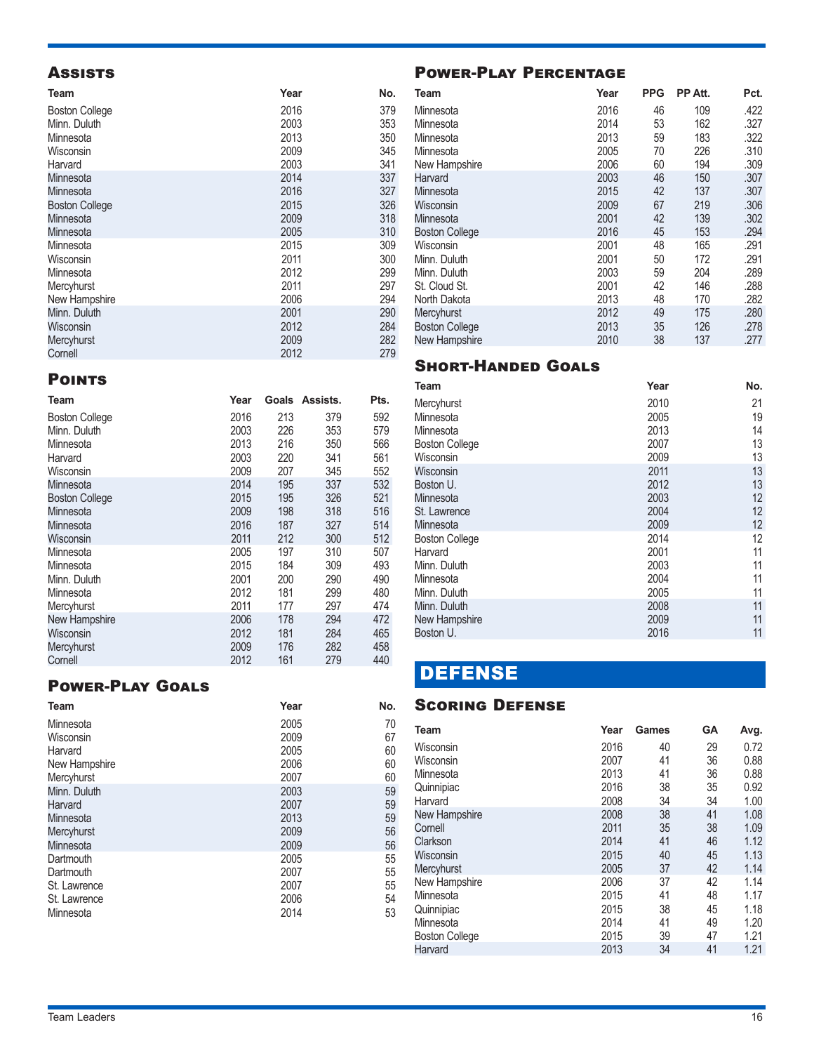## Assists

| Team | Year | No. |
|---|---|---|
| Boston College | 2016 | 379 |
| Minn. Duluth | 2003 | 353 |
| Minnesota | 2013 | 350 |
| Wisconsin | 2009 | 345 |
| Harvard | 2003 | 341 |
| Minnesota | 2014 | 337 |
| Minnesota | 2016 | 327 |
| Boston College | 2015 | 326 |
| Minnesota | 2009 | 318 |
| Minnesota | 2005 | 310 |
| Minnesota | 2015 | 309 |
| Wisconsin | 2011 | 300 |
| Minnesota | 2012 | 299 |
| Mercyhurst | 2011 | 297 |
| New Hampshire | 2006 | 294 |
| Minn. Duluth | 2001 | 290 |
| Wisconsin | 2012 | 284 |
| Mercyhurst | 2009 | 282 |
| Cornell | 2012 | 279 |

## Points

| Team | Year | Goals | Assists. | Pts. |
|---|---|---|---|---|
| Boston College | 2016 | 213 | 379 | 592 |
| Minn. Duluth | 2003 | 226 | 353 | 579 |
| Minnesota | 2013 | 216 | 350 | 566 |
| Harvard | 2003 | 220 | 341 | 561 |
| Wisconsin | 2009 | 207 | 345 | 552 |
| Minnesota | 2014 | 195 | 337 | 532 |
| Boston College | 2015 | 195 | 326 | 521 |
| Minnesota | 2009 | 198 | 318 | 516 |
| Minnesota | 2016 | 187 | 327 | 514 |
| Wisconsin | 2011 | 212 | 300 | 512 |
| Minnesota | 2005 | 197 | 310 | 507 |
| Minnesota | 2015 | 184 | 309 | 493 |
| Minn. Duluth | 2001 | 200 | 290 | 490 |
| Minnesota | 2012 | 181 | 299 | 480 |
| Mercyhurst | 2011 | 177 | 297 | 474 |
| New Hampshire | 2006 | 178 | 294 | 472 |
| Wisconsin | 2012 | 181 | 284 | 465 |
| Mercyhurst | 2009 | 176 | 282 | 458 |
| Cornell | 2012 | 161 | 279 | 440 |

## Power-Play Goals

| Team | Year | No. |
|---|---|---|
| Minnesota | 2005 | 70 |
| Wisconsin | 2009 | 67 |
| Harvard | 2005 | 60 |
| New Hampshire | 2006 | 60 |
| Mercyhurst | 2007 | 60 |
| Minn. Duluth | 2003 | 59 |
| Harvard | 2007 | 59 |
| Minnesota | 2013 | 59 |
| Mercyhurst | 2009 | 56 |
| Minnesota | 2009 | 56 |
| Dartmouth | 2005 | 55 |
| Dartmouth | 2007 | 55 |
| St. Lawrence | 2007 | 55 |
| St. Lawrence | 2006 | 54 |
| Minnesota | 2014 | 53 |

## Power-Play Percentage

| Team | Year | PPG | PP Att. | Pct. |
|---|---|---|---|---|
| Minnesota | 2016 | 46 | 109 | .422 |
| Minnesota | 2014 | 53 | 162 | .327 |
| Minnesota | 2013 | 59 | 183 | .322 |
| Minnesota | 2005 | 70 | 226 | .310 |
| New Hampshire | 2006 | 60 | 194 | .309 |
| Harvard | 2003 | 46 | 150 | .307 |
| Minnesota | 2015 | 42 | 137 | .307 |
| Wisconsin | 2009 | 67 | 219 | .306 |
| Minnesota | 2001 | 42 | 139 | .302 |
| Boston College | 2016 | 45 | 153 | .294 |
| Wisconsin | 2001 | 48 | 165 | .291 |
| Minn. Duluth | 2001 | 50 | 172 | .291 |
| Minn. Duluth | 2003 | 59 | 204 | .289 |
| St. Cloud St. | 2001 | 42 | 146 | .288 |
| North Dakota | 2013 | 48 | 170 | .282 |
| Mercyhurst | 2012 | 49 | 175 | .280 |
| Boston College | 2013 | 35 | 126 | .278 |
| New Hampshire | 2010 | 38 | 137 | .277 |

## Short-Handed Goals

| Team | Year | No. |
|---|---|---|
| Mercyhurst | 2010 | 21 |
| Minnesota | 2005 | 19 |
| Minnesota | 2013 | 14 |
| Boston College | 2007 | 13 |
| Wisconsin | 2009 | 13 |
| Wisconsin | 2011 | 13 |
| Boston U. | 2012 | 13 |
| Minnesota | 2003 | 12 |
| St. Lawrence | 2004 | 12 |
| Minnesota | 2009 | 12 |
| Boston College | 2014 | 12 |
| Harvard | 2001 | 11 |
| Minn. Duluth | 2003 | 11 |
| Minnesota | 2004 | 11 |
| Minn. Duluth | 2005 | 11 |
| Minn. Duluth | 2008 | 11 |
| New Hampshire | 2009 | 11 |
| Boston U. | 2016 | 11 |

# DEFENSE

## Scoring Defense

| Team | Year | Games | GA | Avg. |
|---|---|---|---|---|
| Wisconsin | 2016 | 40 | 29 | 0.72 |
| Wisconsin | 2007 | 41 | 36 | 0.88 |
| Minnesota | 2013 | 41 | 36 | 0.88 |
| Quinnipiac | 2016 | 38 | 35 | 0.92 |
| Harvard | 2008 | 34 | 34 | 1.00 |
| New Hampshire | 2008 | 38 | 41 | 1.08 |
| Cornell | 2011 | 35 | 38 | 1.09 |
| Clarkson | 2014 | 41 | 46 | 1.12 |
| Wisconsin | 2015 | 40 | 45 | 1.13 |
| Mercyhurst | 2005 | 37 | 42 | 1.14 |
| New Hampshire | 2006 | 37 | 42 | 1.14 |
| Minnesota | 2015 | 41 | 48 | 1.17 |
| Quinnipiac | 2015 | 38 | 45 | 1.18 |
| Minnesota | 2014 | 41 | 49 | 1.20 |
| Boston College | 2015 | 39 | 47 | 1.21 |
| Harvard | 2013 | 34 | 41 | 1.21 |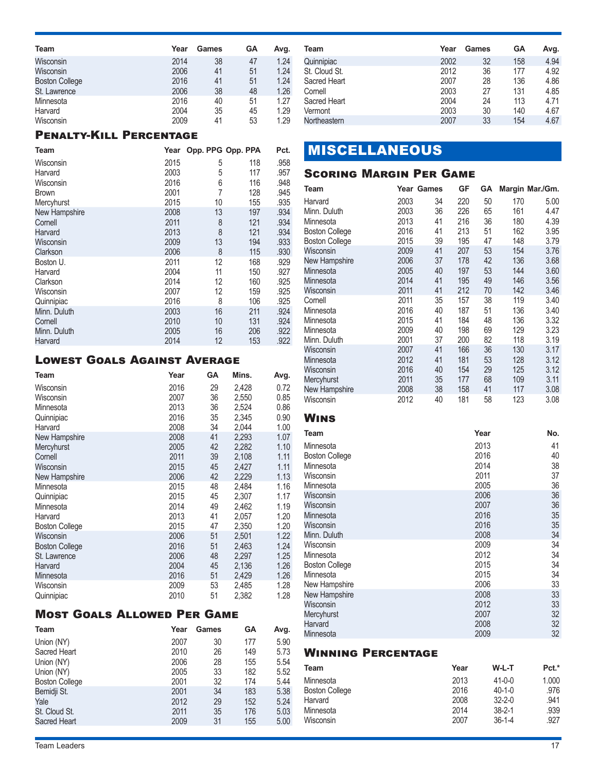| Team | Year | Games | GA | Avg. |
|---|---|---|---|---|
| Wisconsin | 2014 | 38 | 47 | 1.24 |
| Wisconsin | 2006 | 41 | 51 | 1.24 |
| Boston College | 2016 | 41 | 51 | 1.24 |
| St. Lawrence | 2006 | 38 | 48 | 1.26 |
| Minnesota | 2016 | 40 | 51 | 1.27 |
| Harvard | 2004 | 35 | 45 | 1.29 |
| Wisconsin | 2009 | 41 | 53 | 1.29 |

## Penalty-Kill Percentage

| Team | Year | Opp. PPG | Opp. PPA | Pct. |
|---|---|---|---|---|
| Wisconsin | 2015 | 5 | 118 | .958 |
| Harvard | 2003 | 5 | 117 | .957 |
| Wisconsin | 2016 | 6 | 116 | .948 |
| Brown | 2001 | 7 | 128 | .945 |
| Mercyhurst | 2015 | 10 | 155 | .935 |
| New Hampshire | 2008 | 13 | 197 | .934 |
| Cornell | 2011 | 8 | 121 | .934 |
| Harvard | 2013 | 8 | 121 | .934 |
| Wisconsin | 2009 | 13 | 194 | .933 |
| Clarkson | 2006 | 8 | 115 | .930 |
| Boston U. | 2011 | 12 | 168 | .929 |
| Harvard | 2004 | 11 | 150 | .927 |
| Clarkson | 2014 | 12 | 160 | .925 |
| Wisconsin | 2007 | 12 | 159 | .925 |
| Quinnipiac | 2016 | 8 | 106 | .925 |
| Minn. Duluth | 2003 | 16 | 211 | .924 |
| Cornell | 2010 | 10 | 131 | .924 |
| Minn. Duluth | 2005 | 16 | 206 | .922 |
| Harvard | 2014 | 12 | 153 | .922 |

## Lowest Goals Against Average

| Team | Year | GA | Mins. | Avg. |
|---|---|---|---|---|
| Wisconsin | 2016 | 29 | 2,428 | 0.72 |
| Wisconsin | 2007 | 36 | 2,550 | 0.85 |
| Minnesota | 2013 | 36 | 2,524 | 0.86 |
| Quinnipiac | 2016 | 35 | 2,345 | 0.90 |
| Harvard | 2008 | 34 | 2,044 | 1.00 |
| New Hampshire | 2008 | 41 | 2,293 | 1.07 |
| Mercyhurst | 2005 | 42 | 2,282 | 1.10 |
| Cornell | 2011 | 39 | 2,108 | 1.11 |
| Wisconsin | 2015 | 45 | 2,427 | 1.11 |
| New Hampshire | 2006 | 42 | 2,229 | 1.13 |
| Minnesota | 2015 | 48 | 2,484 | 1.16 |
| Quinnipiac | 2015 | 45 | 2,307 | 1.17 |
| Minnesota | 2014 | 49 | 2,462 | 1.19 |
| Harvard | 2013 | 41 | 2,057 | 1.20 |
| Boston College | 2015 | 47 | 2,350 | 1.20 |
| Wisconsin | 2006 | 51 | 2,501 | 1.22 |
| Boston College | 2016 | 51 | 2,463 | 1.24 |
| St. Lawrence | 2006 | 48 | 2,297 | 1.25 |
| Harvard | 2004 | 45 | 2,136 | 1.26 |
| Minnesota | 2016 | 51 | 2,429 | 1.26 |
| Wisconsin | 2009 | 53 | 2,485 | 1.28 |
| Quinnipiac | 2010 | 51 | 2,382 | 1.28 |

## Most Goals Allowed Per Game

| Team | Year | Games | GA | Avg. |
|---|---|---|---|---|
| Union (NY) | 2007 | 30 | 177 | 5.90 |
| Sacred Heart | 2010 | 26 | 149 | 5.73 |
| Union (NY) | 2006 | 28 | 155 | 5.54 |
| Union (NY) | 2005 | 33 | 182 | 5.52 |
| Boston College | 2001 | 32 | 174 | 5.44 |
| Bemidji St. | 2001 | 34 | 183 | 5.38 |
| Yale | 2012 | 29 | 152 | 5.24 |
| St. Cloud St. | 2011 | 35 | 176 | 5.03 |
| Sacred Heart | 2009 | 31 | 155 | 5.00 |
| Quinnipiac | 2002 | 32 | 158 | 4.94 |
| St. Cloud St. | 2012 | 36 | 177 | 4.92 |
| Sacred Heart | 2007 | 28 | 136 | 4.86 |
| Cornell | 2003 | 27 | 131 | 4.85 |
| Sacred Heart | 2004 | 24 | 113 | 4.71 |
| Vermont | 2003 | 30 | 140 | 4.67 |
| Northeastern | 2007 | 33 | 154 | 4.67 |

# MISCELLANEOUS

## Scoring Margin Per Game

| Team | Year | Games | GF | GA | Margin | Mar./Gm. |
|---|---|---|---|---|---|---|
| Harvard | 2003 | 34 | 220 | 50 | 170 | 5.00 |
| Minn. Duluth | 2003 | 36 | 226 | 65 | 161 | 4.47 |
| Minnesota | 2013 | 41 | 216 | 36 | 180 | 4.39 |
| Boston College | 2016 | 41 | 213 | 51 | 162 | 3.95 |
| Boston College | 2015 | 39 | 195 | 47 | 148 | 3.79 |
| Wisconsin | 2009 | 41 | 207 | 53 | 154 | 3.76 |
| New Hampshire | 2006 | 37 | 178 | 42 | 136 | 3.68 |
| Minnesota | 2005 | 40 | 197 | 53 | 144 | 3.60 |
| Minnesota | 2014 | 41 | 195 | 49 | 146 | 3.56 |
| Wisconsin | 2011 | 41 | 212 | 70 | 142 | 3.46 |
| Cornell | 2011 | 35 | 157 | 38 | 119 | 3.40 |
| Minnesota | 2016 | 40 | 187 | 51 | 136 | 3.40 |
| Minnesota | 2015 | 41 | 184 | 48 | 136 | 3.32 |
| Minnesota | 2009 | 40 | 198 | 69 | 129 | 3.23 |
| Minn. Duluth | 2001 | 37 | 200 | 82 | 118 | 3.19 |
| Wisconsin | 2007 | 41 | 166 | 36 | 130 | 3.17 |
| Minnesota | 2012 | 41 | 181 | 53 | 128 | 3.12 |
| Wisconsin | 2016 | 40 | 154 | 29 | 125 | 3.12 |
| Mercyhurst | 2011 | 35 | 177 | 68 | 109 | 3.11 |
| New Hampshire | 2008 | 38 | 158 | 41 | 117 | 3.08 |
| Wisconsin | 2012 | 40 | 181 | 58 | 123 | 3.08 |

## Wins

| Team | Year | No. |
|---|---|---|
| Minnesota | 2013 | 41 |
| Boston College | 2016 | 40 |
| Minnesota | 2014 | 38 |
| Wisconsin | 2011 | 37 |
| Minnesota | 2005 | 36 |
| Wisconsin | 2006 | 36 |
| Wisconsin | 2007 | 36 |
| Minnesota | 2016 | 35 |
| Wisconsin | 2016 | 35 |
| Minn. Duluth | 2008 | 34 |
| Wisconsin | 2009 | 34 |
| Minnesota | 2012 | 34 |
| Boston College | 2015 | 34 |
| Minnesota | 2015 | 34 |
| New Hampshire | 2006 | 33 |
| New Hampshire | 2008 | 33 |
| Wisconsin | 2012 | 33 |
| Mercyhurst | 2007 | 32 |
| Harvard | 2008 | 32 |
| Minnesota | 2009 | 32 |

## Winning Percentage

| Team | Year | W-L-T | Pct.* |
|---|---|---|---|
| Minnesota | 2013 | 41-0-0 | 1.000 |
| Boston College | 2016 | 40-1-0 | .976 |
| Harvard | 2008 | 32-2-0 | .941 |
| Minnesota | 2014 | 38-2-1 | .939 |
| Wisconsin | 2007 | 36-1-4 | .927 |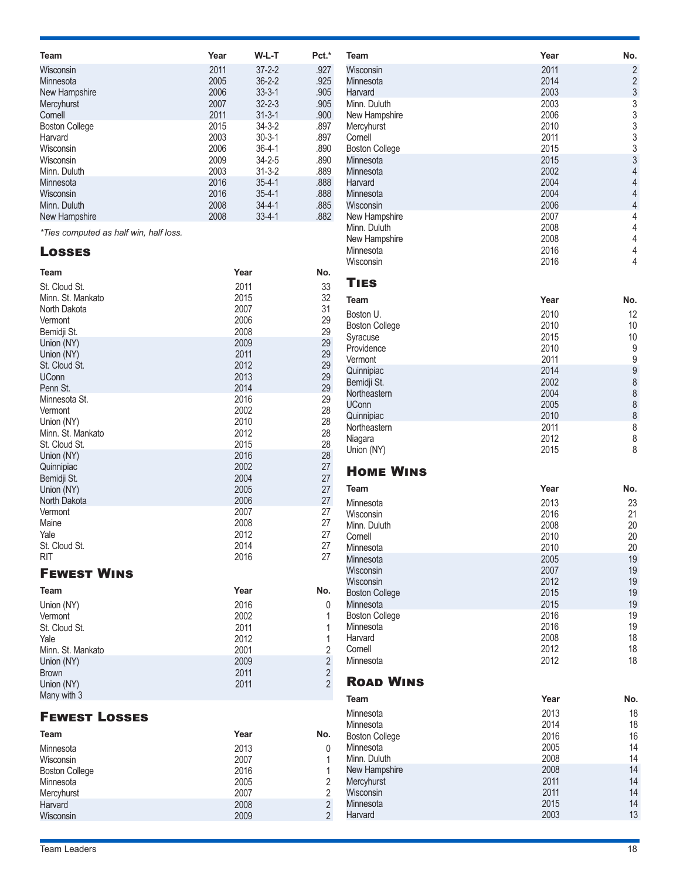| Team | Year | W-L-T | Pct.* |
|---|---|---|---|
| Wisconsin | 2011 | 37-2-2 | .927 |
| Minnesota | 2005 | 36-2-2 | .925 |
| New Hampshire | 2006 | 33-3-1 | .905 |
| Mercyhurst | 2007 | 32-2-3 | .905 |
| Cornell | 2011 | 31-3-1 | .900 |
| Boston College | 2015 | 34-3-2 | .897 |
| Harvard | 2003 | 30-3-1 | .897 |
| Wisconsin | 2006 | 36-4-1 | .890 |
| Wisconsin | 2009 | 34-2-5 | .890 |
| Minn. Duluth | 2003 | 31-3-2 | .889 |
| Minnesota | 2016 | 35-4-1 | .888 |
| Wisconsin | 2016 | 35-4-1 | .888 |
| Minn. Duluth | 2008 | 34-4-1 | .885 |
| New Hampshire | 2008 | 33-4-1 | .882 |

*Ties computed as half win, half loss.

## Losses

| Team | Year | No. |
|---|---|---|
| St. Cloud St. | 2011 | 33 |
| Minn. St. Mankato | 2015 | 32 |
| North Dakota | 2007 | 31 |
| Vermont | 2006 | 29 |
| Bemidji St. | 2008 | 29 |
| Union (NY) | 2009 | 29 |
| Union (NY) | 2011 | 29 |
| St. Cloud St. | 2012 | 29 |
| UConn | 2013 | 29 |
| Penn St. | 2014 | 29 |
| Minnesota St. | 2016 | 29 |
| Vermont | 2002 | 28 |
| Union (NY) | 2010 | 28 |
| Minn. St. Mankato | 2012 | 28 |
| St. Cloud St. | 2015 | 28 |
| Union (NY) | 2016 | 28 |
| Quinnipiac | 2002 | 27 |
| Bemidji St. | 2004 | 27 |
| Union (NY) | 2005 | 27 |
| North Dakota | 2006 | 27 |
| Vermont | 2007 | 27 |
| Maine | 2008 | 27 |
| Yale | 2012 | 27 |
| St. Cloud St. | 2014 | 27 |
| RIT | 2016 | 27 |

## Fewest Wins

| Team | Year | No. |
|---|---|---|
| Union (NY) | 2016 | 0 |
| Vermont | 2002 | 1 |
| St. Cloud St. | 2011 | 1 |
| Yale | 2012 | 1 |
| Minn. St. Mankato | 2001 | 2 |
| Union (NY) | 2009 | 2 |
| Brown | 2011 | 2 |
| Union (NY) | 2011 | 2 |
| Many with 3 | | |

## Fewest Losses

| Team | Year | No. |
|---|---|---|
| Minnesota | 2013 | 0 |
| Wisconsin | 2007 | 1 |
| Boston College | 2016 | 1 |
| Minnesota | 2005 | 2 |
| Mercyhurst | 2007 | 2 |
| Harvard | 2008 | 2 |
| Wisconsin | 2009 | 2 |
| Wisconsin | 2011 | 2 |
| Minnesota | 2014 | 2 |
| Harvard | 2003 | 3 |
| Minn. Duluth | 2003 | 3 |
| New Hampshire | 2006 | 3 |
| Mercyhurst | 2010 | 3 |
| Cornell | 2011 | 3 |
| Boston College | 2015 | 3 |
| Minnesota | 2015 | 3 |
| Minnesota | 2002 | 4 |
| Harvard | 2004 | 4 |
| Minnesota | 2004 | 4 |
| Wisconsin | 2006 | 4 |
| New Hampshire | 2007 | 4 |
| Minn. Duluth | 2008 | 4 |
| New Hampshire | 2008 | 4 |
| Minnesota | 2016 | 4 |
| Wisconsin | 2016 | 4 |

## Ties

| Team | Year | No. |
|---|---|---|
| Boston U. | 2010 | 12 |
| Boston College | 2010 | 10 |
| Syracuse | 2015 | 10 |
| Providence | 2010 | 9 |
| Vermont | 2011 | 9 |
| Quinnipiac | 2014 | 9 |
| Bemidji St. | 2002 | 8 |
| Northeastern | 2004 | 8 |
| UConn | 2005 | 8 |
| Quinnipiac | 2010 | 8 |
| Northeastern | 2011 | 8 |
| Niagara | 2012 | 8 |
| Union (NY) | 2015 | 8 |

## Home Wins

| Team | Year | No. |
|---|---|---|
| Minnesota | 2013 | 23 |
| Wisconsin | 2016 | 21 |
| Minn. Duluth | 2008 | 20 |
| Cornell | 2010 | 20 |
| Minnesota | 2010 | 20 |
| Minnesota | 2005 | 19 |
| Wisconsin | 2007 | 19 |
| Wisconsin | 2012 | 19 |
| Boston College | 2015 | 19 |
| Minnesota | 2015 | 19 |
| Boston College | 2016 | 19 |
| Minnesota | 2016 | 19 |
| Harvard | 2008 | 18 |
| Cornell | 2012 | 18 |
| Minnesota | 2012 | 18 |

## Road Wins

| Team | Year | No. |
|---|---|---|
| Minnesota | 2013 | 18 |
| Minnesota | 2014 | 18 |
| Boston College | 2016 | 16 |
| Minnesota | 2005 | 14 |
| Minn. Duluth | 2008 | 14 |
| New Hampshire | 2008 | 14 |
| Mercyhurst | 2011 | 14 |
| Wisconsin | 2011 | 14 |
| Minnesota | 2015 | 14 |
| Harvard | 2003 | 13 |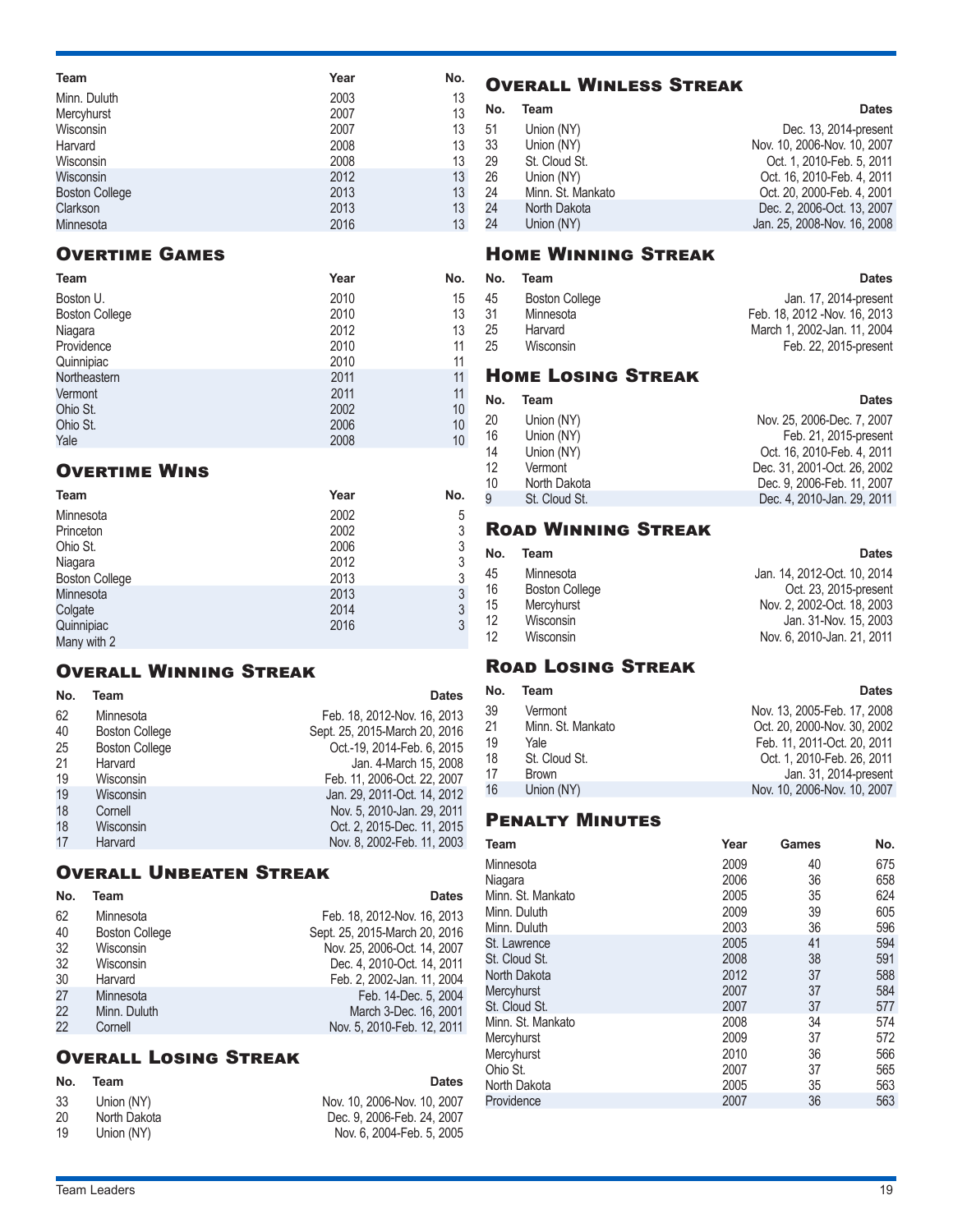| Team | Year | No. |
|---|---|---|
| Minn. Duluth | 2003 | 13 |
| Mercyhurst | 2007 | 13 |
| Wisconsin | 2007 | 13 |
| Harvard | 2008 | 13 |
| Wisconsin | 2008 | 13 |
| Wisconsin | 2012 | 13 |
| Boston College | 2013 | 13 |
| Clarkson | 2013 | 13 |
| Minnesota | 2016 | 13 |

## Overtime Games

| Team | Year | No. |
|---|---|---|
| Boston U. | 2010 | 15 |
| Boston College | 2010 | 13 |
| Niagara | 2012 | 13 |
| Providence | 2010 | 11 |
| Quinnipiac | 2010 | 11 |
| Northeastern | 2011 | 11 |
| Vermont | 2011 | 11 |
| Ohio St. | 2002 | 10 |
| Ohio St. | 2006 | 10 |
| Yale | 2008 | 10 |

## Overtime Wins

| Team | Year | No. |
|---|---|---|
| Minnesota | 2002 | 5 |
| Princeton | 2002 | 3 |
| Ohio St. | 2006 | 3 |
| Niagara | 2012 | 3 |
| Boston College | 2013 | 3 |
| Minnesota | 2013 | 3 |
| Colgate | 2014 | 3 |
| Quinnipiac | 2016 | 3 |
| Many with 2 | | |

## Overall Winning Streak

| No. | Team | Dates |
|---|---|---|
| 62 | Minnesota | Feb. 18, 2012-Nov. 16, 2013 |
| 40 | Boston College | Sept. 25, 2015-March 20, 2016 |
| 25 | Boston College | Oct.-19, 2014-Feb. 6, 2015 |
| 21 | Harvard | Jan. 4-March 15, 2008 |
| 19 | Wisconsin | Feb. 11, 2006-Oct. 22, 2007 |
| 19 | Wisconsin | Jan. 29, 2011-Oct. 14, 2012 |
| 18 | Cornell | Nov. 5, 2010-Jan. 29, 2011 |
| 18 | Wisconsin | Oct. 2, 2015-Dec. 11, 2015 |
| 17 | Harvard | Nov. 8, 2002-Feb. 11, 2003 |

## Overall Unbeaten Streak

| No. | Team | Dates |
|---|---|---|
| 62 | Minnesota | Feb. 18, 2012-Nov. 16, 2013 |
| 40 | Boston College | Sept. 25, 2015-March 20, 2016 |
| 32 | Wisconsin | Nov. 25, 2006-Oct. 14, 2007 |
| 32 | Wisconsin | Dec. 4, 2010-Oct. 14, 2011 |
| 30 | Harvard | Feb. 2, 2002-Jan. 11, 2004 |
| 27 | Minnesota | Feb. 14-Dec. 5, 2004 |
| 22 | Minn. Duluth | March 3-Dec. 16, 2001 |
| 22 | Cornell | Nov. 5, 2010-Feb. 12, 2011 |

## Overall Losing Streak

| No. | Team | Dates |
|---|---|---|
| 33 | Union (NY) | Nov. 10, 2006-Nov. 10, 2007 |
| 20 | North Dakota | Dec. 9, 2006-Feb. 24, 2007 |
| 19 | Union (NY) | Nov. 6, 2004-Feb. 5, 2005 |

## Overall Winless Streak

| No. | Team | Dates |
|---|---|---|
| 51 | Union (NY) | Dec. 13, 2014-present |
| 33 | Union (NY) | Nov. 10, 2006-Nov. 10, 2007 |
| 29 | St. Cloud St. | Oct. 1, 2010-Feb. 5, 2011 |
| 26 | Union (NY) | Oct. 16, 2010-Feb. 4, 2011 |
| 24 | Minn. St. Mankato | Oct. 20, 2000-Feb. 4, 2001 |
| 24 | North Dakota | Dec. 2, 2006-Oct. 13, 2007 |
| 24 | Union (NY) | Jan. 25, 2008-Nov. 16, 2008 |

## Home Winning Streak

| No. | Team | Dates |
|---|---|---|
| 45 | Boston College | Jan. 17, 2014-present |
| 31 | Minnesota | Feb. 18, 2012 -Nov. 16, 2013 |
| 25 | Harvard | March 1, 2002-Jan. 11, 2004 |
| 25 | Wisconsin | Feb. 22, 2015-present |

## Home Losing Streak

| No. | Team | Dates |
|---|---|---|
| 20 | Union (NY) | Nov. 25, 2006-Dec. 7, 2007 |
| 16 | Union (NY) | Feb. 21, 2015-present |
| 14 | Union (NY) | Oct. 16, 2010-Feb. 4, 2011 |
| 12 | Vermont | Dec. 31, 2001-Oct. 26, 2002 |
| 10 | North Dakota | Dec. 9, 2006-Feb. 11, 2007 |
| 9 | St. Cloud St. | Dec. 4, 2010-Jan. 29, 2011 |

## Road Winning Streak

| No. | Team | Dates |
|---|---|---|
| 45 | Minnesota | Jan. 14, 2012-Oct. 10, 2014 |
| 16 | Boston College | Oct. 23, 2015-present |
| 15 | Mercyhurst | Nov. 2, 2002-Oct. 18, 2003 |
| 12 | Wisconsin | Jan. 31-Nov. 15, 2003 |
| 12 | Wisconsin | Nov. 6, 2010-Jan. 21, 2011 |

## Road Losing Streak

| No. | Team | Dates |
|---|---|---|
| 39 | Vermont | Nov. 13, 2005-Feb. 17, 2008 |
| 21 | Minn. St. Mankato | Oct. 20, 2000-Nov. 30, 2002 |
| 19 | Yale | Feb. 11, 2011-Oct. 20, 2011 |
| 18 | St. Cloud St. | Oct. 1, 2010-Feb. 26, 2011 |
| 17 | Brown | Jan. 31, 2014-present |
| 16 | Union (NY) | Nov. 10, 2006-Nov. 10, 2007 |

## Penalty Minutes

| Team | Year | Games | No. |
|---|---|---|---|
| Minnesota | 2009 | 40 | 675 |
| Niagara | 2006 | 36 | 658 |
| Minn. St. Mankato | 2005 | 35 | 624 |
| Minn. Duluth | 2009 | 39 | 605 |
| Minn. Duluth | 2003 | 36 | 596 |
| St. Lawrence | 2005 | 41 | 594 |
| St. Cloud St. | 2008 | 38 | 591 |
| North Dakota | 2012 | 37 | 588 |
| Mercyhurst | 2007 | 37 | 584 |
| St. Cloud St. | 2007 | 37 | 577 |
| Minn. St. Mankato | 2008 | 34 | 574 |
| Mercyhurst | 2009 | 37 | 572 |
| Mercyhurst | 2010 | 36 | 566 |
| Ohio St. | 2007 | 37 | 565 |
| North Dakota | 2005 | 35 | 563 |
| Providence | 2007 | 36 | 563 |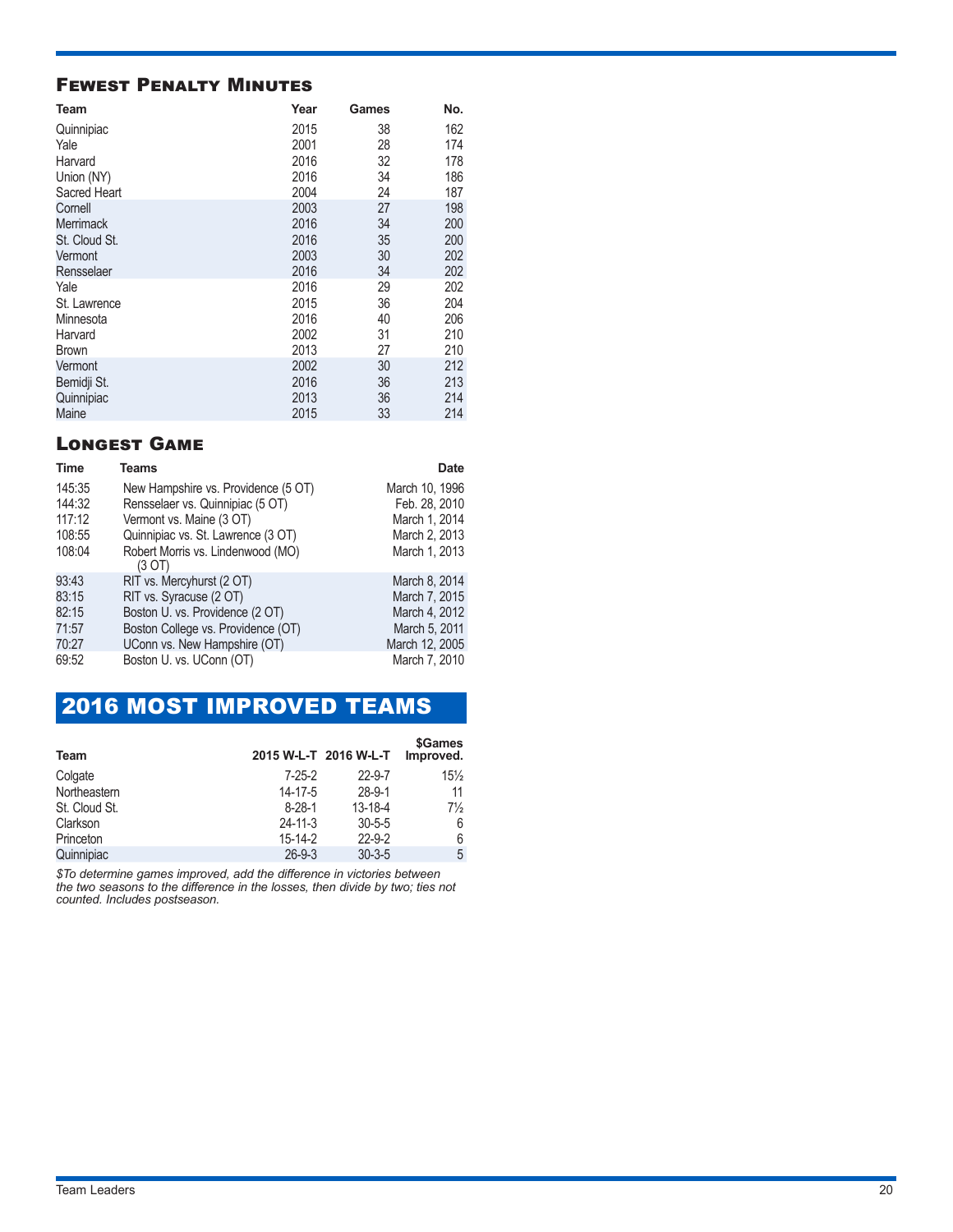## Fewest Penalty Minutes

| Team | Year | Games | No. |
|---|---|---|---|
| Quinnipiac | 2015 | 38 | 162 |
| Yale | 2001 | 28 | 174 |
| Harvard | 2016 | 32 | 178 |
| Union (NY) | 2016 | 34 | 186 |
| Sacred Heart | 2004 | 24 | 187 |
| Cornell | 2003 | 27 | 198 |
| Merrimack | 2016 | 34 | 200 |
| St. Cloud St. | 2016 | 35 | 200 |
| Vermont | 2003 | 30 | 202 |
| Rensselaer | 2016 | 34 | 202 |
| Yale | 2016 | 29 | 202 |
| St. Lawrence | 2015 | 36 | 204 |
| Minnesota | 2016 | 40 | 206 |
| Harvard | 2002 | 31 | 210 |
| Brown | 2013 | 27 | 210 |
| Vermont | 2002 | 30 | 212 |
| Bemidji St. | 2016 | 36 | 213 |
| Quinnipiac | 2013 | 36 | 214 |
| Maine | 2015 | 33 | 214 |

## Longest Game

| Time | Teams | Date |
|---|---|---|
| 145:35 | New Hampshire vs. Providence (5 OT) | March 10, 1996 |
| 144:32 | Rensselaer vs. Quinnipiac (5 OT) | Feb. 28, 2010 |
| 117:12 | Vermont vs. Maine (3 OT) | March 1, 2014 |
| 108:55 | Quinnipiac vs. St. Lawrence (3 OT) | March 2, 2013 |
| 108:04 | Robert Morris vs. Lindenwood (MO) (3 OT) | March 1, 2013 |
| 93:43 | RIT vs. Mercyhurst (2 OT) | March 8, 2014 |
| 83:15 | RIT vs. Syracuse (2 OT) | March 7, 2015 |
| 82:15 | Boston U. vs. Providence (2 OT) | March 4, 2012 |
| 71:57 | Boston College vs. Providence (OT) | March 5, 2011 |
| 70:27 | UConn vs. New Hampshire (OT) | March 12, 2005 |
| 69:52 | Boston U. vs. UConn (OT) | March 7, 2010 |

# 2016 Most Improved Teams

| Team | 2015 W-L-T | 2016 W-L-T | $Games Improved. |
|---|---|---|---|
| Colgate | 7-25-2 | 22-9-7 | 15½ |
| Northeastern | 14-17-5 | 28-9-1 | 11 |
| St. Cloud St. | 8-28-1 | 13-18-4 | 7½ |
| Clarkson | 24-11-3 | 30-5-5 | 6 |
| Princeton | 15-14-2 | 22-9-2 | 6 |
| Quinnipiac | 26-9-3 | 30-3-5 | 5 |

*$To determine games improved, add the difference in victories between the two seasons to the difference in the losses, then divide by two; ties not counted. Includes postseason.*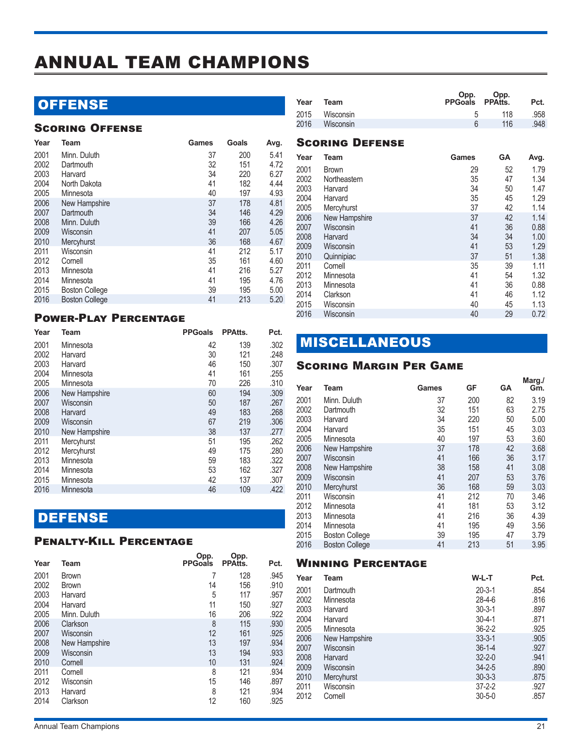# ANNUAL TEAM CHAMPIONS

## OFFENSE

### Scoring Offense

| Year | Team | Games | Goals | Avg. |
|---|---|---|---|---|
| 2001 | Minn. Duluth | 37 | 200 | 5.41 |
| 2002 | Dartmouth | 32 | 151 | 4.72 |
| 2003 | Harvard | 34 | 220 | 6.27 |
| 2004 | North Dakota | 41 | 182 | 4.44 |
| 2005 | Minnesota | 40 | 197 | 4.93 |
| 2006 | New Hampshire | 37 | 178 | 4.81 |
| 2007 | Dartmouth | 34 | 146 | 4.29 |
| 2008 | Minn. Duluth | 39 | 166 | 4.26 |
| 2009 | Wisconsin | 41 | 207 | 5.05 |
| 2010 | Mercyhurst | 36 | 168 | 4.67 |
| 2011 | Wisconsin | 41 | 212 | 5.17 |
| 2012 | Cornell | 35 | 161 | 4.60 |
| 2013 | Minnesota | 41 | 216 | 5.27 |
| 2014 | Minnesota | 41 | 195 | 4.76 |
| 2015 | Boston College | 39 | 195 | 5.00 |
| 2016 | Boston College | 41 | 213 | 5.20 |

### Power-Play Percentage

| Year | Team | PPGoals | PPAtts. | Pct. |
|---|---|---|---|---|
| 2001 | Minnesota | 42 | 139 | .302 |
| 2002 | Harvard | 30 | 121 | .248 |
| 2003 | Harvard | 46 | 150 | .307 |
| 2004 | Minnesota | 41 | 161 | .255 |
| 2005 | Minnesota | 70 | 226 | .310 |
| 2006 | New Hampshire | 60 | 194 | .309 |
| 2007 | Wisconsin | 50 | 187 | .267 |
| 2008 | Harvard | 49 | 183 | .268 |
| 2009 | Wisconsin | 67 | 219 | .306 |
| 2010 | New Hampshire | 38 | 137 | .277 |
| 2011 | Mercyhurst | 51 | 195 | .262 |
| 2012 | Mercyhurst | 49 | 175 | .280 |
| 2013 | Minnesota | 59 | 183 | .322 |
| 2014 | Minnesota | 53 | 162 | .327 |
| 2015 | Minnesota | 42 | 137 | .307 |
| 2016 | Minnesota | 46 | 109 | .422 |

## DEFENSE

### Penalty-Kill Percentage

| Year | Team | Opp. PPGoals | Opp. PPAtts. | Pct. |
|---|---|---|---|---|
| 2001 | Brown | 7 | 128 | .945 |
| 2002 | Brown | 14 | 156 | .910 |
| 2003 | Harvard | 5 | 117 | .957 |
| 2004 | Harvard | 11 | 150 | .927 |
| 2005 | Minn. Duluth | 16 | 206 | .922 |
| 2006 | Clarkson | 8 | 115 | .930 |
| 2007 | Wisconsin | 12 | 161 | .925 |
| 2008 | New Hampshire | 13 | 197 | .934 |
| 2009 | Wisconsin | 13 | 194 | .933 |
| 2010 | Cornell | 10 | 131 | .924 |
| 2011 | Cornell | 8 | 121 | .934 |
| 2012 | Wisconsin | 15 | 146 | .897 |
| 2013 | Harvard | 8 | 121 | .934 |
| 2014 | Clarkson | 12 | 160 | .925 |
| 2015 | Wisconsin | 5 | 118 | .958 |
| 2016 | Wisconsin | 6 | 116 | .948 |

### Scoring Defense

| Year | Team | Games | GA | Avg. |
|---|---|---|---|---|
| 2001 | Brown | 29 | 52 | 1.79 |
| 2002 | Northeastern | 35 | 47 | 1.34 |
| 2003 | Harvard | 34 | 50 | 1.47 |
| 2004 | Harvard | 35 | 45 | 1.29 |
| 2005 | Mercyhurst | 37 | 42 | 1.14 |
| 2006 | New Hampshire | 37 | 42 | 1.14 |
| 2007 | Wisconsin | 41 | 36 | 0.88 |
| 2008 | Harvard | 34 | 34 | 1.00 |
| 2009 | Wisconsin | 41 | 53 | 1.29 |
| 2010 | Quinnipiac | 37 | 51 | 1.38 |
| 2011 | Cornell | 35 | 39 | 1.11 |
| 2012 | Minnesota | 41 | 54 | 1.32 |
| 2013 | Minnesota | 41 | 36 | 0.88 |
| 2014 | Clarkson | 41 | 46 | 1.12 |
| 2015 | Wisconsin | 40 | 45 | 1.13 |
| 2016 | Wisconsin | 40 | 29 | 0.72 |

## MISCELLANEOUS

### Scoring Margin Per Game

| Year | Team | Games | GF | GA | Marg./ Gm. |
|---|---|---|---|---|---|
| 2001 | Minn. Duluth | 37 | 200 | 82 | 3.19 |
| 2002 | Dartmouth | 32 | 151 | 63 | 2.75 |
| 2003 | Harvard | 34 | 220 | 50 | 5.00 |
| 2004 | Harvard | 35 | 151 | 45 | 3.03 |
| 2005 | Minnesota | 40 | 197 | 53 | 3.60 |
| 2006 | New Hampshire | 37 | 178 | 42 | 3.68 |
| 2007 | Wisconsin | 41 | 166 | 36 | 3.17 |
| 2008 | New Hampshire | 38 | 158 | 41 | 3.08 |
| 2009 | Wisconsin | 41 | 207 | 53 | 3.76 |
| 2010 | Mercyhurst | 36 | 168 | 59 | 3.03 |
| 2011 | Wisconsin | 41 | 212 | 70 | 3.46 |
| 2012 | Minnesota | 41 | 181 | 53 | 3.12 |
| 2013 | Minnesota | 41 | 216 | 36 | 4.39 |
| 2014 | Minnesota | 41 | 195 | 49 | 3.56 |
| 2015 | Boston College | 39 | 195 | 47 | 3.79 |
| 2016 | Boston College | 41 | 213 | 51 | 3.95 |

### Winning Percentage

| Year | Team | W-L-T | Pct. |
|---|---|---|---|
| 2001 | Dartmouth | 20-3-1 | .854 |
| 2002 | Minnesota | 28-4-6 | .816 |
| 2003 | Harvard | 30-3-1 | .897 |
| 2004 | Harvard | 30-4-1 | .871 |
| 2005 | Minnesota | 36-2-2 | .925 |
| 2006 | New Hampshire | 33-3-1 | .905 |
| 2007 | Wisconsin | 36-1-4 | .927 |
| 2008 | Harvard | 32-2-0 | .941 |
| 2009 | Wisconsin | 34-2-5 | .890 |
| 2010 | Mercyhurst | 30-3-3 | .875 |
| 2011 | Wisconsin | 37-2-2 | .927 |
| 2012 | Cornell | 30-5-0 | .857 |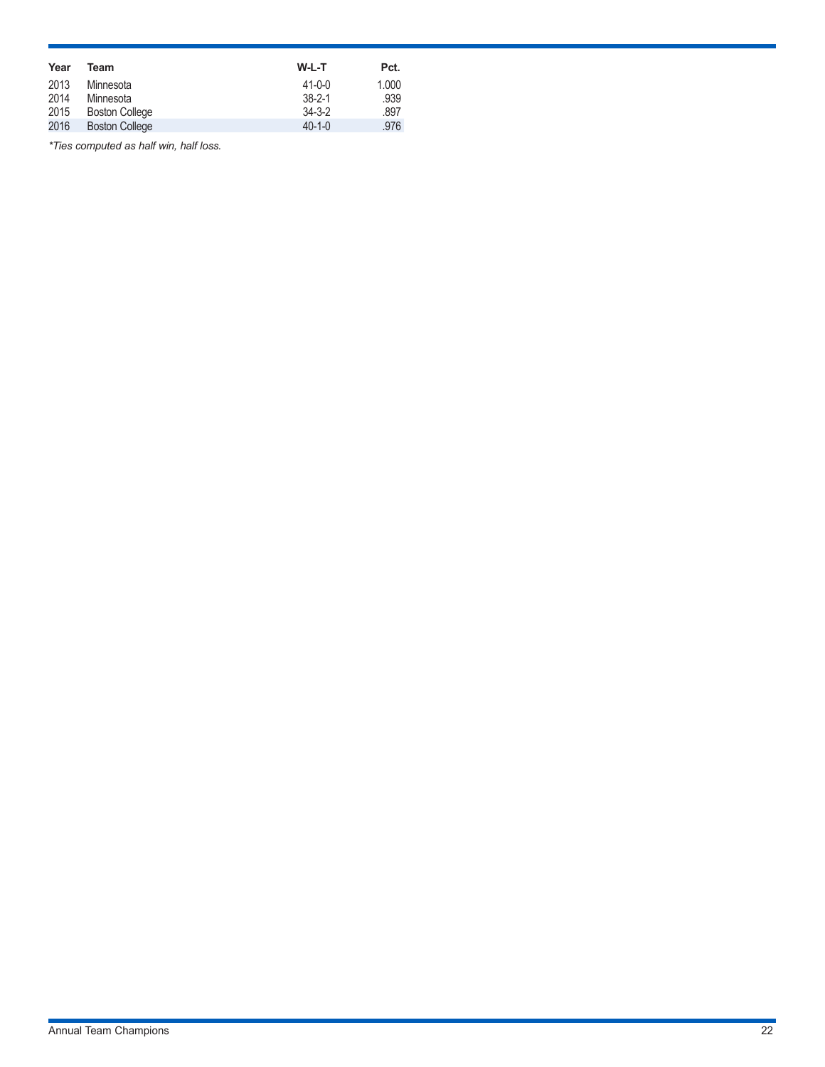| Year | Team | W-L-T | Pct. |
|---|---|---|---|
| 2013 | Minnesota | 41-0-0 | 1.000 |
| 2014 | Minnesota | 38-2-1 | .939 |
| 2015 | Boston College | 34-3-2 | .897 |
| 2016 | Boston College | 40-1-0 | .976 |

*\*Ties computed as half win, half loss.*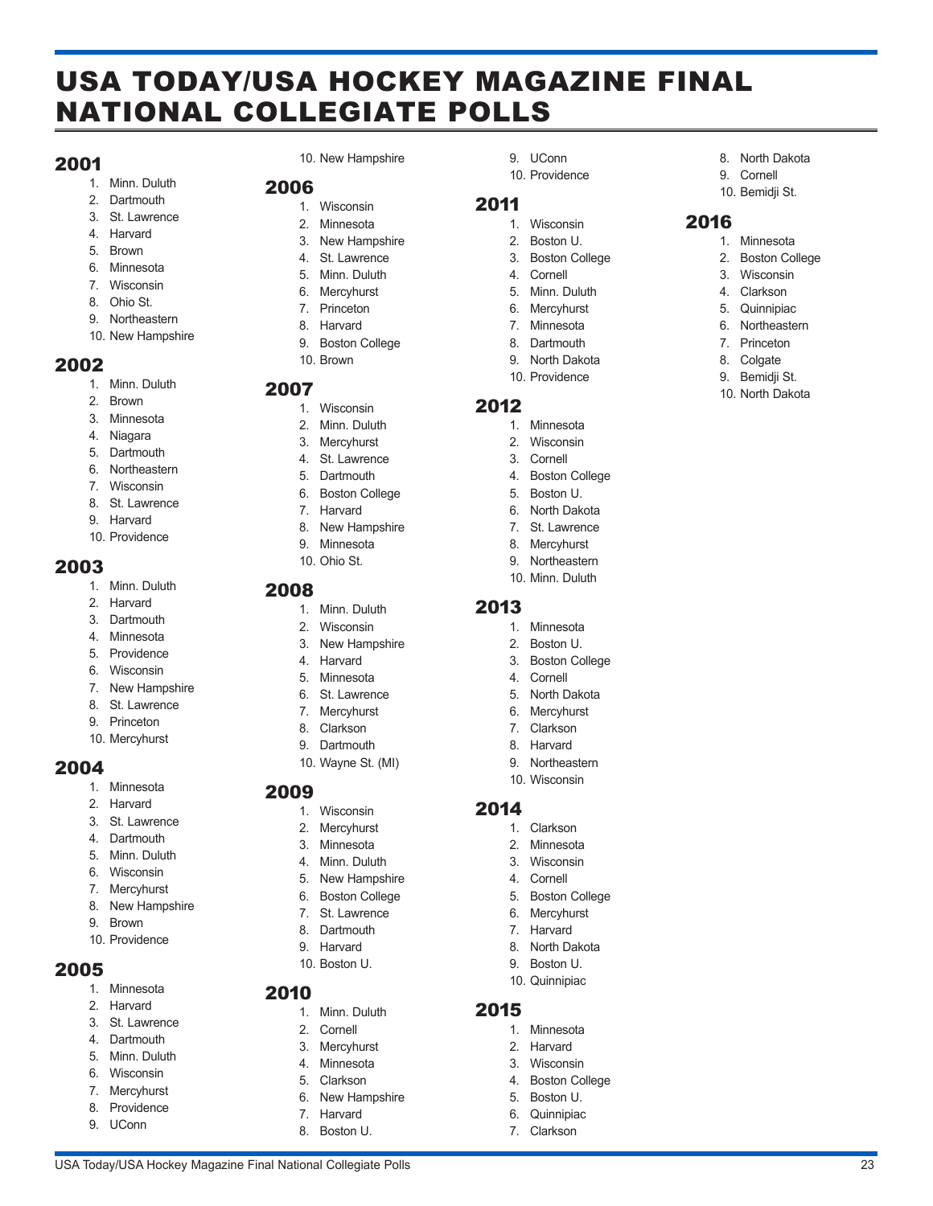# USA TODAY/USA HOCKEY MAGAZINE FINAL NATIONAL COLLEGIATE POLLS

## 2001

1. Minn. Duluth
2. Dartmouth
3. St. Lawrence
4. Harvard
5. Brown
6. Minnesota
7. Wisconsin
8. Ohio St.
9. Northeastern
10. New Hampshire

## 2002

1. Minn. Duluth
2. Brown
3. Minnesota
4. Niagara
5. Dartmouth
6. Northeastern
7. Wisconsin
8. St. Lawrence
9. Harvard
10. Providence

## 2003

1. Minn. Duluth
2. Harvard
3. Dartmouth
4. Minnesota
5. Providence
6. Wisconsin
7. New Hampshire
8. St. Lawrence
9. Princeton
10. Mercyhurst

## 2004

1. Minnesota
2. Harvard
3. St. Lawrence
4. Dartmouth
5. Minn. Duluth
6. Wisconsin
7. Mercyhurst
8. New Hampshire
9. Brown
10. Providence

## 2005

1. Minnesota
2. Harvard
3. St. Lawrence
4. Dartmouth
5. Minn. Duluth
6. Wisconsin
7. Mercyhurst
8. Providence
9. UConn
10. New Hampshire

## 2006

1. Wisconsin
2. Minnesota
3. New Hampshire
4. St. Lawrence
5. Minn. Duluth
6. Mercyhurst
7. Princeton
8. Harvard
9. Boston College
10. Brown

## 2007

1. Wisconsin
2. Minn. Duluth
3. Mercyhurst
4. St. Lawrence
5. Dartmouth
6. Boston College
7. Harvard
8. New Hampshire
9. Minnesota
10. Ohio St.

## 2008

1. Minn. Duluth
2. Wisconsin
3. New Hampshire
4. Harvard
5. Minnesota
6. St. Lawrence
7. Mercyhurst
8. Clarkson
9. Dartmouth
10. Wayne St. (MI)

## 2009

1. Wisconsin
2. Mercyhurst
3. Minnesota
4. Minn. Duluth
5. New Hampshire
6. Boston College
7. St. Lawrence
8. Dartmouth
9. Harvard
10. Boston U.

## 2010

1. Minn. Duluth
2. Cornell
3. Mercyhurst
4. Minnesota
5. Clarkson
6. New Hampshire
7. Harvard
8. Boston U.
9. UConn
10. Providence

## 2011

1. Wisconsin
2. Boston U.
3. Boston College
4. Cornell
5. Minn. Duluth
6. Mercyhurst
7. Minnesota
8. Dartmouth
9. North Dakota
10. Providence

## 2012

1. Minnesota
2. Wisconsin
3. Cornell
4. Boston College
5. Boston U.
6. North Dakota
7. St. Lawrence
8. Mercyhurst
9. Northeastern
10. Minn. Duluth

## 2013

1. Minnesota
2. Boston U.
3. Boston College
4. Cornell
5. North Dakota
6. Mercyhurst
7. Clarkson
8. Harvard
9. Northeastern
10. Wisconsin

## 2014

1. Clarkson
2. Minnesota
3. Wisconsin
4. Cornell
5. Boston College
6. Mercyhurst
7. Harvard
8. North Dakota
9. Boston U.
10. Quinnipiac

## 2015

1. Minnesota
2. Harvard
3. Wisconsin
4. Boston College
5. Boston U.
6. Quinnipiac
7. Clarkson
8. North Dakota
9. Cornell
10. Bemidji St.

## 2016

1. Minnesota
2. Boston College
3. Wisconsin
4. Clarkson
5. Quinnipiac
6. Northeastern
7. Princeton
8. Colgate
9. Bemidji St.
10. North Dakota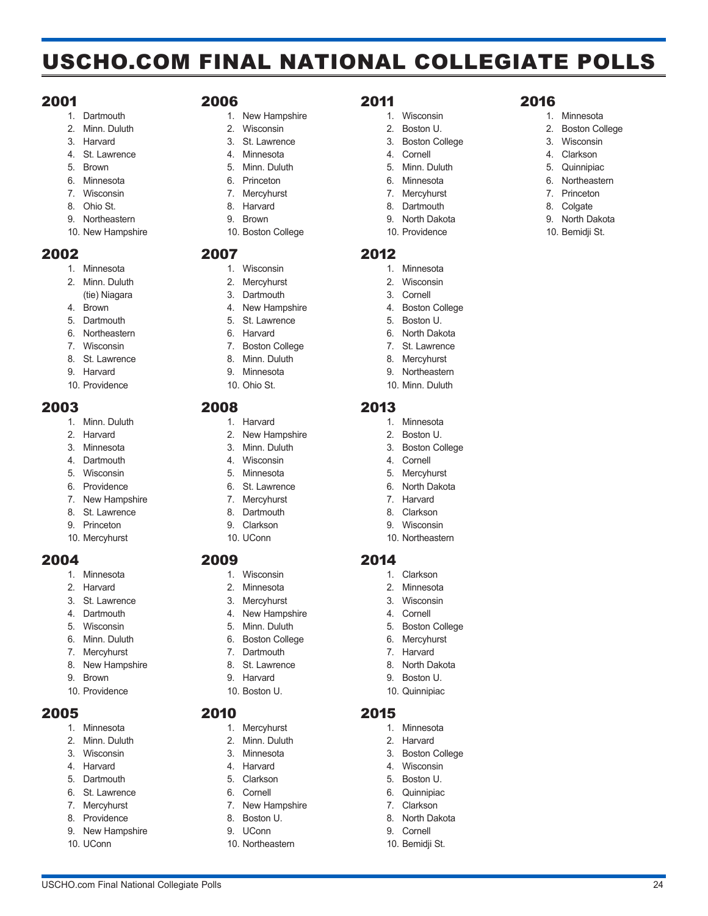# USCHO.COM FINAL NATIONAL COLLEGIATE POLLS

## 2001

1. Dartmouth
2. Minn. Duluth
3. Harvard
4. St. Lawrence
5. Brown
6. Minnesota
7. Wisconsin
8. Ohio St.
9. Northeastern
10. New Hampshire

## 2002

1. Minnesota
2. Minn. Duluth
   (tie) Niagara
4. Brown
5. Dartmouth
6. Northeastern
7. Wisconsin
8. St. Lawrence
9. Harvard
10. Providence

## 2003

1. Minn. Duluth
2. Harvard
3. Minnesota
4. Dartmouth
5. Wisconsin
6. Providence
7. New Hampshire
8. St. Lawrence
9. Princeton
10. Mercyhurst

## 2004

1. Minnesota
2. Harvard
3. St. Lawrence
4. Dartmouth
5. Wisconsin
6. Minn. Duluth
7. Mercyhurst
8. New Hampshire
9. Brown
10. Providence

## 2005

1. Minnesota
2. Minn. Duluth
3. Wisconsin
4. Harvard
5. Dartmouth
6. St. Lawrence
7. Mercyhurst
8. Providence
9. New Hampshire
10. UConn

## 2006

1. New Hampshire
2. Wisconsin
3. St. Lawrence
4. Minnesota
5. Minn. Duluth
6. Princeton
7. Mercyhurst
8. Harvard
9. Brown
10. Boston College

## 2007

1. Wisconsin
2. Mercyhurst
3. Dartmouth
4. New Hampshire
5. St. Lawrence
6. Harvard
7. Boston College
8. Minn. Duluth
9. Minnesota
10. Ohio St.

## 2008

1. Harvard
2. New Hampshire
3. Minn. Duluth
4. Wisconsin
5. Minnesota
6. St. Lawrence
7. Mercyhurst
8. Dartmouth
9. Clarkson
10. UConn

## 2009

1. Wisconsin
2. Minnesota
3. Mercyhurst
4. New Hampshire
5. Minn. Duluth
6. Boston College
7. Dartmouth
8. St. Lawrence
9. Harvard
10. Boston U.

## 2010

1. Mercyhurst
2. Minn. Duluth
3. Minnesota
4. Harvard
5. Clarkson
6. Cornell
7. New Hampshire
8. Boston U.
9. UConn
10. Northeastern

## 2011

1. Wisconsin
2. Boston U.
3. Boston College
4. Cornell
5. Minn. Duluth
6. Minnesota
7. Mercyhurst
8. Dartmouth
9. North Dakota
10. Providence

## 2012

1. Minnesota
2. Wisconsin
3. Cornell
4. Boston College
5. Boston U.
6. North Dakota
7. St. Lawrence
8. Mercyhurst
9. Northeastern
10. Minn. Duluth

## 2013

1. Minnesota
2. Boston U.
3. Boston College
4. Cornell
5. Mercyhurst
6. North Dakota
7. Harvard
8. Clarkson
9. Wisconsin
10. Northeastern

## 2014

1. Clarkson
2. Minnesota
3. Wisconsin
4. Cornell
5. Boston College
6. Mercyhurst
7. Harvard
8. North Dakota
9. Boston U.
10. Quinnipiac

## 2015

1. Minnesota
2. Harvard
3. Boston College
4. Wisconsin
5. Boston U.
6. Quinnipiac
7. Clarkson
8. North Dakota
9. Cornell
10. Bemidji St.

## 2016

1. Minnesota
2. Boston College
3. Wisconsin
4. Clarkson
5. Quinnipiac
6. Northeastern
7. Princeton
8. Colgate
9. North Dakota
10. Bemidji St.